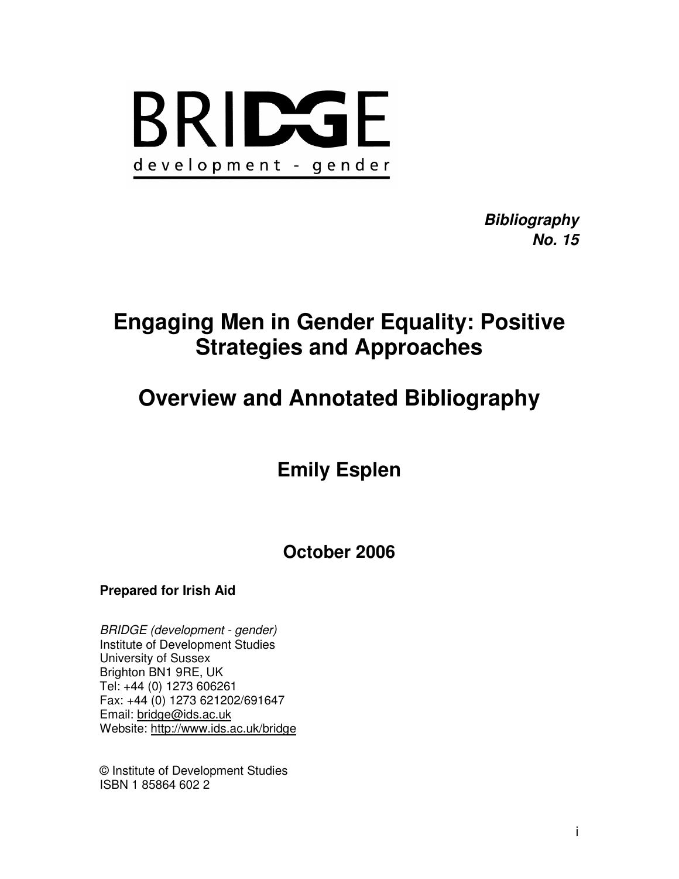BRIDGE

development - gender

***Bibliography No. 15***

# Engaging Men in Gender Equality: Positive Strategies and Approaches

# Overview and Annotated Bibliography

## Emily Esplen

### October 2006

**Prepared for Irish Aid**

*BRIDGE (development - gender)*
Institute of Development Studies
University of Sussex
Brighton BN1 9RE, UK
Tel: +44 (0) 1273 606261
Fax: +44 (0) 1273 621202/691647
Email: bridge@ids.ac.uk
Website: http://www.ids.ac.uk/bridge

© Institute of Development Studies
ISBN 1 85864 602 2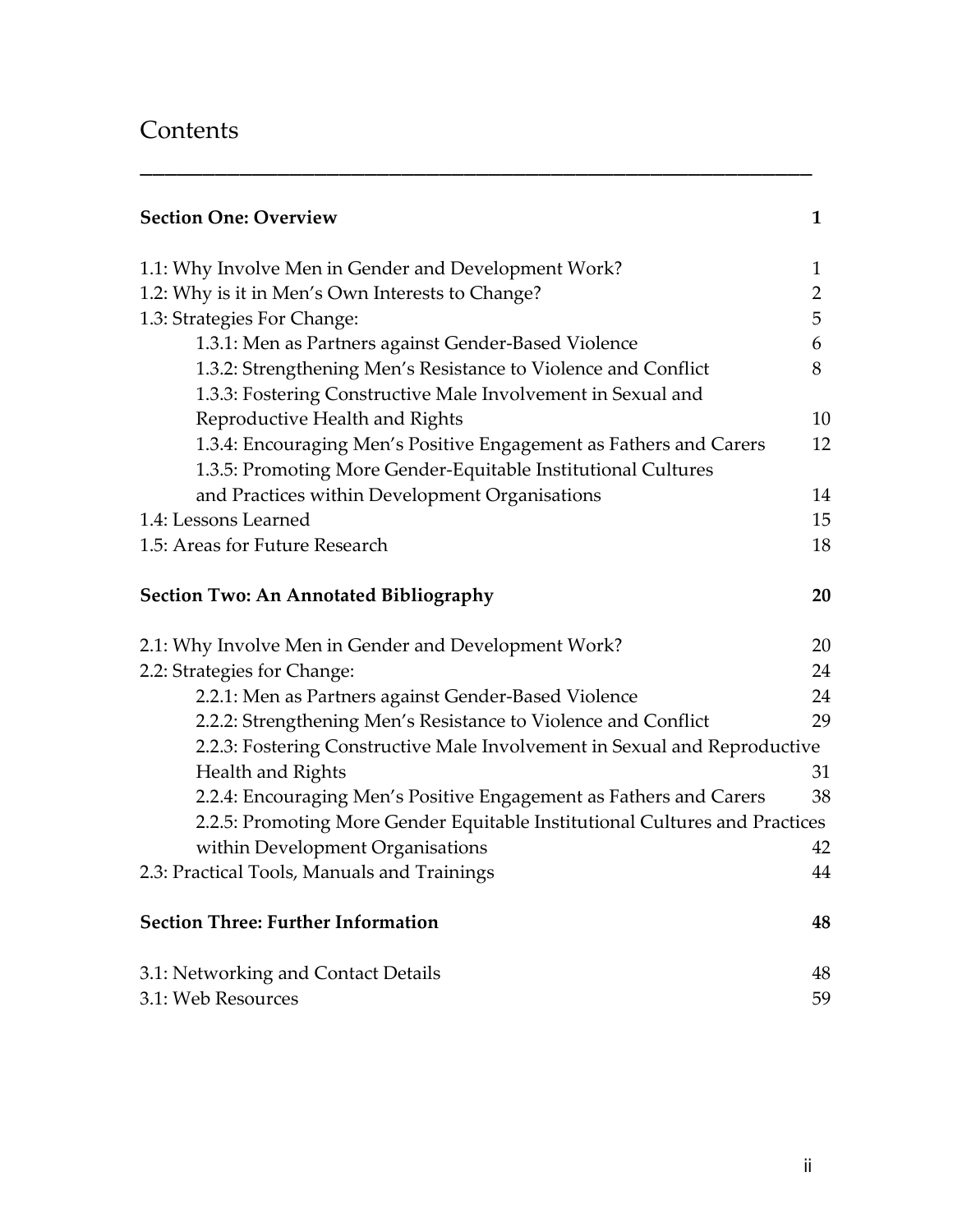# Contents

| | |
|---|---|
| **Section One: Overview** | **1** |
| 1.1: Why Involve Men in Gender and Development Work? | 1 |
| 1.2: Why is it in Men's Own Interests to Change? | 2 |
| 1.3: Strategies For Change: | 5 |
| 1.3.1: Men as Partners against Gender-Based Violence | 6 |
| 1.3.2: Strengthening Men's Resistance to Violence and Conflict | 8 |
| 1.3.3: Fostering Constructive Male Involvement in Sexual and Reproductive Health and Rights | 10 |
| 1.3.4: Encouraging Men's Positive Engagement as Fathers and Carers | 12 |
| 1.3.5: Promoting More Gender-Equitable Institutional Cultures and Practices within Development Organisations | 14 |
| 1.4: Lessons Learned | 15 |
| 1.5: Areas for Future Research | 18 |
| **Section Two: An Annotated Bibliography** | **20** |
| 2.1: Why Involve Men in Gender and Development Work? | 20 |
| 2.2: Strategies for Change: | 24 |
| 2.2.1: Men as Partners against Gender-Based Violence | 24 |
| 2.2.2: Strengthening Men's Resistance to Violence and Conflict | 29 |
| 2.2.3: Fostering Constructive Male Involvement in Sexual and Reproductive Health and Rights | 31 |
| 2.2.4: Encouraging Men's Positive Engagement as Fathers and Carers | 38 |
| 2.2.5: Promoting More Gender Equitable Institutional Cultures and Practices within Development Organisations | 42 |
| 2.3: Practical Tools, Manuals and Trainings | 44 |
| **Section Three: Further Information** | **48** |
| 3.1: Networking and Contact Details | 48 |
| 3.1: Web Resources | 59 |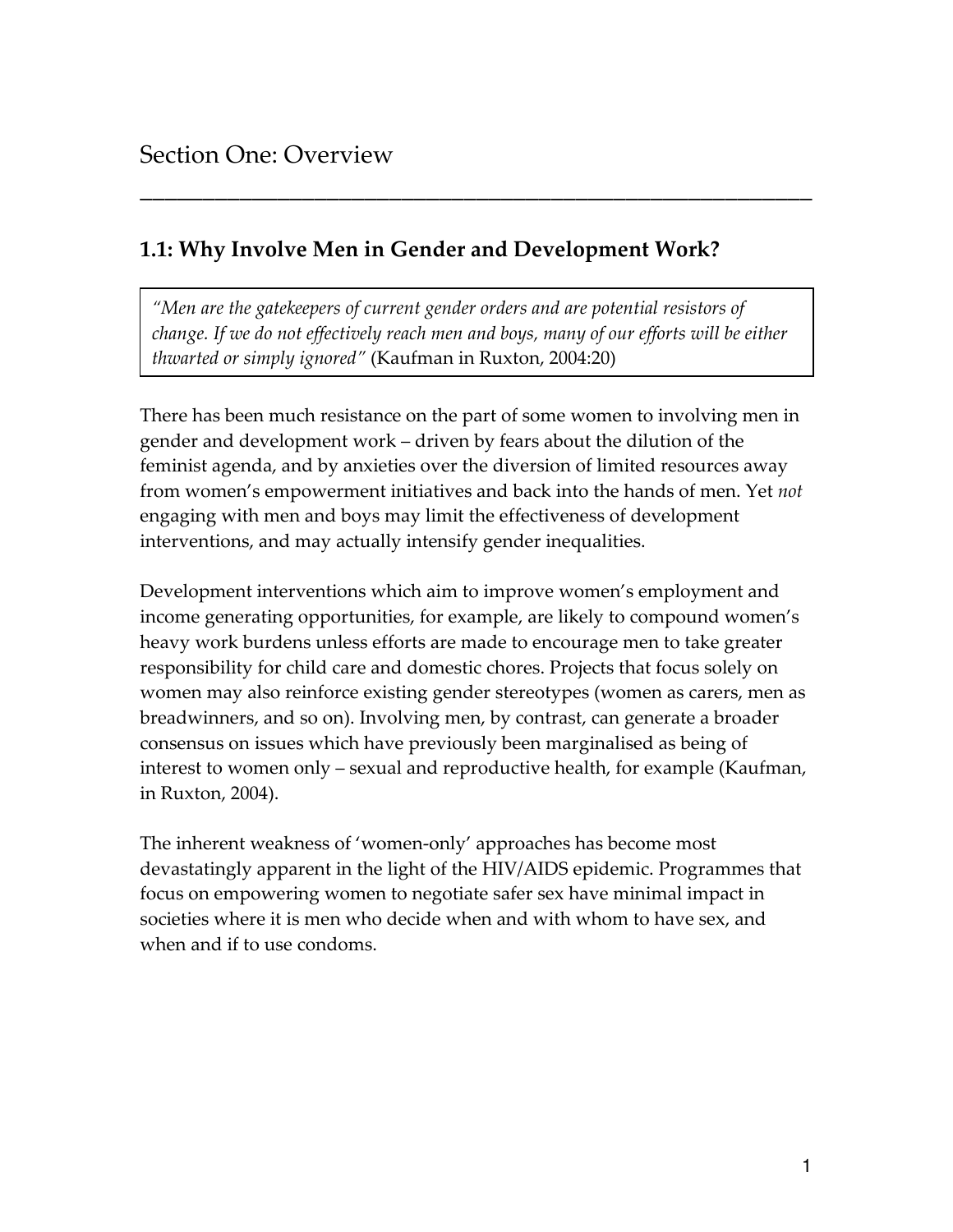# Section One: Overview

## 1.1: Why Involve Men in Gender and Development Work?

> *"Men are the gatekeepers of current gender orders and are potential resistors of change. If we do not effectively reach men and boys, many of our efforts will be either thwarted or simply ignored"* (Kaufman in Ruxton, 2004:20)

There has been much resistance on the part of some women to involving men in gender and development work – driven by fears about the dilution of the feminist agenda, and by anxieties over the diversion of limited resources away from women's empowerment initiatives and back into the hands of men. Yet *not* engaging with men and boys may limit the effectiveness of development interventions, and may actually intensify gender inequalities.

Development interventions which aim to improve women's employment and income generating opportunities, for example, are likely to compound women's heavy work burdens unless efforts are made to encourage men to take greater responsibility for child care and domestic chores. Projects that focus solely on women may also reinforce existing gender stereotypes (women as carers, men as breadwinners, and so on). Involving men, by contrast, can generate a broader consensus on issues which have previously been marginalised as being of interest to women only – sexual and reproductive health, for example (Kaufman, in Ruxton, 2004).

The inherent weakness of 'women-only' approaches has become most devastatingly apparent in the light of the HIV/AIDS epidemic. Programmes that focus on empowering women to negotiate safer sex have minimal impact in societies where it is men who decide when and with whom to have sex, and when and if to use condoms.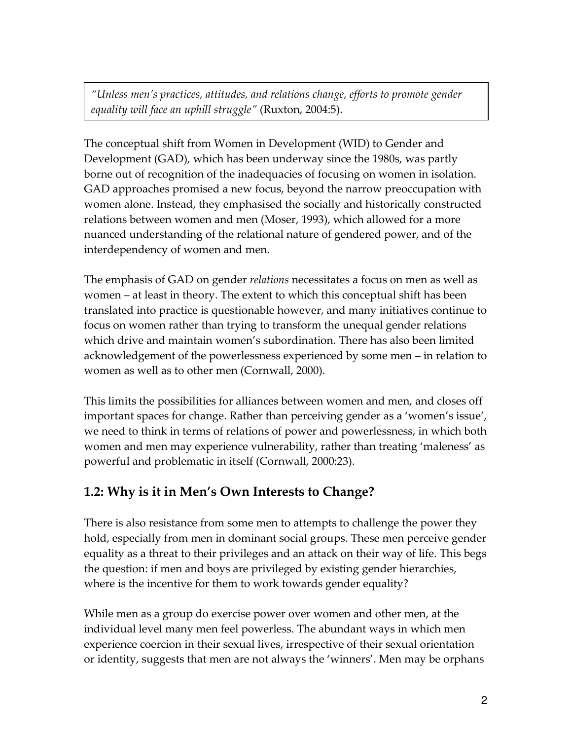> *"Unless men's practices, attitudes, and relations change, efforts to promote gender equality will face an uphill struggle"* (Ruxton, 2004:5).

The conceptual shift from Women in Development (WID) to Gender and Development (GAD), which has been underway since the 1980s, was partly borne out of recognition of the inadequacies of focusing on women in isolation. GAD approaches promised a new focus, beyond the narrow preoccupation with women alone. Instead, they emphasised the socially and historically constructed relations between women and men (Moser, 1993), which allowed for a more nuanced understanding of the relational nature of gendered power, and of the interdependency of women and men.

The emphasis of GAD on gender *relations* necessitates a focus on men as well as women – at least in theory. The extent to which this conceptual shift has been translated into practice is questionable however, and many initiatives continue to focus on women rather than trying to transform the unequal gender relations which drive and maintain women's subordination. There has also been limited acknowledgement of the powerlessness experienced by some men – in relation to women as well as to other men (Cornwall, 2000).

This limits the possibilities for alliances between women and men, and closes off important spaces for change. Rather than perceiving gender as a 'women's issue', we need to think in terms of relations of power and powerlessness, in which both women and men may experience vulnerability, rather than treating 'maleness' as powerful and problematic in itself (Cornwall, 2000:23).

## 1.2: Why is it in Men's Own Interests to Change?

There is also resistance from some men to attempts to challenge the power they hold, especially from men in dominant social groups. These men perceive gender equality as a threat to their privileges and an attack on their way of life. This begs the question: if men and boys are privileged by existing gender hierarchies, where is the incentive for them to work towards gender equality?

While men as a group do exercise power over women and other men, at the individual level many men feel powerless. The abundant ways in which men experience coercion in their sexual lives, irrespective of their sexual orientation or identity, suggests that men are not always the 'winners'. Men may be orphans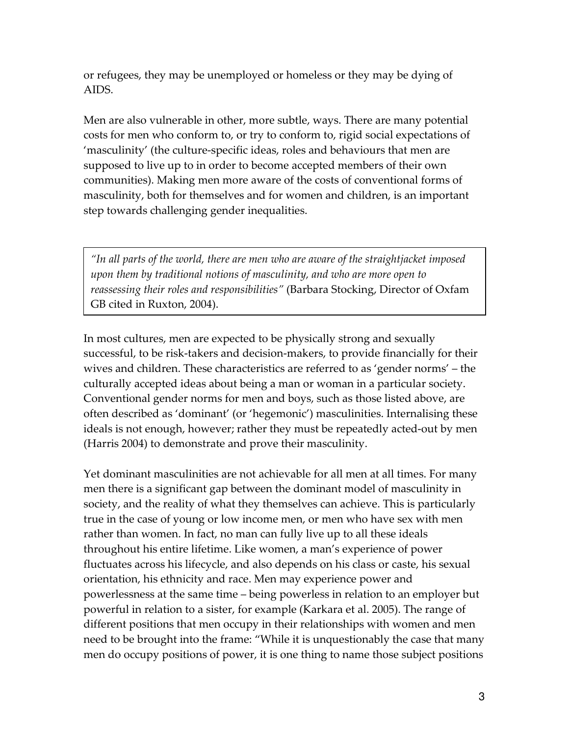or refugees, they may be unemployed or homeless or they may be dying of AIDS.

Men are also vulnerable in other, more subtle, ways. There are many potential costs for men who conform to, or try to conform to, rigid social expectations of 'masculinity' (the culture-specific ideas, roles and behaviours that men are supposed to live up to in order to become accepted members of their own communities). Making men more aware of the costs of conventional forms of masculinity, both for themselves and for women and children, is an important step towards challenging gender inequalities.

> *"In all parts of the world, there are men who are aware of the straightjacket imposed upon them by traditional notions of masculinity, and who are more open to reassessing their roles and responsibilities"* (Barbara Stocking, Director of Oxfam GB cited in Ruxton, 2004).

In most cultures, men are expected to be physically strong and sexually successful, to be risk-takers and decision-makers, to provide financially for their wives and children. These characteristics are referred to as 'gender norms' – the culturally accepted ideas about being a man or woman in a particular society. Conventional gender norms for men and boys, such as those listed above, are often described as 'dominant' (or 'hegemonic') masculinities. Internalising these ideals is not enough, however; rather they must be repeatedly acted-out by men (Harris 2004) to demonstrate and prove their masculinity.

Yet dominant masculinities are not achievable for all men at all times. For many men there is a significant gap between the dominant model of masculinity in society, and the reality of what they themselves can achieve. This is particularly true in the case of young or low income men, or men who have sex with men rather than women. In fact, no man can fully live up to all these ideals throughout his entire lifetime. Like women, a man's experience of power fluctuates across his lifecycle, and also depends on his class or caste, his sexual orientation, his ethnicity and race. Men may experience power and powerlessness at the same time – being powerless in relation to an employer but powerful in relation to a sister, for example (Karkara et al. 2005). The range of different positions that men occupy in their relationships with women and men need to be brought into the frame: "While it is unquestionably the case that many men do occupy positions of power, it is one thing to name those subject positions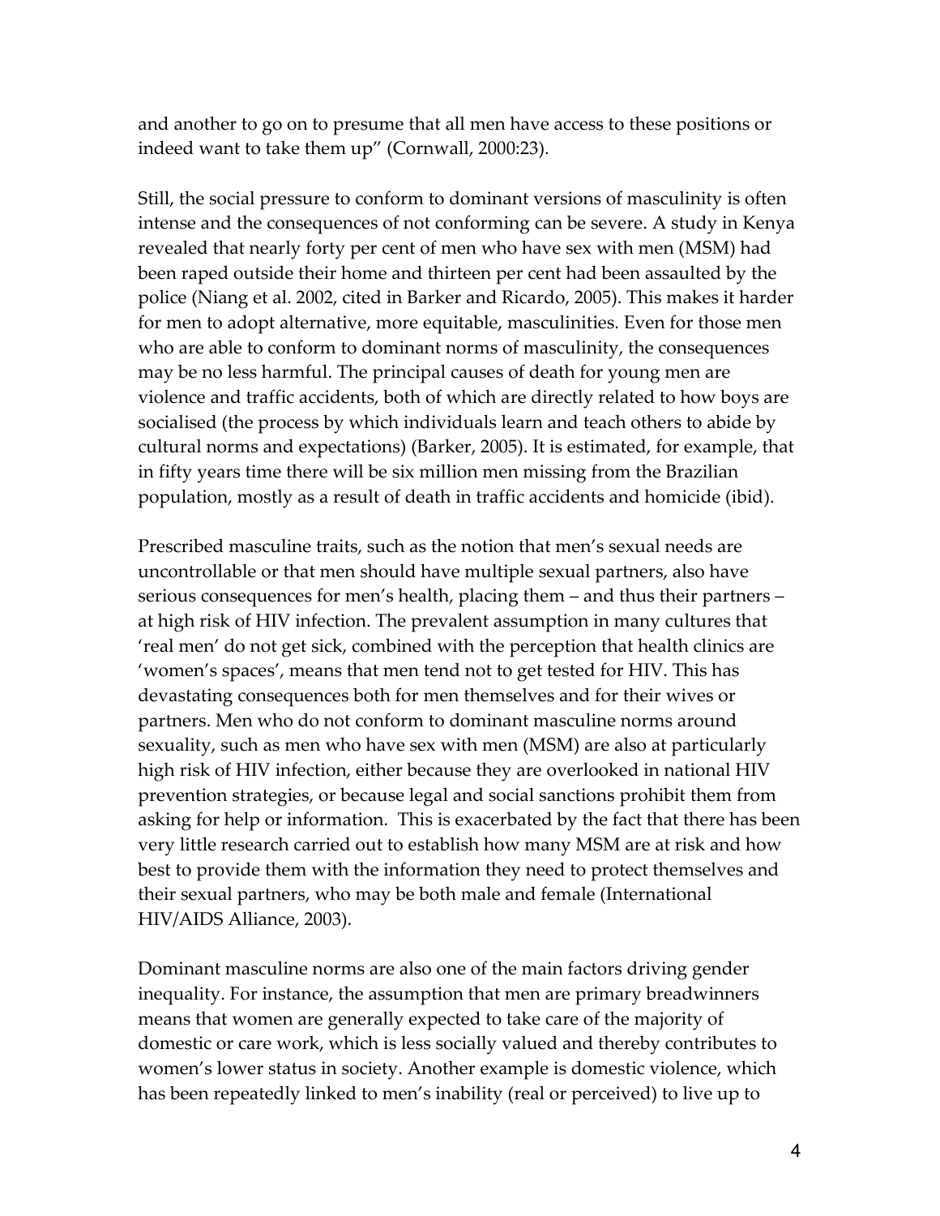and another to go on to presume that all men have access to these positions or indeed want to take them up" (Cornwall, 2000:23).

Still, the social pressure to conform to dominant versions of masculinity is often intense and the consequences of not conforming can be severe. A study in Kenya revealed that nearly forty per cent of men who have sex with men (MSM) had been raped outside their home and thirteen per cent had been assaulted by the police (Niang et al. 2002, cited in Barker and Ricardo, 2005). This makes it harder for men to adopt alternative, more equitable, masculinities. Even for those men who are able to conform to dominant norms of masculinity, the consequences may be no less harmful. The principal causes of death for young men are violence and traffic accidents, both of which are directly related to how boys are socialised (the process by which individuals learn and teach others to abide by cultural norms and expectations) (Barker, 2005). It is estimated, for example, that in fifty years time there will be six million men missing from the Brazilian population, mostly as a result of death in traffic accidents and homicide (ibid).

Prescribed masculine traits, such as the notion that men's sexual needs are uncontrollable or that men should have multiple sexual partners, also have serious consequences for men's health, placing them – and thus their partners – at high risk of HIV infection. The prevalent assumption in many cultures that 'real men' do not get sick, combined with the perception that health clinics are 'women's spaces', means that men tend not to get tested for HIV. This has devastating consequences both for men themselves and for their wives or partners. Men who do not conform to dominant masculine norms around sexuality, such as men who have sex with men (MSM) are also at particularly high risk of HIV infection, either because they are overlooked in national HIV prevention strategies, or because legal and social sanctions prohibit them from asking for help or information. This is exacerbated by the fact that there has been very little research carried out to establish how many MSM are at risk and how best to provide them with the information they need to protect themselves and their sexual partners, who may be both male and female (International HIV/AIDS Alliance, 2003).

Dominant masculine norms are also one of the main factors driving gender inequality. For instance, the assumption that men are primary breadwinners means that women are generally expected to take care of the majority of domestic or care work, which is less socially valued and thereby contributes to women's lower status in society. Another example is domestic violence, which has been repeatedly linked to men's inability (real or perceived) to live up to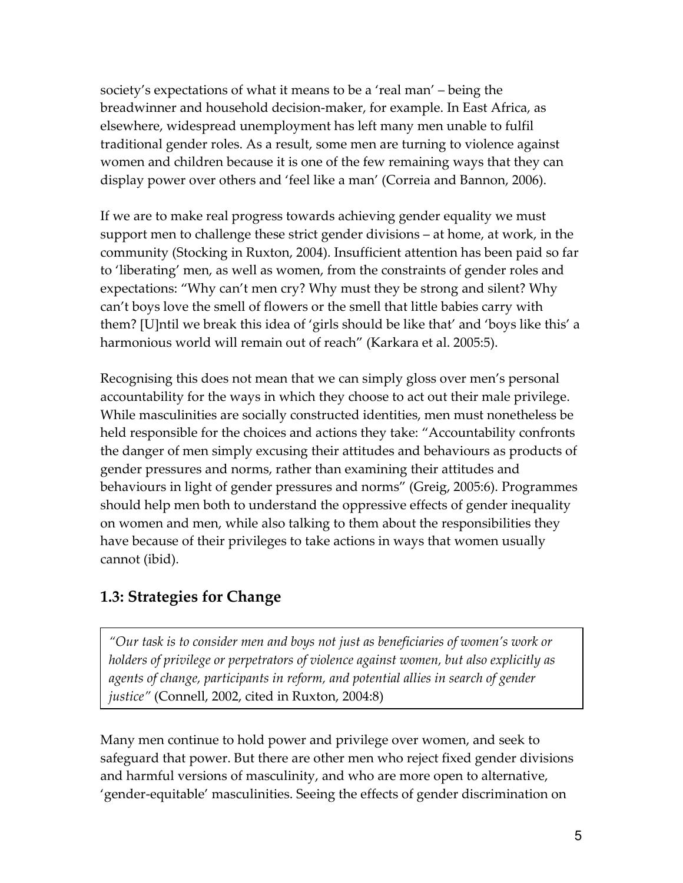society's expectations of what it means to be a 'real man' – being the breadwinner and household decision-maker, for example. In East Africa, as elsewhere, widespread unemployment has left many men unable to fulfil traditional gender roles. As a result, some men are turning to violence against women and children because it is one of the few remaining ways that they can display power over others and 'feel like a man' (Correia and Bannon, 2006).

If we are to make real progress towards achieving gender equality we must support men to challenge these strict gender divisions – at home, at work, in the community (Stocking in Ruxton, 2004). Insufficient attention has been paid so far to 'liberating' men, as well as women, from the constraints of gender roles and expectations: "Why can't men cry? Why must they be strong and silent? Why can't boys love the smell of flowers or the smell that little babies carry with them? [U]ntil we break this idea of 'girls should be like that' and 'boys like this' a harmonious world will remain out of reach" (Karkara et al. 2005:5).

Recognising this does not mean that we can simply gloss over men's personal accountability for the ways in which they choose to act out their male privilege. While masculinities are socially constructed identities, men must nonetheless be held responsible for the choices and actions they take: "Accountability confronts the danger of men simply excusing their attitudes and behaviours as products of gender pressures and norms, rather than examining their attitudes and behaviours in light of gender pressures and norms" (Greig, 2005:6). Programmes should help men both to understand the oppressive effects of gender inequality on women and men, while also talking to them about the responsibilities they have because of their privileges to take actions in ways that women usually cannot (ibid).

## 1.3: Strategies for Change

> *"Our task is to consider men and boys not just as beneficiaries of women's work or holders of privilege or perpetrators of violence against women, but also explicitly as agents of change, participants in reform, and potential allies in search of gender justice"* (Connell, 2002, cited in Ruxton, 2004:8)

Many men continue to hold power and privilege over women, and seek to safeguard that power. But there are other men who reject fixed gender divisions and harmful versions of masculinity, and who are more open to alternative, 'gender-equitable' masculinities. Seeing the effects of gender discrimination on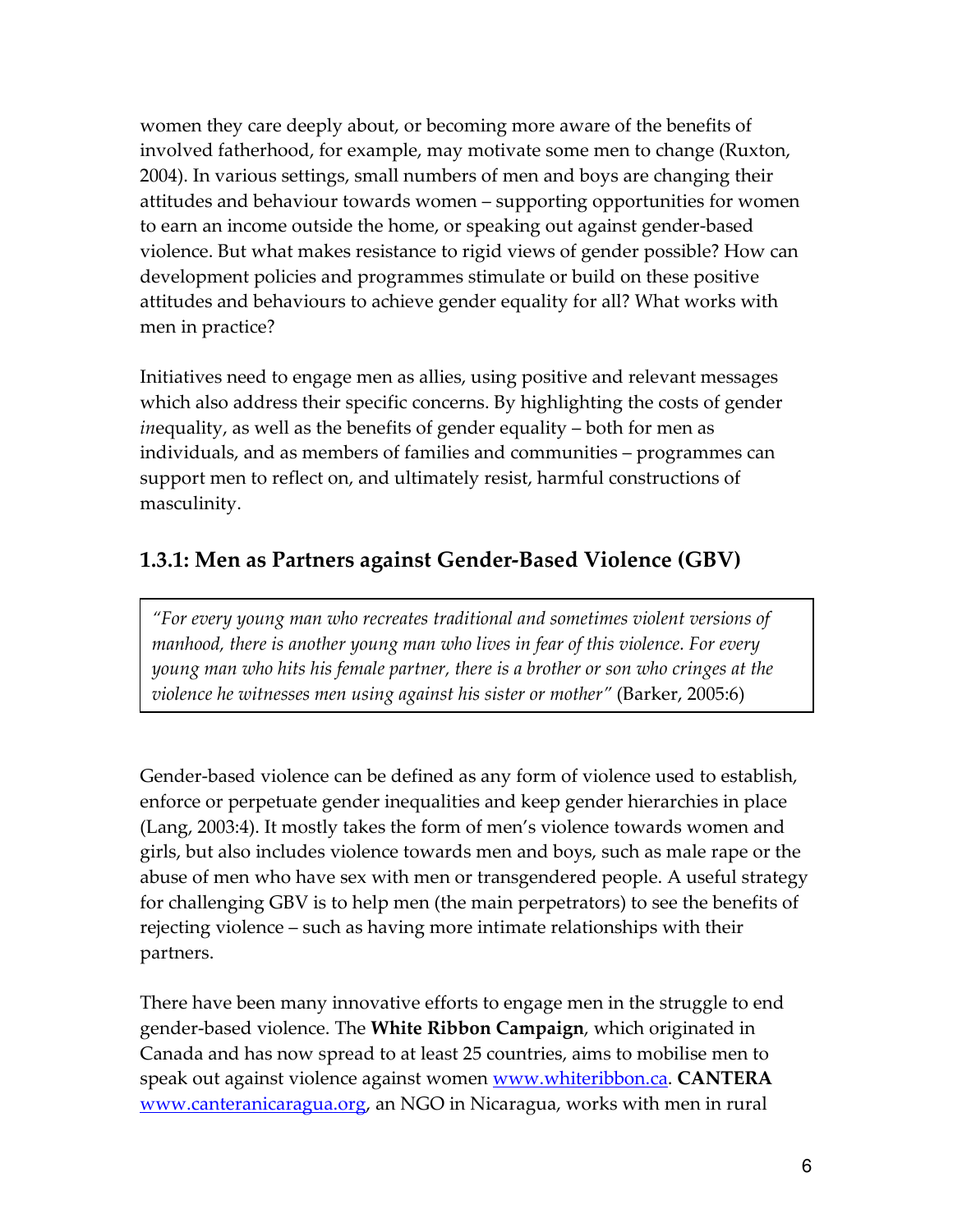women they care deeply about, or becoming more aware of the benefits of involved fatherhood, for example, may motivate some men to change (Ruxton, 2004). In various settings, small numbers of men and boys are changing their attitudes and behaviour towards women – supporting opportunities for women to earn an income outside the home, or speaking out against gender-based violence. But what makes resistance to rigid views of gender possible? How can development policies and programmes stimulate or build on these positive attitudes and behaviours to achieve gender equality for all? What works with men in practice?

Initiatives need to engage men as allies, using positive and relevant messages which also address their specific concerns. By highlighting the costs of gender *in*equality, as well as the benefits of gender equality – both for men as individuals, and as members of families and communities – programmes can support men to reflect on, and ultimately resist, harmful constructions of masculinity.

### 1.3.1: Men as Partners against Gender-Based Violence (GBV)

> *"For every young man who recreates traditional and sometimes violent versions of manhood, there is another young man who lives in fear of this violence. For every young man who hits his female partner, there is a brother or son who cringes at the violence he witnesses men using against his sister or mother"* (Barker, 2005:6)

Gender-based violence can be defined as any form of violence used to establish, enforce or perpetuate gender inequalities and keep gender hierarchies in place (Lang, 2003:4). It mostly takes the form of men's violence towards women and girls, but also includes violence towards men and boys, such as male rape or the abuse of men who have sex with men or transgendered people. A useful strategy for challenging GBV is to help men (the main perpetrators) to see the benefits of rejecting violence – such as having more intimate relationships with their partners.

There have been many innovative efforts to engage men in the struggle to end gender-based violence. The **White Ribbon Campaign**, which originated in Canada and has now spread to at least 25 countries, aims to mobilise men to speak out against violence against women [www.whiteribbon.ca](http://www.whiteribbon.ca). **CANTERA** [www.canteranicaragua.org](http://www.canteranicaragua.org), an NGO in Nicaragua, works with men in rural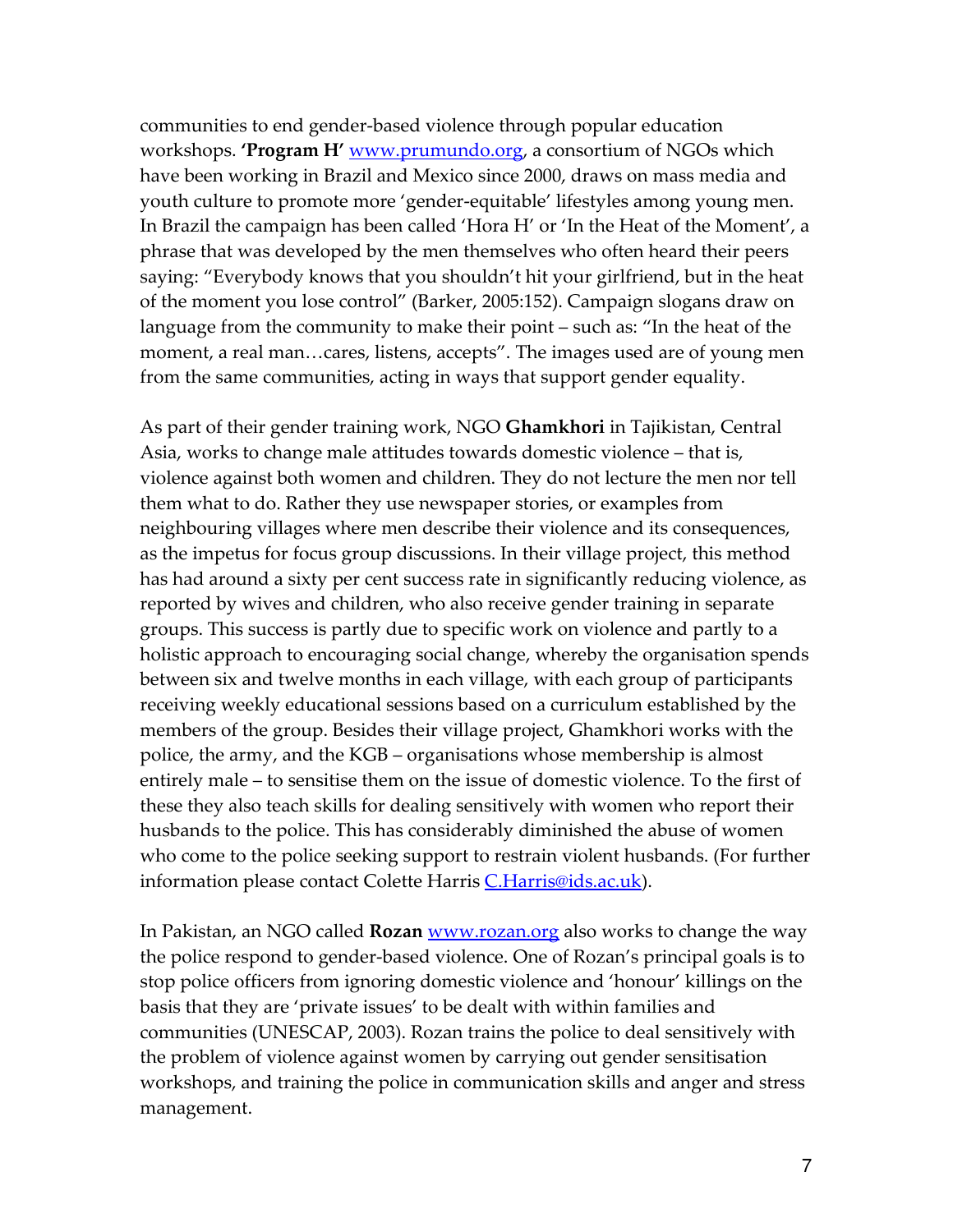communities to end gender-based violence through popular education workshops. **'Program H'** www.prumundo.org, a consortium of NGOs which have been working in Brazil and Mexico since 2000, draws on mass media and youth culture to promote more 'gender-equitable' lifestyles among young men. In Brazil the campaign has been called 'Hora H' or 'In the Heat of the Moment', a phrase that was developed by the men themselves who often heard their peers saying: "Everybody knows that you shouldn't hit your girlfriend, but in the heat of the moment you lose control" (Barker, 2005:152). Campaign slogans draw on language from the community to make their point – such as: "In the heat of the moment, a real man…cares, listens, accepts". The images used are of young men from the same communities, acting in ways that support gender equality.

As part of their gender training work, NGO **Ghamkhori** in Tajikistan, Central Asia, works to change male attitudes towards domestic violence – that is, violence against both women and children. They do not lecture the men nor tell them what to do. Rather they use newspaper stories, or examples from neighbouring villages where men describe their violence and its consequences, as the impetus for focus group discussions. In their village project, this method has had around a sixty per cent success rate in significantly reducing violence, as reported by wives and children, who also receive gender training in separate groups. This success is partly due to specific work on violence and partly to a holistic approach to encouraging social change, whereby the organisation spends between six and twelve months in each village, with each group of participants receiving weekly educational sessions based on a curriculum established by the members of the group. Besides their village project, Ghamkhori works with the police, the army, and the KGB – organisations whose membership is almost entirely male – to sensitise them on the issue of domestic violence. To the first of these they also teach skills for dealing sensitively with women who report their husbands to the police. This has considerably diminished the abuse of women who come to the police seeking support to restrain violent husbands. (For further information please contact Colette Harris C.Harris@ids.ac.uk).

In Pakistan, an NGO called **Rozan** www.rozan.org also works to change the way the police respond to gender-based violence. One of Rozan's principal goals is to stop police officers from ignoring domestic violence and 'honour' killings on the basis that they are 'private issues' to be dealt with within families and communities (UNESCAP, 2003). Rozan trains the police to deal sensitively with the problem of violence against women by carrying out gender sensitisation workshops, and training the police in communication skills and anger and stress management.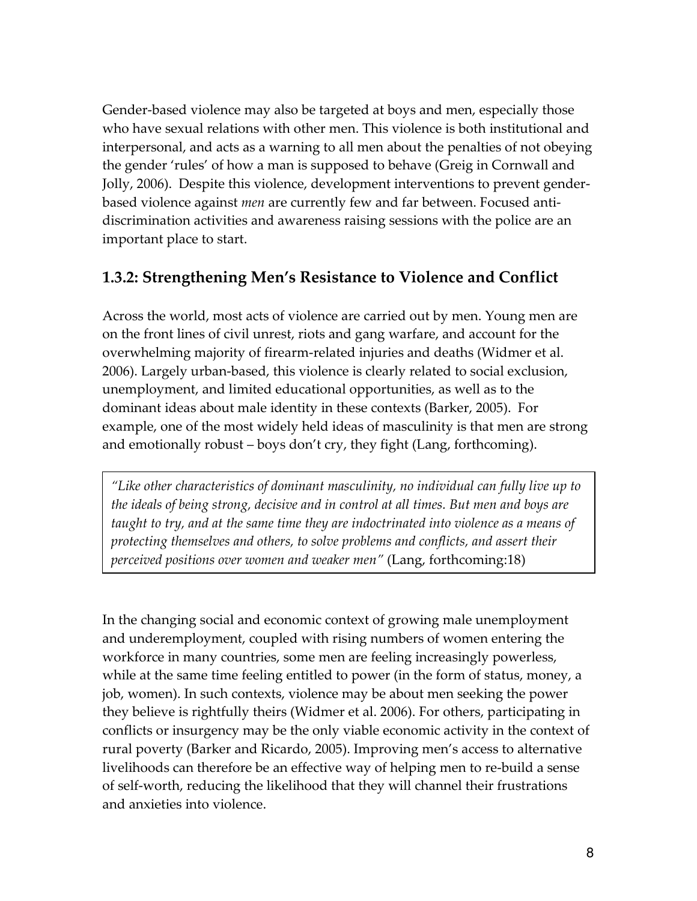Gender-based violence may also be targeted at boys and men, especially those who have sexual relations with other men. This violence is both institutional and interpersonal, and acts as a warning to all men about the penalties of not obeying the gender 'rules' of how a man is supposed to behave (Greig in Cornwall and Jolly, 2006). Despite this violence, development interventions to prevent gender-based violence against *men* are currently few and far between. Focused anti-discrimination activities and awareness raising sessions with the police are an important place to start.

### 1.3.2: Strengthening Men's Resistance to Violence and Conflict

Across the world, most acts of violence are carried out by men. Young men are on the front lines of civil unrest, riots and gang warfare, and account for the overwhelming majority of firearm-related injuries and deaths (Widmer et al. 2006). Largely urban-based, this violence is clearly related to social exclusion, unemployment, and limited educational opportunities, as well as to the dominant ideas about male identity in these contexts (Barker, 2005). For example, one of the most widely held ideas of masculinity is that men are strong and emotionally robust – boys don't cry, they fight (Lang, forthcoming).

> *"Like other characteristics of dominant masculinity, no individual can fully live up to the ideals of being strong, decisive and in control at all times. But men and boys are taught to try, and at the same time they are indoctrinated into violence as a means of protecting themselves and others, to solve problems and conflicts, and assert their perceived positions over women and weaker men"* (Lang, forthcoming:18)

In the changing social and economic context of growing male unemployment and underemployment, coupled with rising numbers of women entering the workforce in many countries, some men are feeling increasingly powerless, while at the same time feeling entitled to power (in the form of status, money, a job, women). In such contexts, violence may be about men seeking the power they believe is rightfully theirs (Widmer et al. 2006). For others, participating in conflicts or insurgency may be the only viable economic activity in the context of rural poverty (Barker and Ricardo, 2005). Improving men's access to alternative livelihoods can therefore be an effective way of helping men to re-build a sense of self-worth, reducing the likelihood that they will channel their frustrations and anxieties into violence.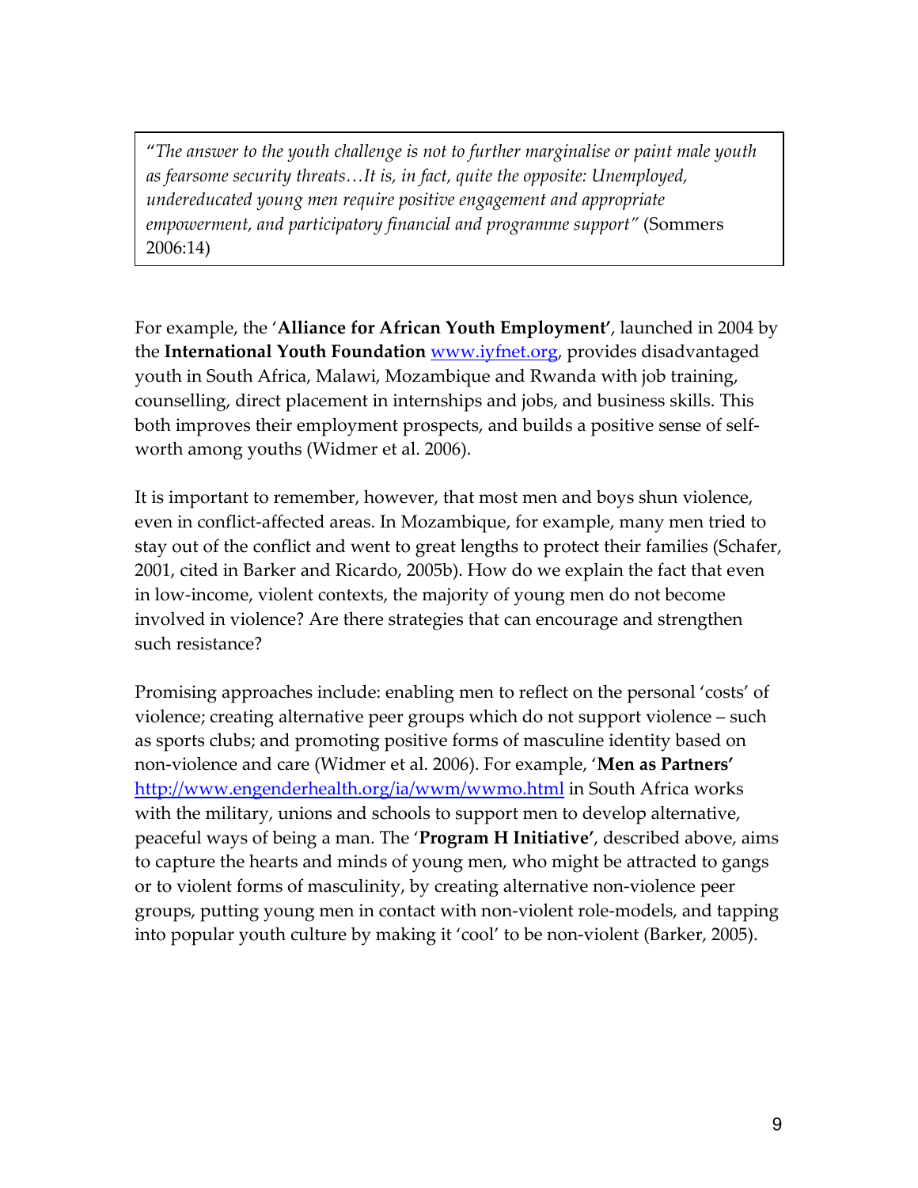> "*The answer to the youth challenge is not to further marginalise or paint male youth as fearsome security threats…It is, in fact, quite the opposite: Unemployed, undereducated young men require positive engagement and appropriate empowerment, and participatory financial and programme support"* (Sommers 2006:14)

For example, the '**Alliance for African Youth Employment'**, launched in 2004 by the **International Youth Foundation** [www.iyfnet.org](www.iyfnet.org), provides disadvantaged youth in South Africa, Malawi, Mozambique and Rwanda with job training, counselling, direct placement in internships and jobs, and business skills. This both improves their employment prospects, and builds a positive sense of self-worth among youths (Widmer et al. 2006).

It is important to remember, however, that most men and boys shun violence, even in conflict-affected areas. In Mozambique, for example, many men tried to stay out of the conflict and went to great lengths to protect their families (Schafer, 2001, cited in Barker and Ricardo, 2005b). How do we explain the fact that even in low-income, violent contexts, the majority of young men do not become involved in violence? Are there strategies that can encourage and strengthen such resistance?

Promising approaches include: enabling men to reflect on the personal 'costs' of violence; creating alternative peer groups which do not support violence – such as sports clubs; and promoting positive forms of masculine identity based on non-violence and care (Widmer et al. 2006). For example, '**Men as Partners'** [http://www.engenderhealth.org/ia/wwm/wwmo.html](http://www.engenderhealth.org/ia/wwm/wwmo.html) in South Africa works with the military, unions and schools to support men to develop alternative, peaceful ways of being a man. The '**Program H Initiative'**, described above, aims to capture the hearts and minds of young men, who might be attracted to gangs or to violent forms of masculinity, by creating alternative non-violence peer groups, putting young men in contact with non-violent role-models, and tapping into popular youth culture by making it 'cool' to be non-violent (Barker, 2005).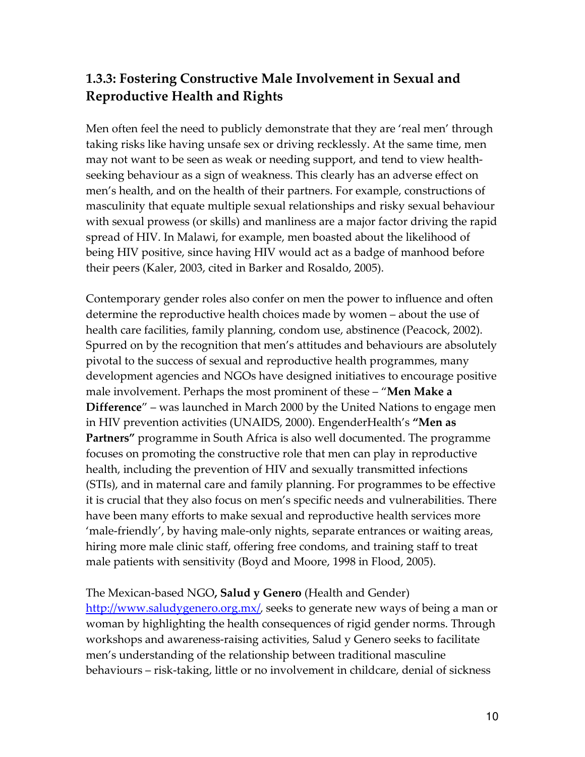### 1.3.3: Fostering Constructive Male Involvement in Sexual and Reproductive Health and Rights

Men often feel the need to publicly demonstrate that they are 'real men' through taking risks like having unsafe sex or driving recklessly. At the same time, men may not want to be seen as weak or needing support, and tend to view health-seeking behaviour as a sign of weakness. This clearly has an adverse effect on men's health, and on the health of their partners. For example, constructions of masculinity that equate multiple sexual relationships and risky sexual behaviour with sexual prowess (or skills) and manliness are a major factor driving the rapid spread of HIV. In Malawi, for example, men boasted about the likelihood of being HIV positive, since having HIV would act as a badge of manhood before their peers (Kaler, 2003, cited in Barker and Rosaldo, 2005).

Contemporary gender roles also confer on men the power to influence and often determine the reproductive health choices made by women – about the use of health care facilities, family planning, condom use, abstinence (Peacock, 2002). Spurred on by the recognition that men's attitudes and behaviours are absolutely pivotal to the success of sexual and reproductive health programmes, many development agencies and NGOs have designed initiatives to encourage positive male involvement. Perhaps the most prominent of these – "**Men Make a Difference**" – was launched in March 2000 by the United Nations to engage men in HIV prevention activities (UNAIDS, 2000). EngenderHealth's **"Men as Partners"** programme in South Africa is also well documented. The programme focuses on promoting the constructive role that men can play in reproductive health, including the prevention of HIV and sexually transmitted infections (STIs), and in maternal care and family planning. For programmes to be effective it is crucial that they also focus on men's specific needs and vulnerabilities. There have been many efforts to make sexual and reproductive health services more 'male-friendly', by having male-only nights, separate entrances or waiting areas, hiring more male clinic staff, offering free condoms, and training staff to treat male patients with sensitivity (Boyd and Moore, 1998 in Flood, 2005).

The Mexican-based NGO**, Salud y Genero** (Health and Gender) http://www.saludygenero.org.mx/, seeks to generate new ways of being a man or woman by highlighting the health consequences of rigid gender norms. Through workshops and awareness-raising activities, Salud y Genero seeks to facilitate men's understanding of the relationship between traditional masculine behaviours – risk-taking, little or no involvement in childcare, denial of sickness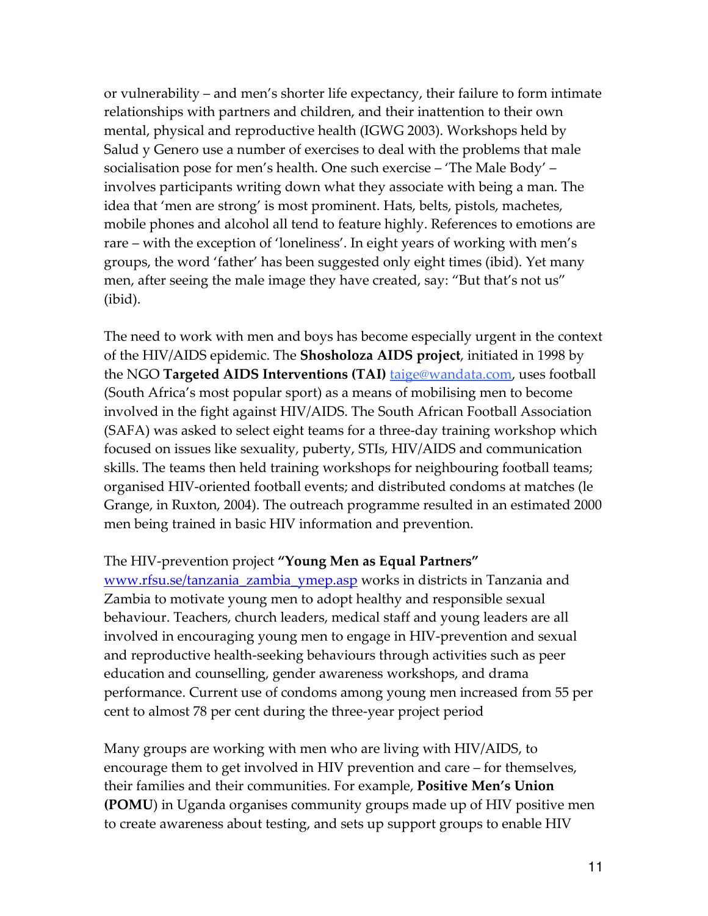or vulnerability – and men's shorter life expectancy, their failure to form intimate relationships with partners and children, and their inattention to their own mental, physical and reproductive health (IGWG 2003). Workshops held by Salud y Genero use a number of exercises to deal with the problems that male socialisation pose for men's health. One such exercise – 'The Male Body' – involves participants writing down what they associate with being a man. The idea that 'men are strong' is most prominent. Hats, belts, pistols, machetes, mobile phones and alcohol all tend to feature highly. References to emotions are rare – with the exception of 'loneliness'. In eight years of working with men's groups, the word 'father' has been suggested only eight times (ibid). Yet many men, after seeing the male image they have created, say: "But that's not us" (ibid).

The need to work with men and boys has become especially urgent in the context of the HIV/AIDS epidemic. The **Shosholoza AIDS project**, initiated in 1998 by the NGO **Targeted AIDS Interventions (TAI)** taige@wandata.com, uses football (South Africa's most popular sport) as a means of mobilising men to become involved in the fight against HIV/AIDS. The South African Football Association (SAFA) was asked to select eight teams for a three-day training workshop which focused on issues like sexuality, puberty, STIs, HIV/AIDS and communication skills. The teams then held training workshops for neighbouring football teams; organised HIV-oriented football events; and distributed condoms at matches (le Grange, in Ruxton, 2004). The outreach programme resulted in an estimated 2000 men being trained in basic HIV information and prevention.

The HIV-prevention project **"Young Men as Equal Partners"** www.rfsu.se/tanzania_zambia_ymep.asp works in districts in Tanzania and Zambia to motivate young men to adopt healthy and responsible sexual behaviour. Teachers, church leaders, medical staff and young leaders are all involved in encouraging young men to engage in HIV-prevention and sexual and reproductive health-seeking behaviours through activities such as peer education and counselling, gender awareness workshops, and drama performance. Current use of condoms among young men increased from 55 per cent to almost 78 per cent during the three-year project period

Many groups are working with men who are living with HIV/AIDS, to encourage them to get involved in HIV prevention and care – for themselves, their families and their communities. For example, **Positive Men's Union (POMU**) in Uganda organises community groups made up of HIV positive men to create awareness about testing, and sets up support groups to enable HIV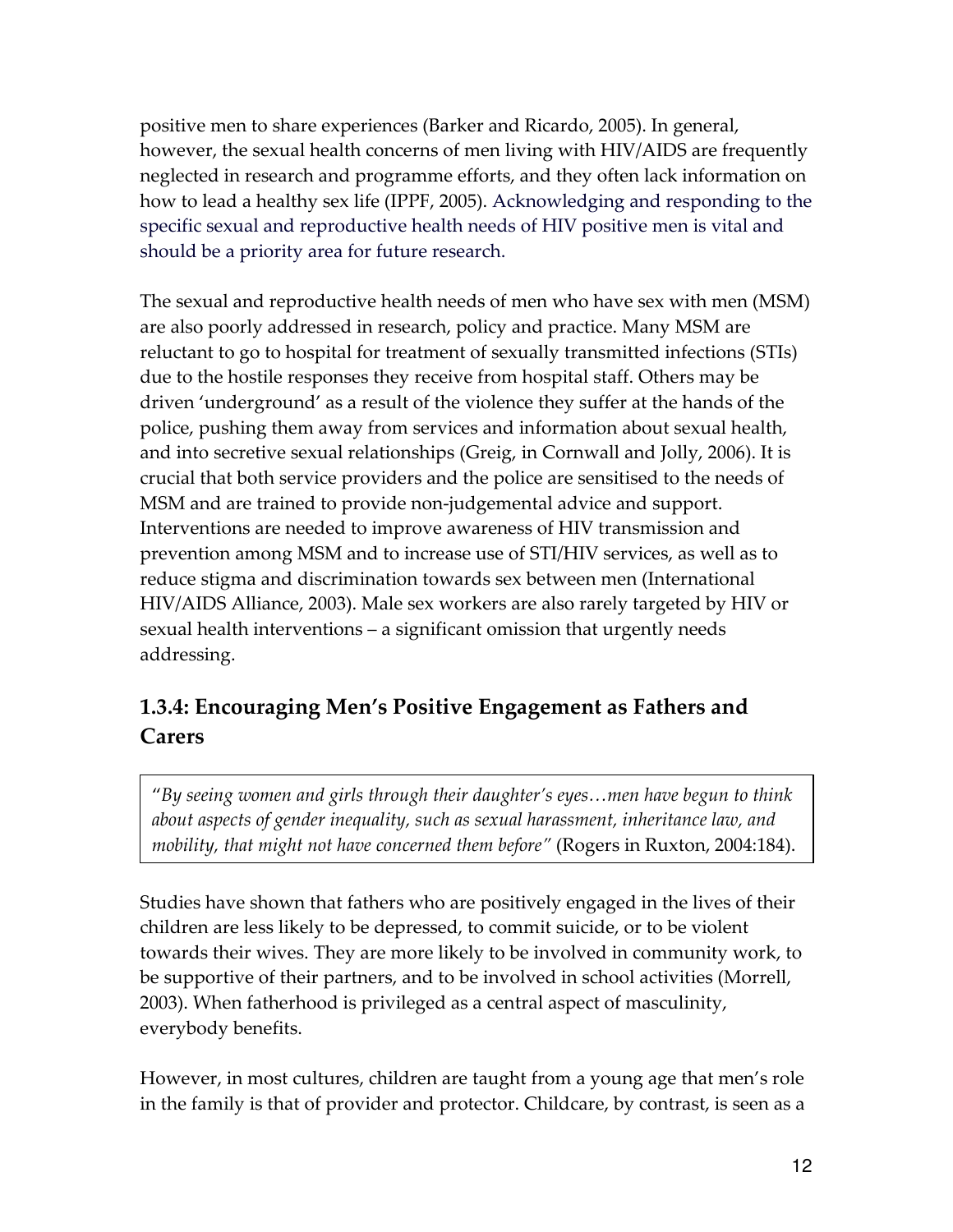positive men to share experiences (Barker and Ricardo, 2005). In general, however, the sexual health concerns of men living with HIV/AIDS are frequently neglected in research and programme efforts, and they often lack information on how to lead a healthy sex life (IPPF, 2005). Acknowledging and responding to the specific sexual and reproductive health needs of HIV positive men is vital and should be a priority area for future research.

The sexual and reproductive health needs of men who have sex with men (MSM) are also poorly addressed in research, policy and practice. Many MSM are reluctant to go to hospital for treatment of sexually transmitted infections (STIs) due to the hostile responses they receive from hospital staff. Others may be driven 'underground' as a result of the violence they suffer at the hands of the police, pushing them away from services and information about sexual health, and into secretive sexual relationships (Greig, in Cornwall and Jolly, 2006). It is crucial that both service providers and the police are sensitised to the needs of MSM and are trained to provide non-judgemental advice and support. Interventions are needed to improve awareness of HIV transmission and prevention among MSM and to increase use of STI/HIV services, as well as to reduce stigma and discrimination towards sex between men (International HIV/AIDS Alliance, 2003). Male sex workers are also rarely targeted by HIV or sexual health interventions – a significant omission that urgently needs addressing.

### 1.3.4: Encouraging Men's Positive Engagement as Fathers and Carers

> "*By seeing women and girls through their daughter's eyes…men have begun to think about aspects of gender inequality, such as sexual harassment, inheritance law, and mobility, that might not have concerned them before"* (Rogers in Ruxton, 2004:184).

Studies have shown that fathers who are positively engaged in the lives of their children are less likely to be depressed, to commit suicide, or to be violent towards their wives. They are more likely to be involved in community work, to be supportive of their partners, and to be involved in school activities (Morrell, 2003). When fatherhood is privileged as a central aspect of masculinity, everybody benefits.

However, in most cultures, children are taught from a young age that men's role in the family is that of provider and protector. Childcare, by contrast, is seen as a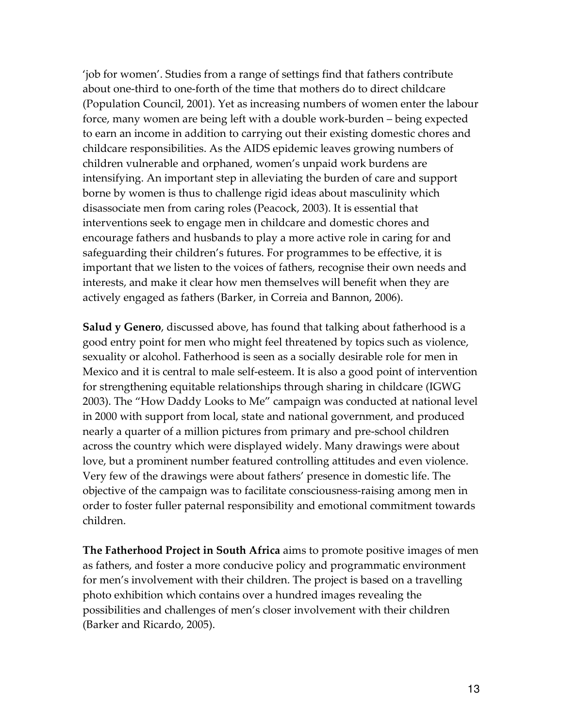'job for women'. Studies from a range of settings find that fathers contribute about one-third to one-forth of the time that mothers do to direct childcare (Population Council, 2001). Yet as increasing numbers of women enter the labour force, many women are being left with a double work-burden – being expected to earn an income in addition to carrying out their existing domestic chores and childcare responsibilities. As the AIDS epidemic leaves growing numbers of children vulnerable and orphaned, women's unpaid work burdens are intensifying. An important step in alleviating the burden of care and support borne by women is thus to challenge rigid ideas about masculinity which disassociate men from caring roles (Peacock, 2003). It is essential that interventions seek to engage men in childcare and domestic chores and encourage fathers and husbands to play a more active role in caring for and safeguarding their children's futures. For programmes to be effective, it is important that we listen to the voices of fathers, recognise their own needs and interests, and make it clear how men themselves will benefit when they are actively engaged as fathers (Barker, in Correia and Bannon, 2006).

**Salud y Genero**, discussed above, has found that talking about fatherhood is a good entry point for men who might feel threatened by topics such as violence, sexuality or alcohol. Fatherhood is seen as a socially desirable role for men in Mexico and it is central to male self-esteem. It is also a good point of intervention for strengthening equitable relationships through sharing in childcare (IGWG 2003). The "How Daddy Looks to Me" campaign was conducted at national level in 2000 with support from local, state and national government, and produced nearly a quarter of a million pictures from primary and pre-school children across the country which were displayed widely. Many drawings were about love, but a prominent number featured controlling attitudes and even violence. Very few of the drawings were about fathers' presence in domestic life. The objective of the campaign was to facilitate consciousness-raising among men in order to foster fuller paternal responsibility and emotional commitment towards children.

**The Fatherhood Project in South Africa** aims to promote positive images of men as fathers, and foster a more conducive policy and programmatic environment for men's involvement with their children. The project is based on a travelling photo exhibition which contains over a hundred images revealing the possibilities and challenges of men's closer involvement with their children (Barker and Ricardo, 2005).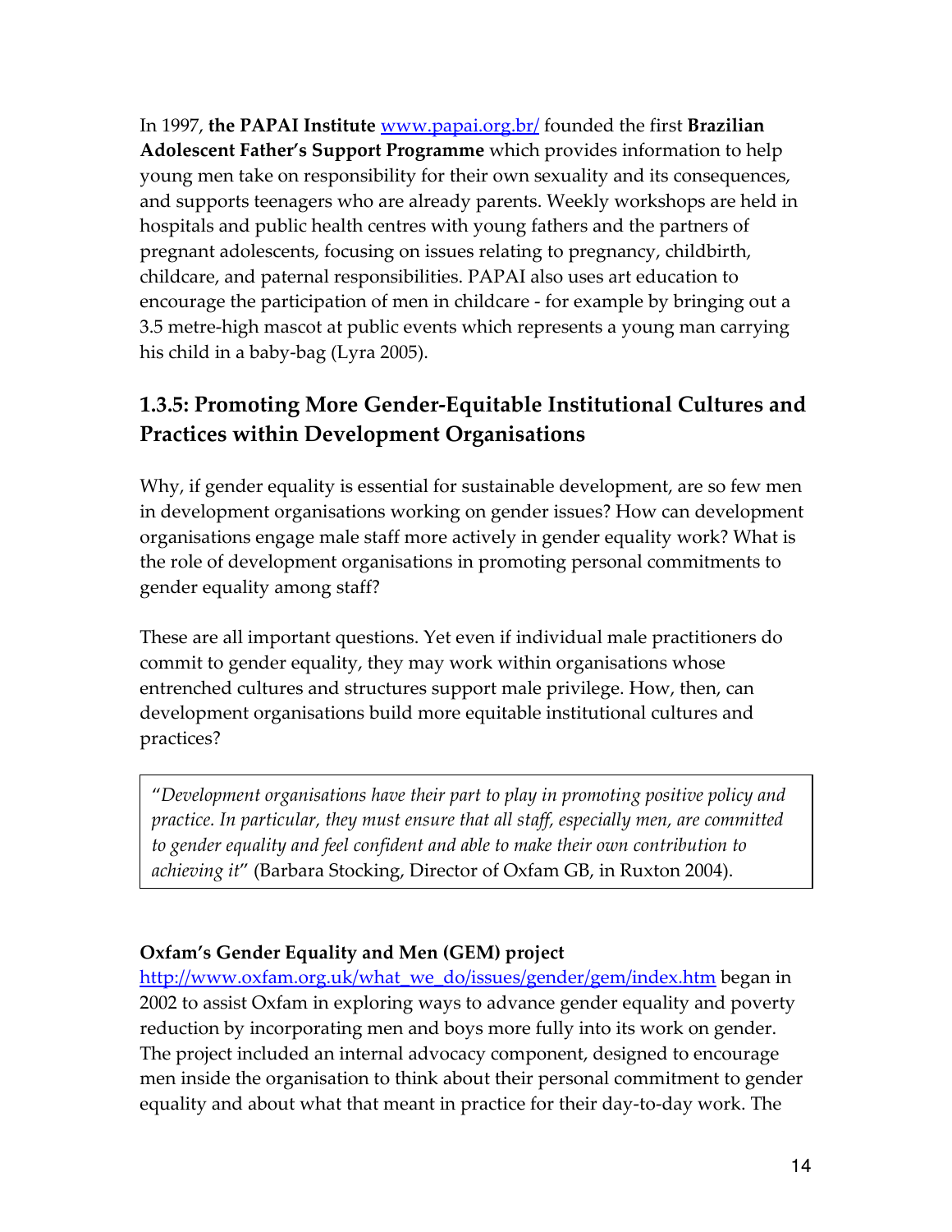In 1997, **the PAPAI Institute** www.papai.org.br/ founded the first **Brazilian Adolescent Father's Support Programme** which provides information to help young men take on responsibility for their own sexuality and its consequences, and supports teenagers who are already parents. Weekly workshops are held in hospitals and public health centres with young fathers and the partners of pregnant adolescents, focusing on issues relating to pregnancy, childbirth, childcare, and paternal responsibilities. PAPAI also uses art education to encourage the participation of men in childcare - for example by bringing out a 3.5 metre-high mascot at public events which represents a young man carrying his child in a baby-bag (Lyra 2005).

## 1.3.5: Promoting More Gender-Equitable Institutional Cultures and Practices within Development Organisations

Why, if gender equality is essential for sustainable development, are so few men in development organisations working on gender issues? How can development organisations engage male staff more actively in gender equality work? What is the role of development organisations in promoting personal commitments to gender equality among staff?

These are all important questions. Yet even if individual male practitioners do commit to gender equality, they may work within organisations whose entrenched cultures and structures support male privilege. How, then, can development organisations build more equitable institutional cultures and practices?

> "*Development organisations have their part to play in promoting positive policy and practice. In particular, they must ensure that all staff, especially men, are committed to gender equality and feel confident and able to make their own contribution to achieving it*" (Barbara Stocking, Director of Oxfam GB, in Ruxton 2004).

**Oxfam's Gender Equality and Men (GEM) project**
http://www.oxfam.org.uk/what_we_do/issues/gender/gem/index.htm began in 2002 to assist Oxfam in exploring ways to advance gender equality and poverty reduction by incorporating men and boys more fully into its work on gender. The project included an internal advocacy component, designed to encourage men inside the organisation to think about their personal commitment to gender equality and about what that meant in practice for their day-to-day work. The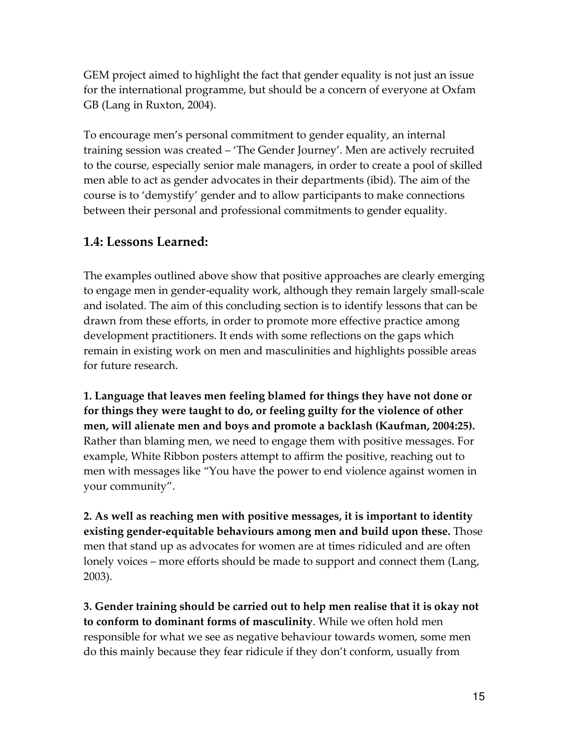GEM project aimed to highlight the fact that gender equality is not just an issue for the international programme, but should be a concern of everyone at Oxfam GB (Lang in Ruxton, 2004).

To encourage men's personal commitment to gender equality, an internal training session was created – 'The Gender Journey'. Men are actively recruited to the course, especially senior male managers, in order to create a pool of skilled men able to act as gender advocates in their departments (ibid). The aim of the course is to 'demystify' gender and to allow participants to make connections between their personal and professional commitments to gender equality.

## 1.4: Lessons Learned:

The examples outlined above show that positive approaches are clearly emerging to engage men in gender-equality work, although they remain largely small-scale and isolated. The aim of this concluding section is to identify lessons that can be drawn from these efforts, in order to promote more effective practice among development practitioners. It ends with some reflections on the gaps which remain in existing work on men and masculinities and highlights possible areas for future research.

**1. Language that leaves men feeling blamed for things they have not done or for things they were taught to do, or feeling guilty for the violence of other men, will alienate men and boys and promote a backlash (Kaufman, 2004:25).** Rather than blaming men, we need to engage them with positive messages. For example, White Ribbon posters attempt to affirm the positive, reaching out to men with messages like "You have the power to end violence against women in your community".

**2. As well as reaching men with positive messages, it is important to identity existing gender-equitable behaviours among men and build upon these.** Those men that stand up as advocates for women are at times ridiculed and are often lonely voices – more efforts should be made to support and connect them (Lang, 2003).

**3. Gender training should be carried out to help men realise that it is okay not to conform to dominant forms of masculinity**. While we often hold men responsible for what we see as negative behaviour towards women, some men do this mainly because they fear ridicule if they don't conform, usually from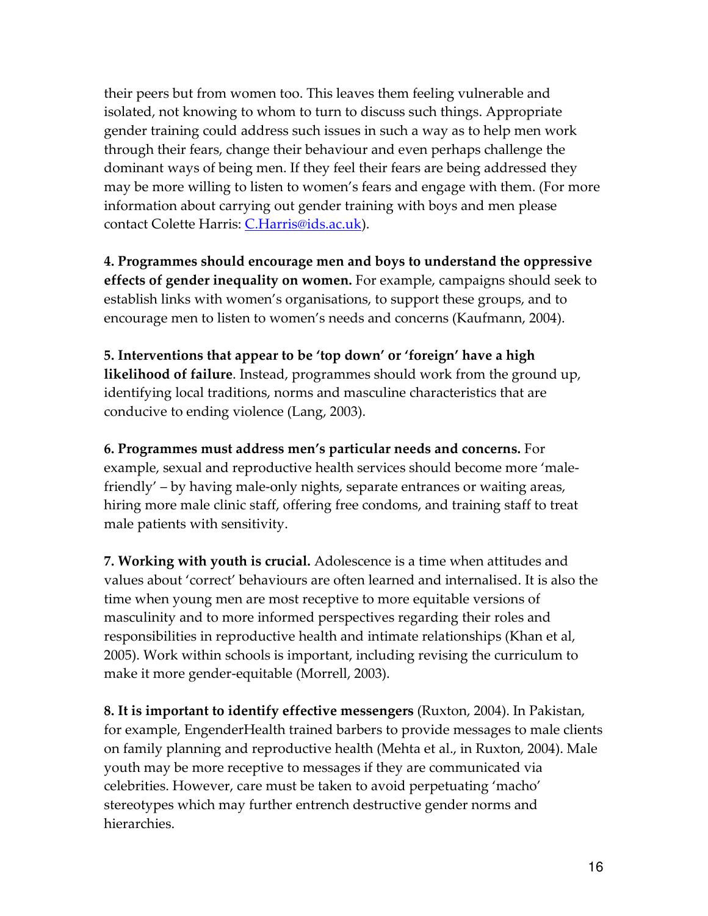their peers but from women too. This leaves them feeling vulnerable and isolated, not knowing to whom to turn to discuss such things. Appropriate gender training could address such issues in such a way as to help men work through their fears, change their behaviour and even perhaps challenge the dominant ways of being men. If they feel their fears are being addressed they may be more willing to listen to women's fears and engage with them. (For more information about carrying out gender training with boys and men please contact Colette Harris: [C.Harris@ids.ac.uk](mailto:C.Harris@ids.ac.uk)).

**4. Programmes should encourage men and boys to understand the oppressive effects of gender inequality on women.** For example, campaigns should seek to establish links with women's organisations, to support these groups, and to encourage men to listen to women's needs and concerns (Kaufmann, 2004).

**5. Interventions that appear to be 'top down' or 'foreign' have a high likelihood of failure**. Instead, programmes should work from the ground up, identifying local traditions, norms and masculine characteristics that are conducive to ending violence (Lang, 2003).

**6. Programmes must address men's particular needs and concerns.** For example, sexual and reproductive health services should become more 'male-friendly' – by having male-only nights, separate entrances or waiting areas, hiring more male clinic staff, offering free condoms, and training staff to treat male patients with sensitivity.

**7. Working with youth is crucial.** Adolescence is a time when attitudes and values about 'correct' behaviours are often learned and internalised. It is also the time when young men are most receptive to more equitable versions of masculinity and to more informed perspectives regarding their roles and responsibilities in reproductive health and intimate relationships (Khan et al, 2005). Work within schools is important, including revising the curriculum to make it more gender-equitable (Morrell, 2003).

**8. It is important to identify effective messengers** (Ruxton, 2004). In Pakistan, for example, EngenderHealth trained barbers to provide messages to male clients on family planning and reproductive health (Mehta et al., in Ruxton, 2004). Male youth may be more receptive to messages if they are communicated via celebrities. However, care must be taken to avoid perpetuating 'macho' stereotypes which may further entrench destructive gender norms and hierarchies.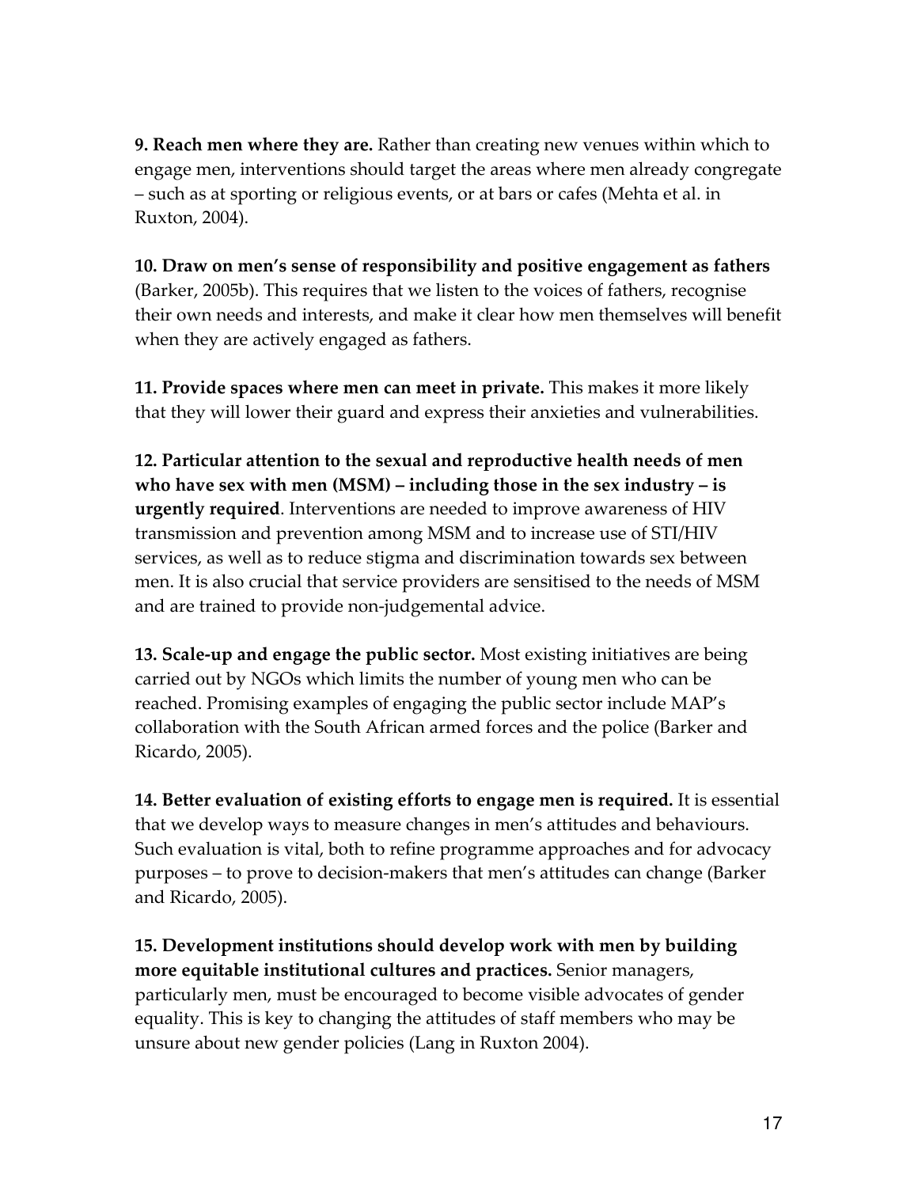**9. Reach men where they are.** Rather than creating new venues within which to engage men, interventions should target the areas where men already congregate – such as at sporting or religious events, or at bars or cafes (Mehta et al. in Ruxton, 2004).

**10. Draw on men's sense of responsibility and positive engagement as fathers** (Barker, 2005b). This requires that we listen to the voices of fathers, recognise their own needs and interests, and make it clear how men themselves will benefit when they are actively engaged as fathers.

**11. Provide spaces where men can meet in private.** This makes it more likely that they will lower their guard and express their anxieties and vulnerabilities.

**12. Particular attention to the sexual and reproductive health needs of men who have sex with men (MSM) – including those in the sex industry – is urgently required**. Interventions are needed to improve awareness of HIV transmission and prevention among MSM and to increase use of STI/HIV services, as well as to reduce stigma and discrimination towards sex between men. It is also crucial that service providers are sensitised to the needs of MSM and are trained to provide non-judgemental advice.

**13. Scale-up and engage the public sector.** Most existing initiatives are being carried out by NGOs which limits the number of young men who can be reached. Promising examples of engaging the public sector include MAP's collaboration with the South African armed forces and the police (Barker and Ricardo, 2005).

**14. Better evaluation of existing efforts to engage men is required.** It is essential that we develop ways to measure changes in men's attitudes and behaviours. Such evaluation is vital, both to refine programme approaches and for advocacy purposes – to prove to decision-makers that men's attitudes can change (Barker and Ricardo, 2005).

**15. Development institutions should develop work with men by building more equitable institutional cultures and practices.** Senior managers, particularly men, must be encouraged to become visible advocates of gender equality. This is key to changing the attitudes of staff members who may be unsure about new gender policies (Lang in Ruxton 2004).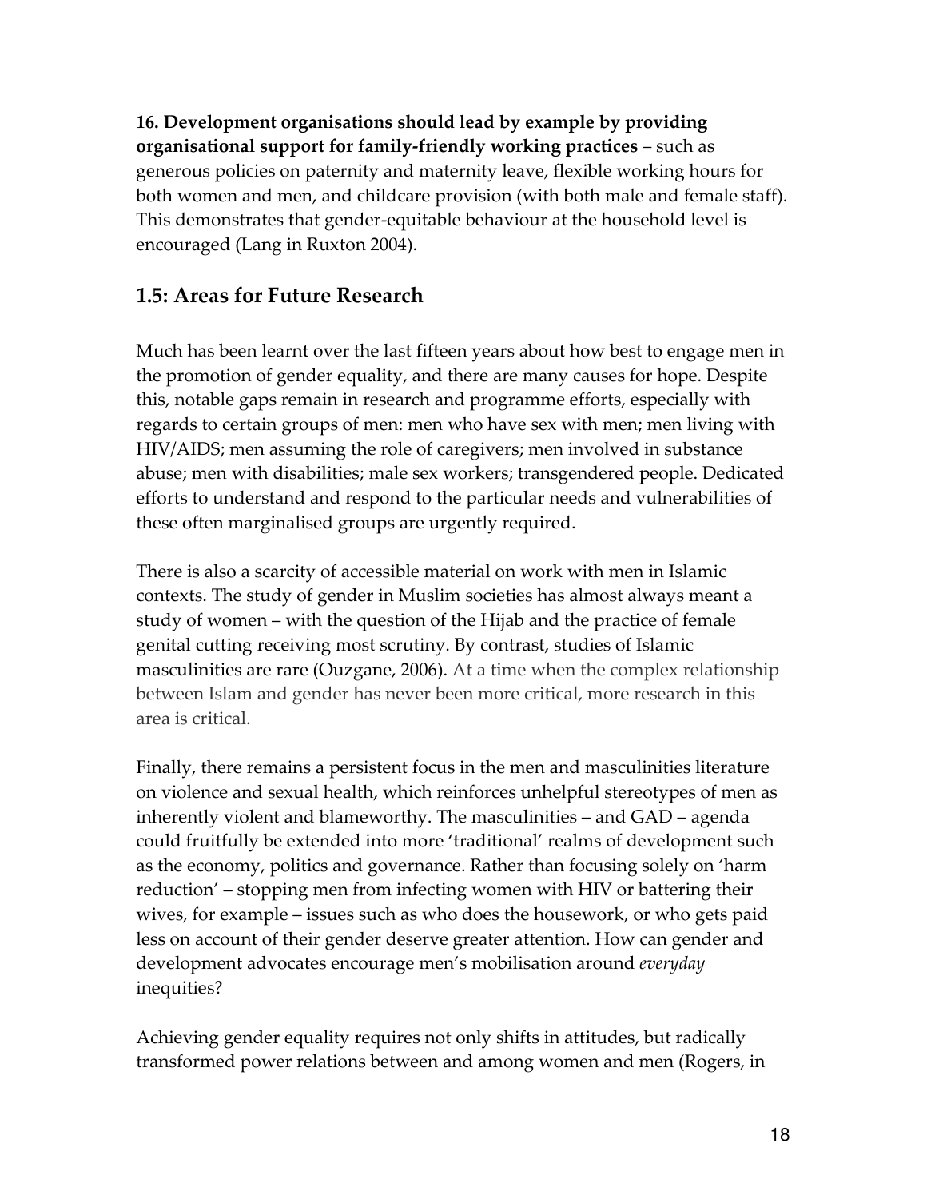**16. Development organisations should lead by example by providing organisational support for family-friendly working practices** – such as generous policies on paternity and maternity leave, flexible working hours for both women and men, and childcare provision (with both male and female staff). This demonstrates that gender-equitable behaviour at the household level is encouraged (Lang in Ruxton 2004).

## 1.5: Areas for Future Research

Much has been learnt over the last fifteen years about how best to engage men in the promotion of gender equality, and there are many causes for hope. Despite this, notable gaps remain in research and programme efforts, especially with regards to certain groups of men: men who have sex with men; men living with HIV/AIDS; men assuming the role of caregivers; men involved in substance abuse; men with disabilities; male sex workers; transgendered people. Dedicated efforts to understand and respond to the particular needs and vulnerabilities of these often marginalised groups are urgently required.

There is also a scarcity of accessible material on work with men in Islamic contexts. The study of gender in Muslim societies has almost always meant a study of women – with the question of the Hijab and the practice of female genital cutting receiving most scrutiny. By contrast, studies of Islamic masculinities are rare (Ouzgane, 2006). At a time when the complex relationship between Islam and gender has never been more critical, more research in this area is critical.

Finally, there remains a persistent focus in the men and masculinities literature on violence and sexual health, which reinforces unhelpful stereotypes of men as inherently violent and blameworthy. The masculinities – and GAD – agenda could fruitfully be extended into more 'traditional' realms of development such as the economy, politics and governance. Rather than focusing solely on 'harm reduction' – stopping men from infecting women with HIV or battering their wives, for example – issues such as who does the housework, or who gets paid less on account of their gender deserve greater attention. How can gender and development advocates encourage men's mobilisation around *everyday* inequities?

Achieving gender equality requires not only shifts in attitudes, but radically transformed power relations between and among women and men (Rogers, in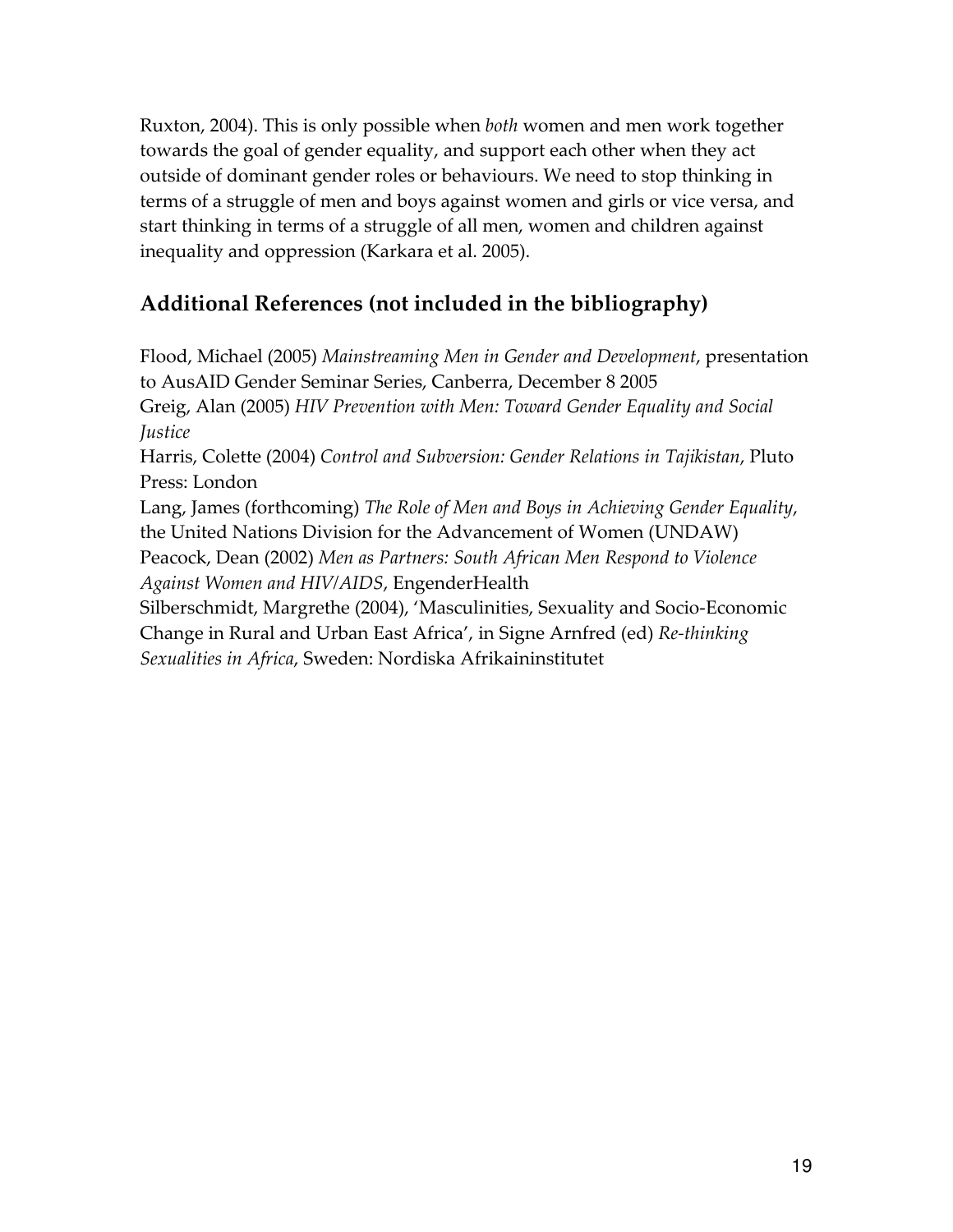Ruxton, 2004). This is only possible when *both* women and men work together towards the goal of gender equality, and support each other when they act outside of dominant gender roles or behaviours. We need to stop thinking in terms of a struggle of men and boys against women and girls or vice versa, and start thinking in terms of a struggle of all men, women and children against inequality and oppression (Karkara et al. 2005).

## Additional References (not included in the bibliography)

Flood, Michael (2005) *Mainstreaming Men in Gender and Development*, presentation to AusAID Gender Seminar Series, Canberra, December 8 2005

Greig, Alan (2005) *HIV Prevention with Men: Toward Gender Equality and Social Justice*

Harris, Colette (2004) *Control and Subversion: Gender Relations in Tajikistan*, Pluto Press: London

Lang, James (forthcoming) *The Role of Men and Boys in Achieving Gender Equality*, the United Nations Division for the Advancement of Women (UNDAW)

Peacock, Dean (2002) *Men as Partners: South African Men Respond to Violence Against Women and HIV/AIDS*, EngenderHealth

Silberschmidt, Margrethe (2004), 'Masculinities, Sexuality and Socio-Economic Change in Rural and Urban East Africa', in Signe Arnfred (ed) *Re-thinking Sexualities in Africa*, Sweden: Nordiska Afrikaininstitutet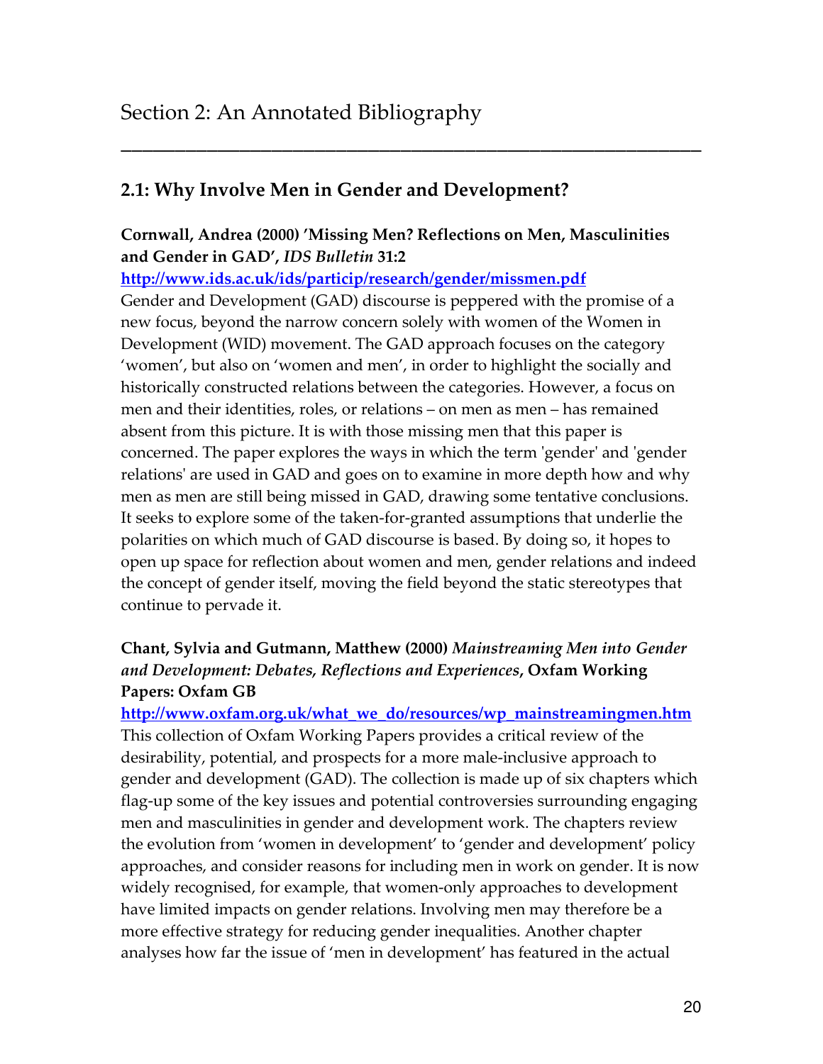# Section 2: An Annotated Bibliography

---

## 2.1: Why Involve Men in Gender and Development?

**Cornwall, Andrea (2000) 'Missing Men? Reflections on Men, Masculinities and Gender in GAD', *IDS Bulletin* 31:2**
**http://www.ids.ac.uk/ids/particip/research/gender/missmen.pdf**
Gender and Development (GAD) discourse is peppered with the promise of a new focus, beyond the narrow concern solely with women of the Women in Development (WID) movement. The GAD approach focuses on the category 'women', but also on 'women and men', in order to highlight the socially and historically constructed relations between the categories. However, a focus on men and their identities, roles, or relations – on men as men – has remained absent from this picture. It is with those missing men that this paper is concerned. The paper explores the ways in which the term 'gender' and 'gender relations' are used in GAD and goes on to examine in more depth how and why men as men are still being missed in GAD, drawing some tentative conclusions. It seeks to explore some of the taken-for-granted assumptions that underlie the polarities on which much of GAD discourse is based. By doing so, it hopes to open up space for reflection about women and men, gender relations and indeed the concept of gender itself, moving the field beyond the static stereotypes that continue to pervade it.

**Chant, Sylvia and Gutmann, Matthew (2000) *Mainstreaming Men into Gender and Development: Debates, Reflections and Experiences*, Oxfam Working Papers: Oxfam GB**
**http://www.oxfam.org.uk/what_we_do/resources/wp_mainstreamingmen.htm**
This collection of Oxfam Working Papers provides a critical review of the desirability, potential, and prospects for a more male-inclusive approach to gender and development (GAD). The collection is made up of six chapters which flag-up some of the key issues and potential controversies surrounding engaging men and masculinities in gender and development work. The chapters review the evolution from 'women in development' to 'gender and development' policy approaches, and consider reasons for including men in work on gender. It is now widely recognised, for example, that women-only approaches to development have limited impacts on gender relations. Involving men may therefore be a more effective strategy for reducing gender inequalities. Another chapter analyses how far the issue of 'men in development' has featured in the actual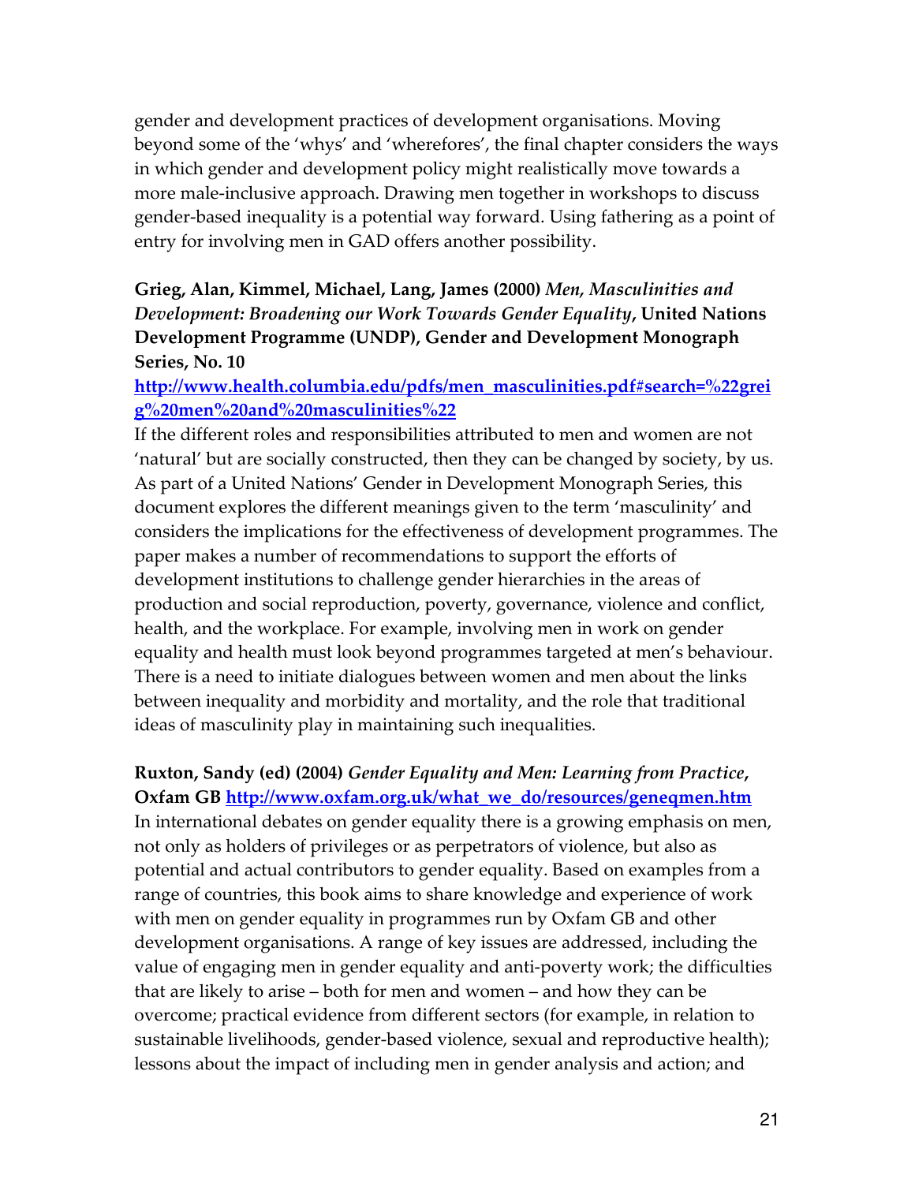gender and development practices of development organisations. Moving beyond some of the 'whys' and 'wherefores', the final chapter considers the ways in which gender and development policy might realistically move towards a more male-inclusive approach. Drawing men together in workshops to discuss gender-based inequality is a potential way forward. Using fathering as a point of entry for involving men in GAD offers another possibility.

**Grieg, Alan, Kimmel, Michael, Lang, James (2000)** ***Men, Masculinities and Development: Broadening our Work Towards Gender Equality*****, United Nations Development Programme (UNDP), Gender and Development Monograph Series, No. 10**
**http://www.health.columbia.edu/pdfs/men_masculinities.pdf#search=%22grieg%20men%20and%20masculinities%22**
If the different roles and responsibilities attributed to men and women are not 'natural' but are socially constructed, then they can be changed by society, by us. As part of a United Nations' Gender in Development Monograph Series, this document explores the different meanings given to the term 'masculinity' and considers the implications for the effectiveness of development programmes. The paper makes a number of recommendations to support the efforts of development institutions to challenge gender hierarchies in the areas of production and social reproduction, poverty, governance, violence and conflict, health, and the workplace. For example, involving men in work on gender equality and health must look beyond programmes targeted at men's behaviour. There is a need to initiate dialogues between women and men about the links between inequality and morbidity and mortality, and the role that traditional ideas of masculinity play in maintaining such inequalities.

**Ruxton, Sandy (ed) (2004)** ***Gender Equality and Men: Learning from Practice*****, Oxfam GB** **http://www.oxfam.org.uk/what_we_do/resources/geneqmen.htm**
In international debates on gender equality there is a growing emphasis on men, not only as holders of privileges or as perpetrators of violence, but also as potential and actual contributors to gender equality. Based on examples from a range of countries, this book aims to share knowledge and experience of work with men on gender equality in programmes run by Oxfam GB and other development organisations. A range of key issues are addressed, including the value of engaging men in gender equality and anti-poverty work; the difficulties that are likely to arise – both for men and women – and how they can be overcome; practical evidence from different sectors (for example, in relation to sustainable livelihoods, gender-based violence, sexual and reproductive health); lessons about the impact of including men in gender analysis and action; and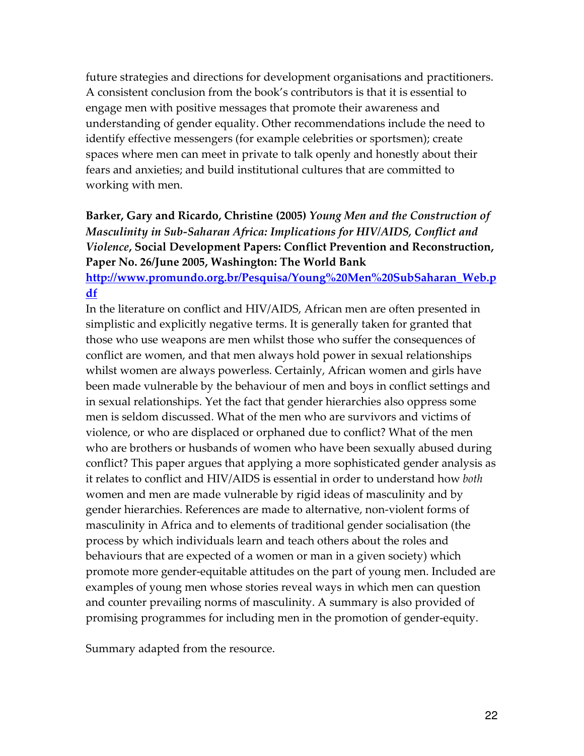future strategies and directions for development organisations and practitioners. A consistent conclusion from the book's contributors is that it is essential to engage men with positive messages that promote their awareness and understanding of gender equality. Other recommendations include the need to identify effective messengers (for example celebrities or sportsmen); create spaces where men can meet in private to talk openly and honestly about their fears and anxieties; and build institutional cultures that are committed to working with men.

**Barker, Gary and Ricardo, Christine (2005)** ***Young Men and the Construction of Masculinity in Sub-Saharan Africa: Implications for HIV/AIDS, Conflict and Violence*****, Social Development Papers: Conflict Prevention and Reconstruction, Paper No. 26/June 2005, Washington: The World Bank**
**http://www.promundo.org.br/Pesquisa/Young%20Men%20SubSaharan_Web.pdf**

In the literature on conflict and HIV/AIDS, African men are often presented in simplistic and explicitly negative terms. It is generally taken for granted that those who use weapons are men whilst those who suffer the consequences of conflict are women, and that men always hold power in sexual relationships whilst women are always powerless. Certainly, African women and girls have been made vulnerable by the behaviour of men and boys in conflict settings and in sexual relationships. Yet the fact that gender hierarchies also oppress some men is seldom discussed. What of the men who are survivors and victims of violence, or who are displaced or orphaned due to conflict? What of the men who are brothers or husbands of women who have been sexually abused during conflict? This paper argues that applying a more sophisticated gender analysis as it relates to conflict and HIV/AIDS is essential in order to understand how *both* women and men are made vulnerable by rigid ideas of masculinity and by gender hierarchies. References are made to alternative, non-violent forms of masculinity in Africa and to elements of traditional gender socialisation (the process by which individuals learn and teach others about the roles and behaviours that are expected of a women or man in a given society) which promote more gender-equitable attitudes on the part of young men. Included are examples of young men whose stories reveal ways in which men can question and counter prevailing norms of masculinity. A summary is also provided of promising programmes for including men in the promotion of gender-equity.

Summary adapted from the resource.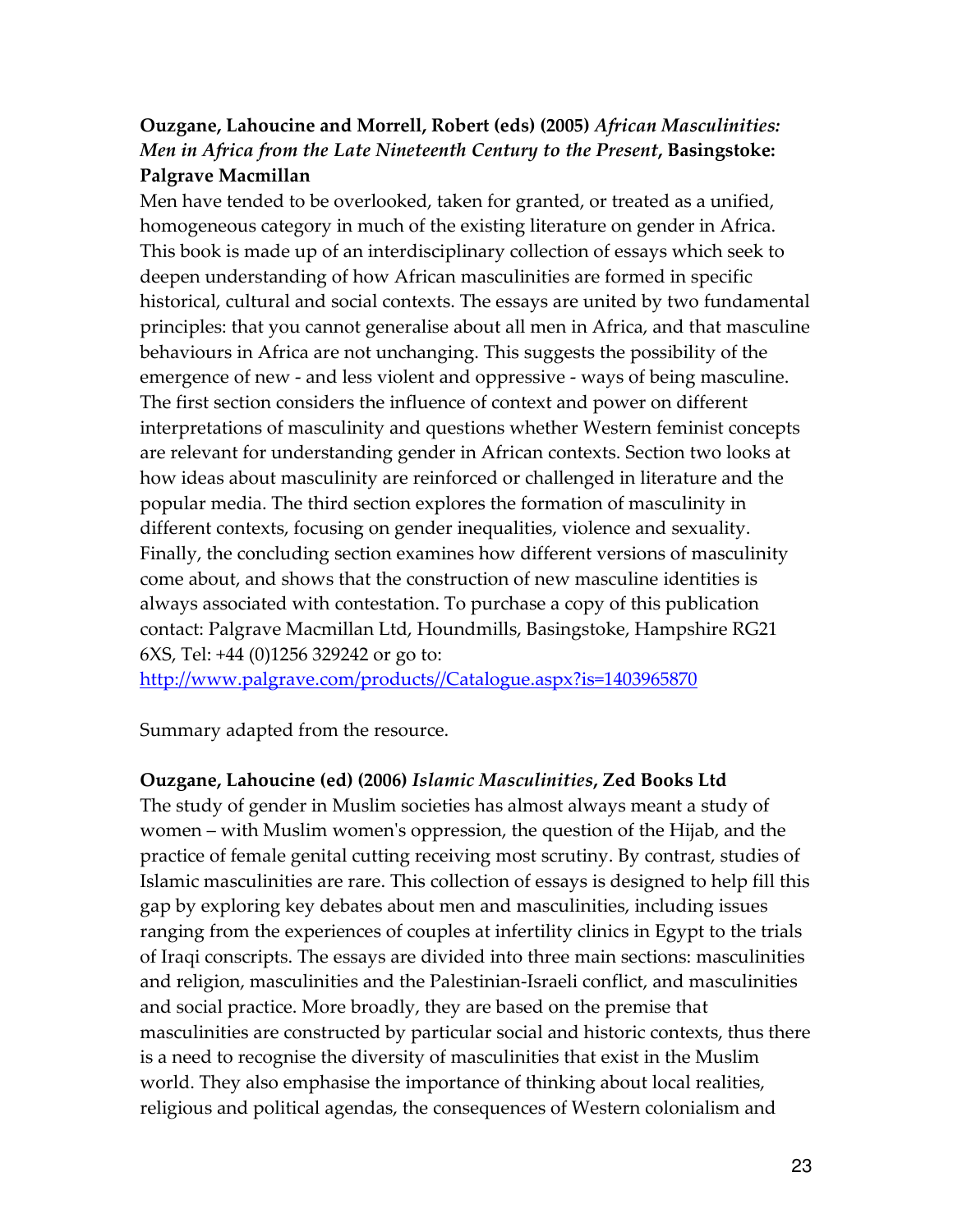**Ouzgane, Lahoucine and Morrell, Robert (eds) (2005) *African Masculinities: Men in Africa from the Late Nineteenth Century to the Present*, Basingstoke: Palgrave Macmillan**

Men have tended to be overlooked, taken for granted, or treated as a unified, homogeneous category in much of the existing literature on gender in Africa. This book is made up of an interdisciplinary collection of essays which seek to deepen understanding of how African masculinities are formed in specific historical, cultural and social contexts. The essays are united by two fundamental principles: that you cannot generalise about all men in Africa, and that masculine behaviours in Africa are not unchanging. This suggests the possibility of the emergence of new - and less violent and oppressive - ways of being masculine. The first section considers the influence of context and power on different interpretations of masculinity and questions whether Western feminist concepts are relevant for understanding gender in African contexts. Section two looks at how ideas about masculinity are reinforced or challenged in literature and the popular media. The third section explores the formation of masculinity in different contexts, focusing on gender inequalities, violence and sexuality. Finally, the concluding section examines how different versions of masculinity come about, and shows that the construction of new masculine identities is always associated with contestation. To purchase a copy of this publication contact: Palgrave Macmillan Ltd, Houndmills, Basingstoke, Hampshire RG21 6XS, Tel: +44 (0)1256 329242 or go to: http://www.palgrave.com/products//Catalogue.aspx?is=1403965870

Summary adapted from the resource.

**Ouzgane, Lahoucine (ed) (2006) *Islamic Masculinities*, Zed Books Ltd**

The study of gender in Muslim societies has almost always meant a study of women – with Muslim women's oppression, the question of the Hijab, and the practice of female genital cutting receiving most scrutiny. By contrast, studies of Islamic masculinities are rare. This collection of essays is designed to help fill this gap by exploring key debates about men and masculinities, including issues ranging from the experiences of couples at infertility clinics in Egypt to the trials of Iraqi conscripts. The essays are divided into three main sections: masculinities and religion, masculinities and the Palestinian-Israeli conflict, and masculinities and social practice. More broadly, they are based on the premise that masculinities are constructed by particular social and historic contexts, thus there is a need to recognise the diversity of masculinities that exist in the Muslim world. They also emphasise the importance of thinking about local realities, religious and political agendas, the consequences of Western colonialism and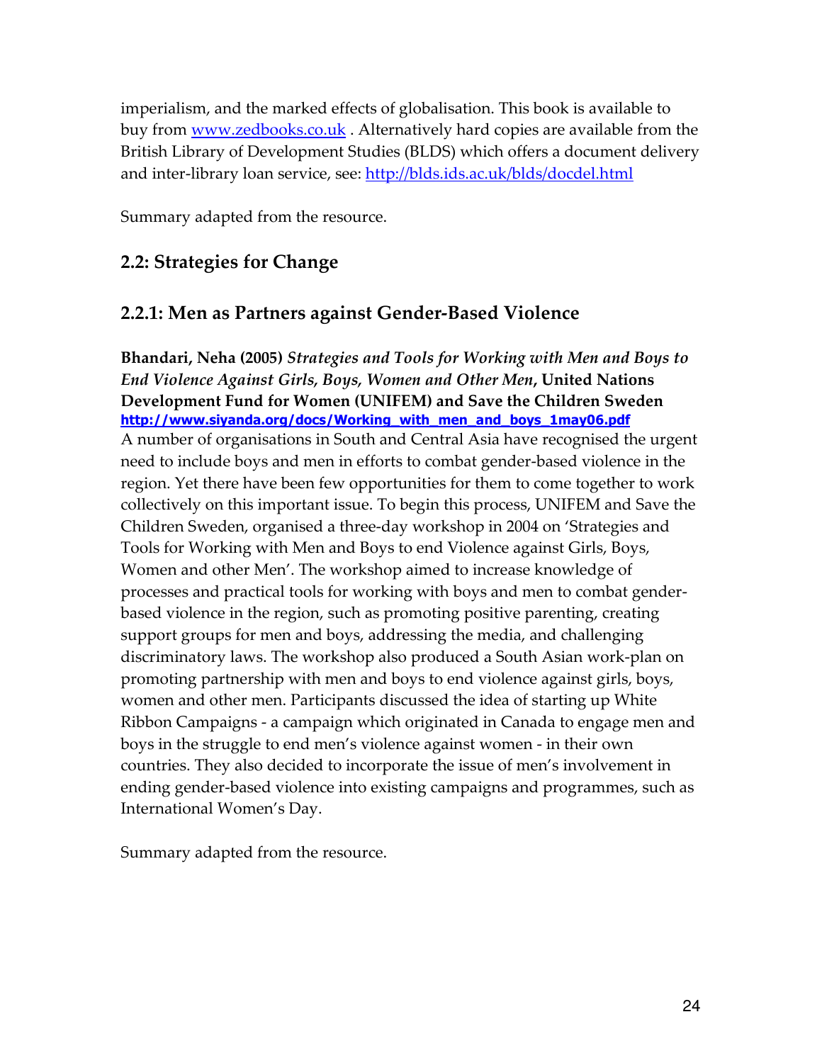imperialism, and the marked effects of globalisation. This book is available to buy from www.zedbooks.co.uk . Alternatively hard copies are available from the British Library of Development Studies (BLDS) which offers a document delivery and inter-library loan service, see: http://blds.ids.ac.uk/blds/docdel.html

Summary adapted from the resource.

## 2.2: Strategies for Change

### 2.2.1: Men as Partners against Gender-Based Violence

**Bhandari, Neha (2005)** ***Strategies and Tools for Working with Men and Boys to End Violence Against Girls, Boys, Women and Other Men*****, United Nations Development Fund for Women (UNIFEM) and Save the Children Sweden**
**http://www.siyanda.org/docs/Working_with_men_and_boys_1may06.pdf**
A number of organisations in South and Central Asia have recognised the urgent need to include boys and men in efforts to combat gender-based violence in the region. Yet there have been few opportunities for them to come together to work collectively on this important issue. To begin this process, UNIFEM and Save the Children Sweden, organised a three-day workshop in 2004 on 'Strategies and Tools for Working with Men and Boys to end Violence against Girls, Boys, Women and other Men'. The workshop aimed to increase knowledge of processes and practical tools for working with boys and men to combat gender-based violence in the region, such as promoting positive parenting, creating support groups for men and boys, addressing the media, and challenging discriminatory laws. The workshop also produced a South Asian work-plan on promoting partnership with men and boys to end violence against girls, boys, women and other men. Participants discussed the idea of starting up White Ribbon Campaigns - a campaign which originated in Canada to engage men and boys in the struggle to end men's violence against women - in their own countries. They also decided to incorporate the issue of men's involvement in ending gender-based violence into existing campaigns and programmes, such as International Women's Day.

Summary adapted from the resource.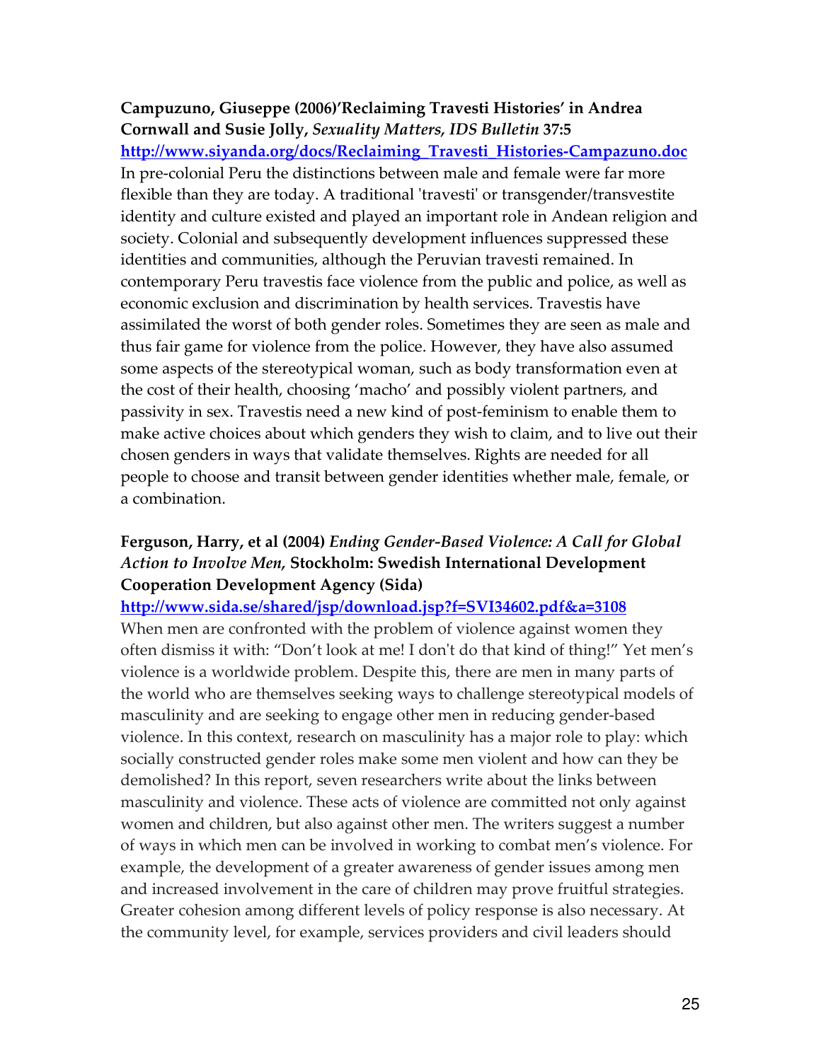**Campuzuno, Giuseppe (2006)'Reclaiming Travesti Histories' in Andrea Cornwall and Susie Jolly, *Sexuality Matters, IDS Bulletin* 37:5**
**http://www.siyanda.org/docs/Reclaiming_Travesti_Histories-Campazuno.doc**

In pre-colonial Peru the distinctions between male and female were far more flexible than they are today. A traditional 'travesti' or transgender/transvestite identity and culture existed and played an important role in Andean religion and society. Colonial and subsequently development influences suppressed these identities and communities, although the Peruvian travesti remained. In contemporary Peru travestis face violence from the public and police, as well as economic exclusion and discrimination by health services. Travestis have assimilated the worst of both gender roles. Sometimes they are seen as male and thus fair game for violence from the police. However, they have also assumed some aspects of the stereotypical woman, such as body transformation even at the cost of their health, choosing 'macho' and possibly violent partners, and passivity in sex. Travestis need a new kind of post-feminism to enable them to make active choices about which genders they wish to claim, and to live out their chosen genders in ways that validate themselves. Rights are needed for all people to choose and transit between gender identities whether male, female, or a combination.

**Ferguson, Harry, et al (2004) *Ending Gender-Based Violence: A Call for Global Action to Involve Men*, Stockholm: Swedish International Development Cooperation Development Agency (Sida)**
**http://www.sida.se/shared/jsp/download.jsp?f=SVI34602.pdf&a=3108**

When men are confronted with the problem of violence against women they often dismiss it with: "Don't look at me! I don't do that kind of thing!" Yet men's violence is a worldwide problem. Despite this, there are men in many parts of the world who are themselves seeking ways to challenge stereotypical models of masculinity and are seeking to engage other men in reducing gender-based violence. In this context, research on masculinity has a major role to play: which socially constructed gender roles make some men violent and how can they be demolished? In this report, seven researchers write about the links between masculinity and violence. These acts of violence are committed not only against women and children, but also against other men. The writers suggest a number of ways in which men can be involved in working to combat men's violence. For example, the development of a greater awareness of gender issues among men and increased involvement in the care of children may prove fruitful strategies. Greater cohesion among different levels of policy response is also necessary. At the community level, for example, services providers and civil leaders should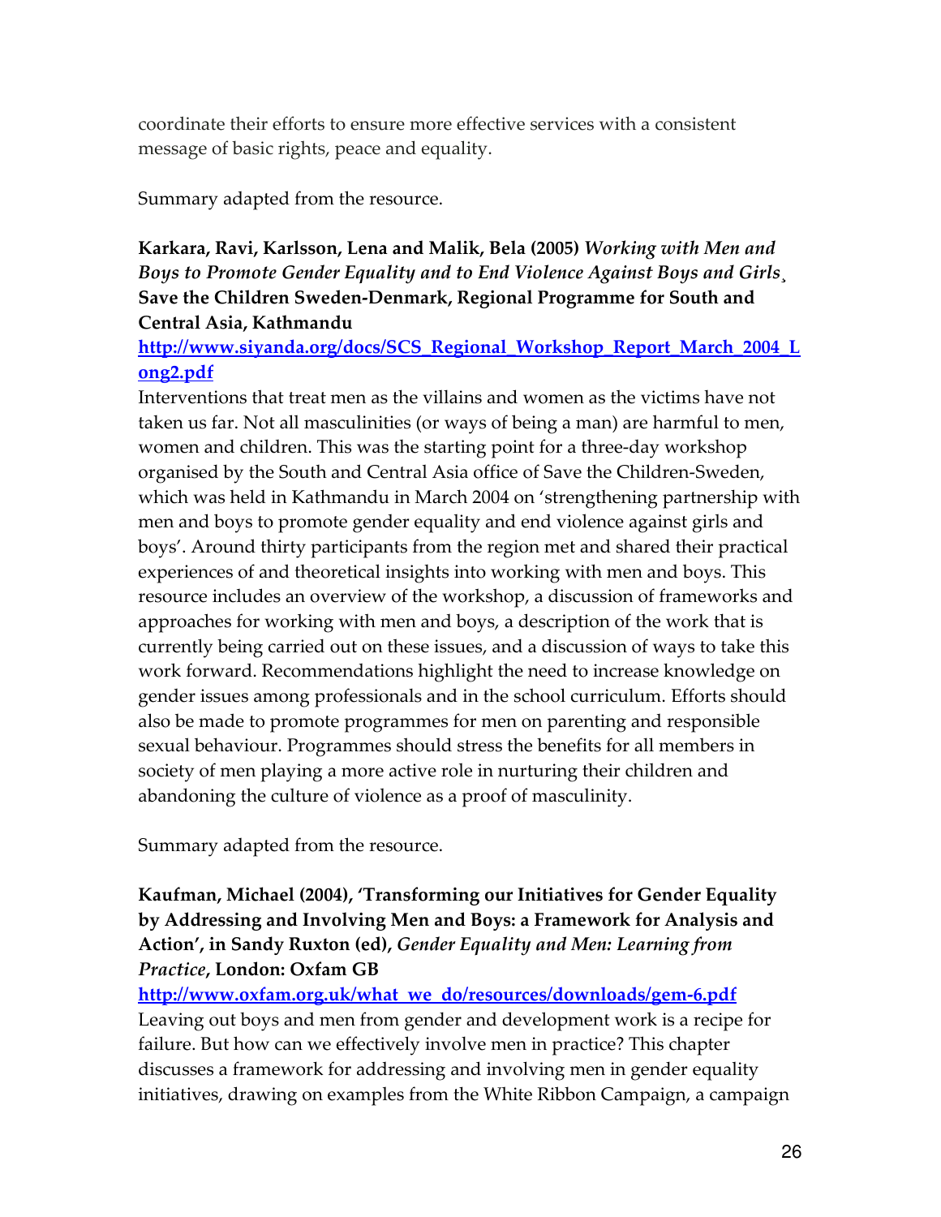coordinate their efforts to ensure more effective services with a consistent message of basic rights, peace and equality.

Summary adapted from the resource.

**Karkara, Ravi, Karlsson, Lena and Malik, Bela (2005)** ***Working with Men and Boys to Promote Gender Equality and to End Violence Against Boys and Girls*****¸ Save the Children Sweden-Denmark, Regional Programme for South and Central Asia, Kathmandu**

**http://www.siyanda.org/docs/SCS_Regional_Workshop_Report_March_2004_Long2.pdf**

Interventions that treat men as the villains and women as the victims have not taken us far. Not all masculinities (or ways of being a man) are harmful to men, women and children. This was the starting point for a three-day workshop organised by the South and Central Asia office of Save the Children-Sweden, which was held in Kathmandu in March 2004 on 'strengthening partnership with men and boys to promote gender equality and end violence against girls and boys'. Around thirty participants from the region met and shared their practical experiences of and theoretical insights into working with men and boys. This resource includes an overview of the workshop, a discussion of frameworks and approaches for working with men and boys, a description of the work that is currently being carried out on these issues, and a discussion of ways to take this work forward. Recommendations highlight the need to increase knowledge on gender issues among professionals and in the school curriculum. Efforts should also be made to promote programmes for men on parenting and responsible sexual behaviour. Programmes should stress the benefits for all members in society of men playing a more active role in nurturing their children and abandoning the culture of violence as a proof of masculinity.

Summary adapted from the resource.

**Kaufman, Michael (2004), 'Transforming our Initiatives for Gender Equality by Addressing and Involving Men and Boys: a Framework for Analysis and Action', in Sandy Ruxton (ed),** ***Gender Equality and Men: Learning from Practice*****, London: Oxfam GB**

**http://www.oxfam.org.uk/what_we_do/resources/downloads/gem-6.pdf**

Leaving out boys and men from gender and development work is a recipe for failure. But how can we effectively involve men in practice? This chapter discusses a framework for addressing and involving men in gender equality initiatives, drawing on examples from the White Ribbon Campaign, a campaign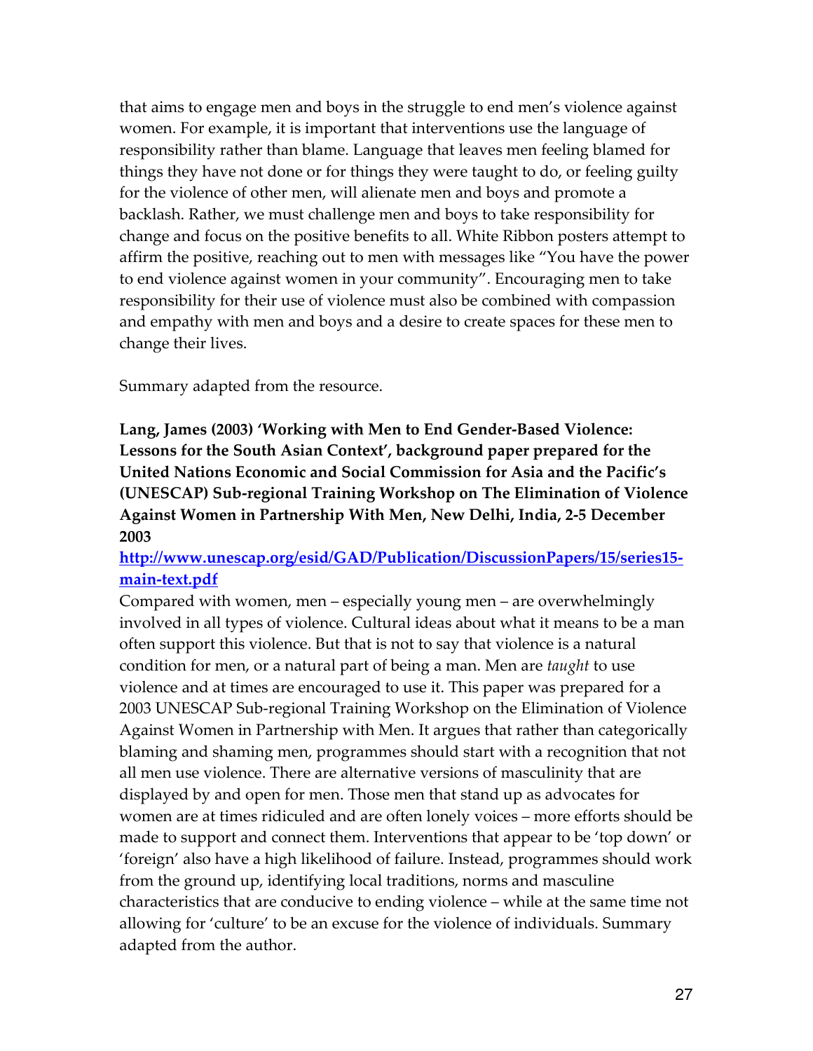that aims to engage men and boys in the struggle to end men's violence against women. For example, it is important that interventions use the language of responsibility rather than blame. Language that leaves men feeling blamed for things they have not done or for things they were taught to do, or feeling guilty for the violence of other men, will alienate men and boys and promote a backlash. Rather, we must challenge men and boys to take responsibility for change and focus on the positive benefits to all. White Ribbon posters attempt to affirm the positive, reaching out to men with messages like "You have the power to end violence against women in your community". Encouraging men to take responsibility for their use of violence must also be combined with compassion and empathy with men and boys and a desire to create spaces for these men to change their lives.

Summary adapted from the resource.

**Lang, James (2003) 'Working with Men to End Gender-Based Violence: Lessons for the South Asian Context', background paper prepared for the United Nations Economic and Social Commission for Asia and the Pacific's (UNESCAP) Sub-regional Training Workshop on The Elimination of Violence Against Women in Partnership With Men, New Delhi, India, 2-5 December 2003**

**http://www.unescap.org/esid/GAD/Publication/DiscussionPapers/15/series15-main-text.pdf**

Compared with women, men – especially young men – are overwhelmingly involved in all types of violence. Cultural ideas about what it means to be a man often support this violence. But that is not to say that violence is a natural condition for men, or a natural part of being a man. Men are *taught* to use violence and at times are encouraged to use it. This paper was prepared for a 2003 UNESCAP Sub-regional Training Workshop on the Elimination of Violence Against Women in Partnership with Men. It argues that rather than categorically blaming and shaming men, programmes should start with a recognition that not all men use violence. There are alternative versions of masculinity that are displayed by and open for men. Those men that stand up as advocates for women are at times ridiculed and are often lonely voices – more efforts should be made to support and connect them. Interventions that appear to be 'top down' or 'foreign' also have a high likelihood of failure. Instead, programmes should work from the ground up, identifying local traditions, norms and masculine characteristics that are conducive to ending violence – while at the same time not allowing for 'culture' to be an excuse for the violence of individuals. Summary adapted from the author.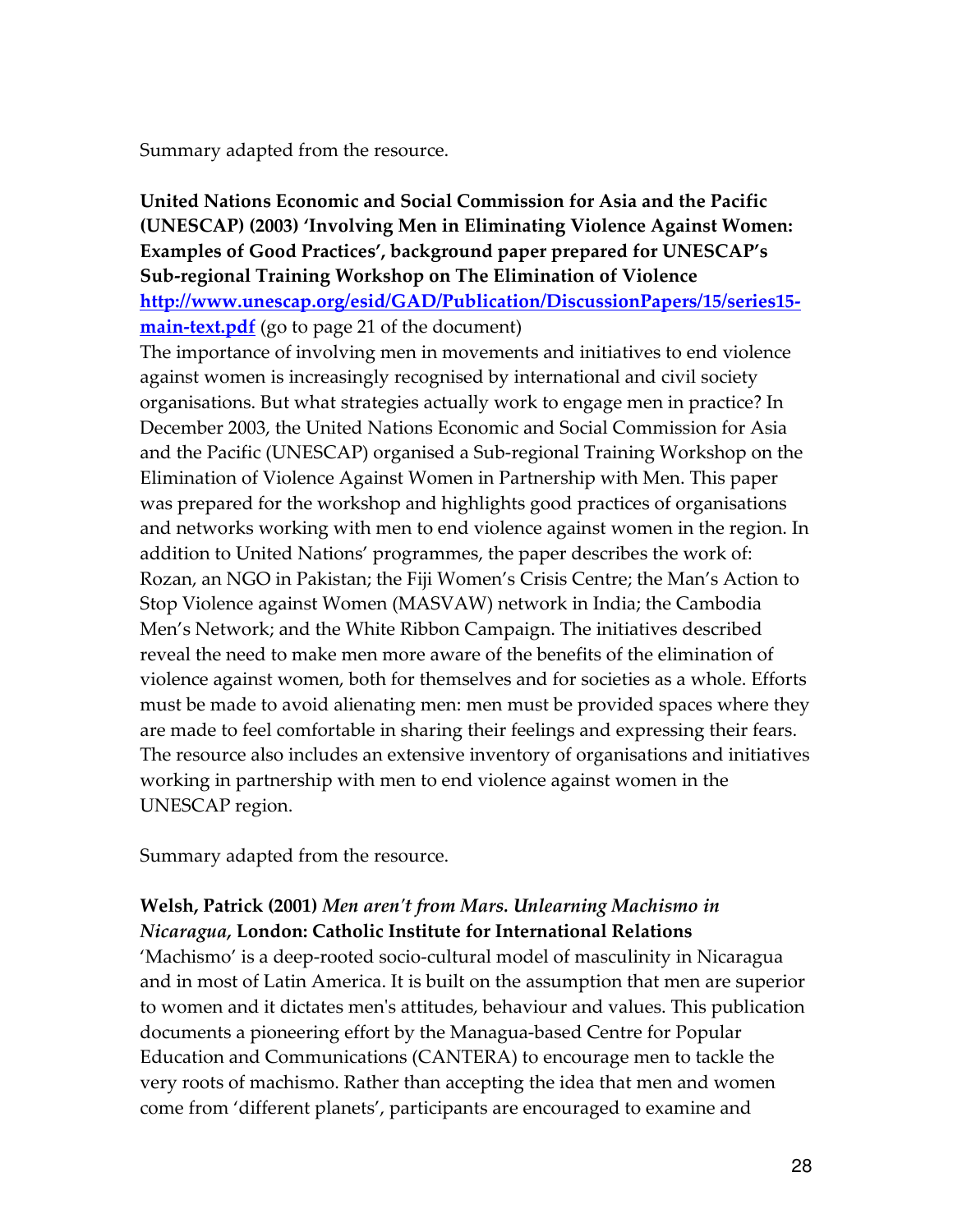Summary adapted from the resource.

**United Nations Economic and Social Commission for Asia and the Pacific (UNESCAP) (2003) 'Involving Men in Eliminating Violence Against Women: Examples of Good Practices', background paper prepared for UNESCAP's Sub-regional Training Workshop on The Elimination of Violence**
**[http://www.unescap.org/esid/GAD/Publication/DiscussionPapers/15/series15-main-text.pdf](http://www.unescap.org/esid/GAD/Publication/DiscussionPapers/15/series15-main-text.pdf)** (go to page 21 of the document)
The importance of involving men in movements and initiatives to end violence against women is increasingly recognised by international and civil society organisations. But what strategies actually work to engage men in practice? In December 2003, the United Nations Economic and Social Commission for Asia and the Pacific (UNESCAP) organised a Sub-regional Training Workshop on the Elimination of Violence Against Women in Partnership with Men. This paper was prepared for the workshop and highlights good practices of organisations and networks working with men to end violence against women in the region. In addition to United Nations' programmes, the paper describes the work of: Rozan, an NGO in Pakistan; the Fiji Women's Crisis Centre; the Man's Action to Stop Violence against Women (MASVAW) network in India; the Cambodia Men's Network; and the White Ribbon Campaign. The initiatives described reveal the need to make men more aware of the benefits of the elimination of violence against women, both for themselves and for societies as a whole. Efforts must be made to avoid alienating men: men must be provided spaces where they are made to feel comfortable in sharing their feelings and expressing their fears. The resource also includes an extensive inventory of organisations and initiatives working in partnership with men to end violence against women in the UNESCAP region.

Summary adapted from the resource.

**Welsh, Patrick (2001)** ***Men aren't from Mars. Unlearning Machismo in Nicaragua*****, London: Catholic Institute for International Relations**
'Machismo' is a deep-rooted socio-cultural model of masculinity in Nicaragua and in most of Latin America. It is built on the assumption that men are superior to women and it dictates men's attitudes, behaviour and values. This publication documents a pioneering effort by the Managua-based Centre for Popular Education and Communications (CANTERA) to encourage men to tackle the very roots of machismo. Rather than accepting the idea that men and women come from 'different planets', participants are encouraged to examine and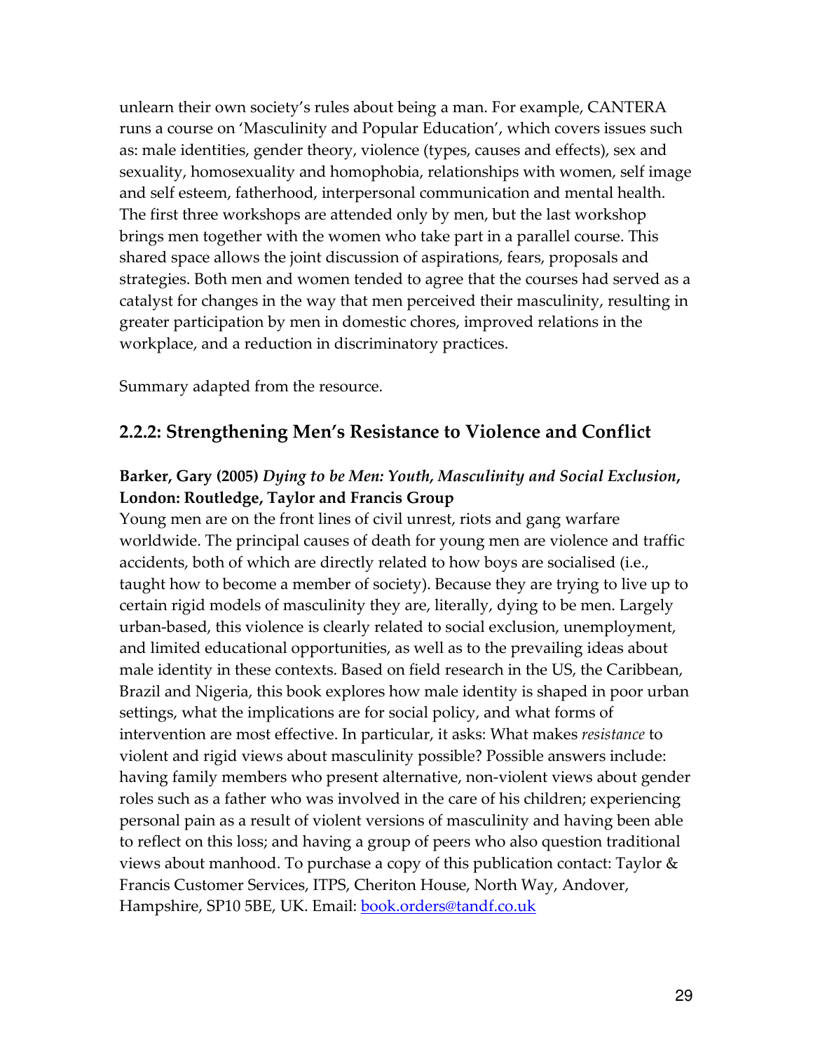unlearn their own society's rules about being a man. For example, CANTERA runs a course on 'Masculinity and Popular Education', which covers issues such as: male identities, gender theory, violence (types, causes and effects), sex and sexuality, homosexuality and homophobia, relationships with women, self image and self esteem, fatherhood, interpersonal communication and mental health. The first three workshops are attended only by men, but the last workshop brings men together with the women who take part in a parallel course. This shared space allows the joint discussion of aspirations, fears, proposals and strategies. Both men and women tended to agree that the courses had served as a catalyst for changes in the way that men perceived their masculinity, resulting in greater participation by men in domestic chores, improved relations in the workplace, and a reduction in discriminatory practices.

Summary adapted from the resource.

### 2.2.2: Strengthening Men's Resistance to Violence and Conflict

**Barker, Gary (2005)** ***Dying to be Men: Youth, Masculinity and Social Exclusion*****, London: Routledge, Taylor and Francis Group**

Young men are on the front lines of civil unrest, riots and gang warfare worldwide. The principal causes of death for young men are violence and traffic accidents, both of which are directly related to how boys are socialised (i.e., taught how to become a member of society). Because they are trying to live up to certain rigid models of masculinity they are, literally, dying to be men. Largely urban-based, this violence is clearly related to social exclusion, unemployment, and limited educational opportunities, as well as to the prevailing ideas about male identity in these contexts. Based on field research in the US, the Caribbean, Brazil and Nigeria, this book explores how male identity is shaped in poor urban settings, what the implications are for social policy, and what forms of intervention are most effective. In particular, it asks: What makes *resistance* to violent and rigid views about masculinity possible? Possible answers include: having family members who present alternative, non-violent views about gender roles such as a father who was involved in the care of his children; experiencing personal pain as a result of violent versions of masculinity and having been able to reflect on this loss; and having a group of peers who also question traditional views about manhood. To purchase a copy of this publication contact: Taylor & Francis Customer Services, ITPS, Cheriton House, North Way, Andover, Hampshire, SP10 5BE, UK. Email: book.orders@tandf.co.uk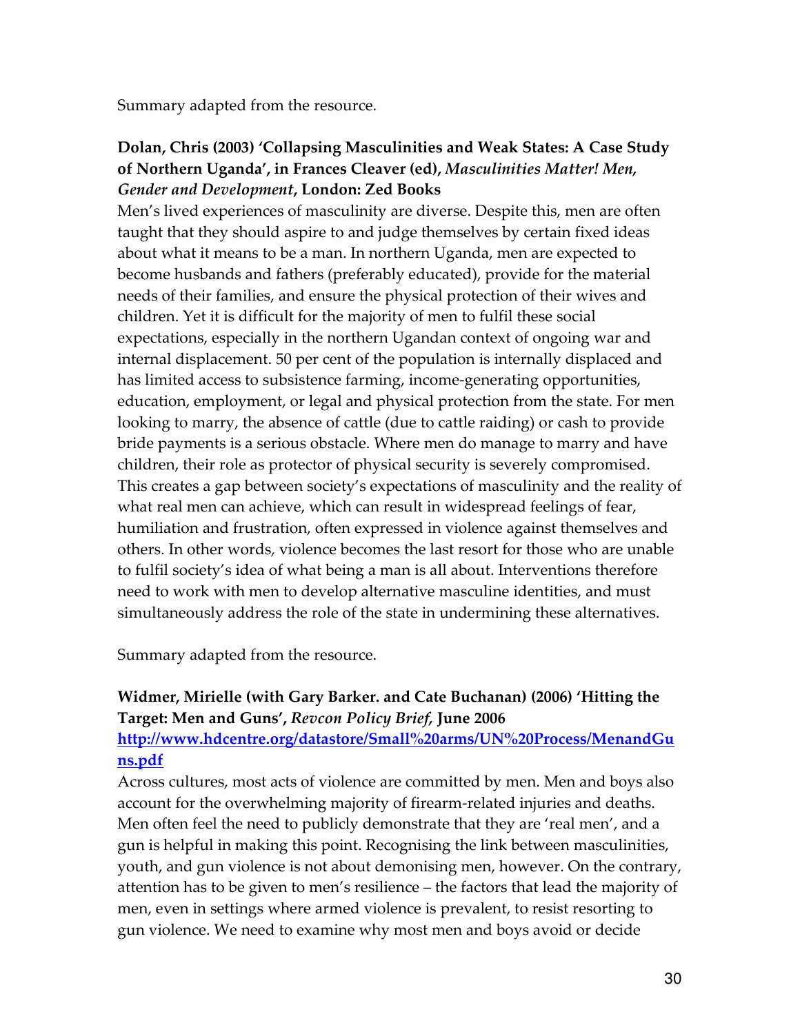Summary adapted from the resource.

**Dolan, Chris (2003) 'Collapsing Masculinities and Weak States: A Case Study of Northern Uganda', in Frances Cleaver (ed), *Masculinities Matter! Men, Gender and Development*, London: Zed Books**

Men's lived experiences of masculinity are diverse. Despite this, men are often taught that they should aspire to and judge themselves by certain fixed ideas about what it means to be a man. In northern Uganda, men are expected to become husbands and fathers (preferably educated), provide for the material needs of their families, and ensure the physical protection of their wives and children. Yet it is difficult for the majority of men to fulfil these social expectations, especially in the northern Ugandan context of ongoing war and internal displacement. 50 per cent of the population is internally displaced and has limited access to subsistence farming, income-generating opportunities, education, employment, or legal and physical protection from the state. For men looking to marry, the absence of cattle (due to cattle raiding) or cash to provide bride payments is a serious obstacle. Where men do manage to marry and have children, their role as protector of physical security is severely compromised. This creates a gap between society's expectations of masculinity and the reality of what real men can achieve, which can result in widespread feelings of fear, humiliation and frustration, often expressed in violence against themselves and others. In other words, violence becomes the last resort for those who are unable to fulfil society's idea of what being a man is all about. Interventions therefore need to work with men to develop alternative masculine identities, and must simultaneously address the role of the state in undermining these alternatives.

Summary adapted from the resource.

**Widmer, Mirielle (with Gary Barker. and Cate Buchanan) (2006) 'Hitting the Target: Men and Guns',** ***Revcon Policy Brief,*** **June 2006**
**[http://www.hdcentre.org/datastore/Small%20arms/UN%20Process/MenandGuns.pdf](http://www.hdcentre.org/datastore/Small%20arms/UN%20Process/MenandGuns.pdf)**

Across cultures, most acts of violence are committed by men. Men and boys also account for the overwhelming majority of firearm-related injuries and deaths. Men often feel the need to publicly demonstrate that they are 'real men', and a gun is helpful in making this point. Recognising the link between masculinities, youth, and gun violence is not about demonising men, however. On the contrary, attention has to be given to men's resilience – the factors that lead the majority of men, even in settings where armed violence is prevalent, to resist resorting to gun violence. We need to examine why most men and boys avoid or decide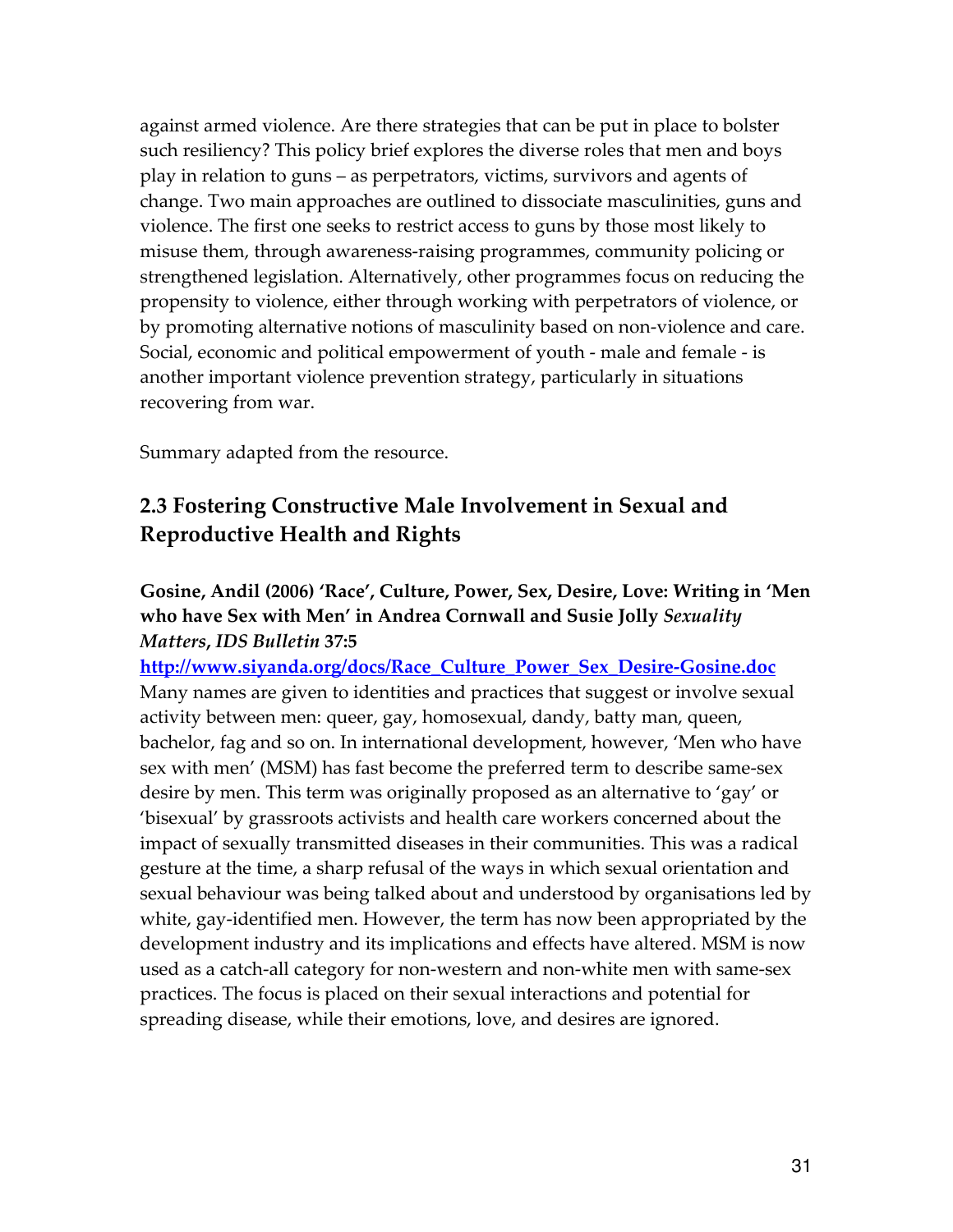against armed violence. Are there strategies that can be put in place to bolster such resiliency? This policy brief explores the diverse roles that men and boys play in relation to guns – as perpetrators, victims, survivors and agents of change. Two main approaches are outlined to dissociate masculinities, guns and violence. The first one seeks to restrict access to guns by those most likely to misuse them, through awareness-raising programmes, community policing or strengthened legislation. Alternatively, other programmes focus on reducing the propensity to violence, either through working with perpetrators of violence, or by promoting alternative notions of masculinity based on non-violence and care. Social, economic and political empowerment of youth - male and female - is another important violence prevention strategy, particularly in situations recovering from war.

Summary adapted from the resource.

## 2.3 Fostering Constructive Male Involvement in Sexual and Reproductive Health and Rights

**Gosine, Andil (2006) 'Race', Culture, Power, Sex, Desire, Love: Writing in 'Men who have Sex with Men' in Andrea Cornwall and Susie Jolly *Sexuality Matters*, *IDS Bulletin* 37:5**

http://www.siyanda.org/docs/Race_Culture_Power_Sex_Desire-Gosine.doc

Many names are given to identities and practices that suggest or involve sexual activity between men: queer, gay, homosexual, dandy, batty man, queen, bachelor, fag and so on. In international development, however, 'Men who have sex with men' (MSM) has fast become the preferred term to describe same-sex desire by men. This term was originally proposed as an alternative to 'gay' or 'bisexual' by grassroots activists and health care workers concerned about the impact of sexually transmitted diseases in their communities. This was a radical gesture at the time, a sharp refusal of the ways in which sexual orientation and sexual behaviour was being talked about and understood by organisations led by white, gay-identified men. However, the term has now been appropriated by the development industry and its implications and effects have altered. MSM is now used as a catch-all category for non-western and non-white men with same-sex practices. The focus is placed on their sexual interactions and potential for spreading disease, while their emotions, love, and desires are ignored.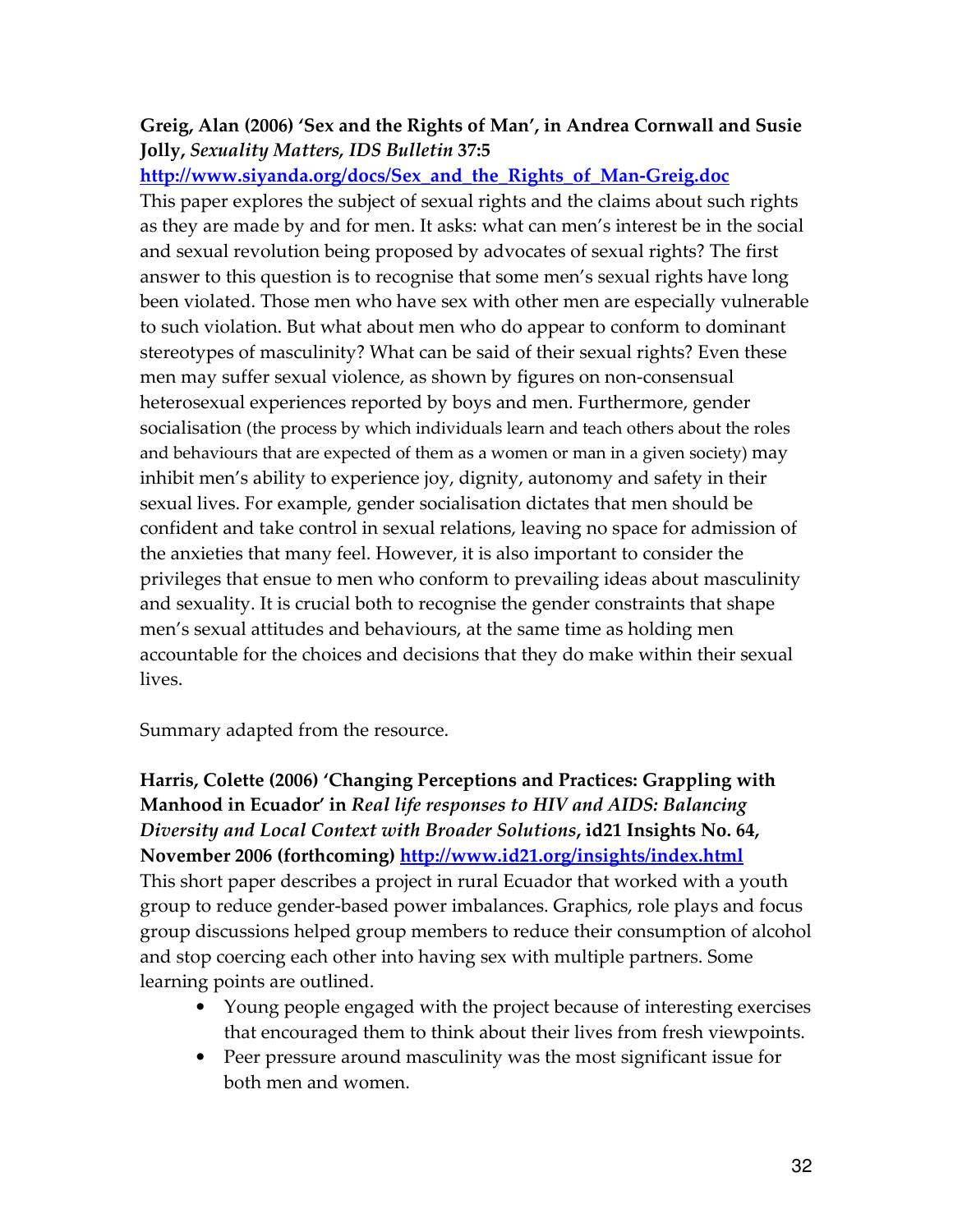**Greig, Alan (2006) 'Sex and the Rights of Man', in Andrea Cornwall and Susie Jolly, *Sexuality Matters, IDS Bulletin* 37:5**
**http://www.siyanda.org/docs/Sex_and_the_Rights_of_Man-Greig.doc**

This paper explores the subject of sexual rights and the claims about such rights as they are made by and for men. It asks: what can men's interest be in the social and sexual revolution being proposed by advocates of sexual rights? The first answer to this question is to recognise that some men's sexual rights have long been violated. Those men who have sex with other men are especially vulnerable to such violation. But what about men who do appear to conform to dominant stereotypes of masculinity? What can be said of their sexual rights? Even these men may suffer sexual violence, as shown by figures on non-consensual heterosexual experiences reported by boys and men. Furthermore, gender socialisation (the process by which individuals learn and teach others about the roles and behaviours that are expected of them as a women or man in a given society) may inhibit men's ability to experience joy, dignity, autonomy and safety in their sexual lives. For example, gender socialisation dictates that men should be confident and take control in sexual relations, leaving no space for admission of the anxieties that many feel. However, it is also important to consider the privileges that ensue to men who conform to prevailing ideas about masculinity and sexuality. It is crucial both to recognise the gender constraints that shape men's sexual attitudes and behaviours, at the same time as holding men accountable for the choices and decisions that they do make within their sexual lives.

Summary adapted from the resource.

**Harris, Colette (2006) 'Changing Perceptions and Practices: Grappling with Manhood in Ecuador' in *Real life responses to HIV and AIDS: Balancing Diversity and Local Context with Broader Solutions*, id21 Insights No. 64, November 2006 (forthcoming) http://www.id21.org/insights/index.html**

This short paper describes a project in rural Ecuador that worked with a youth group to reduce gender-based power imbalances. Graphics, role plays and focus group discussions helped group members to reduce their consumption of alcohol and stop coercing each other into having sex with multiple partners. Some learning points are outlined.

- Young people engaged with the project because of interesting exercises that encouraged them to think about their lives from fresh viewpoints.
- Peer pressure around masculinity was the most significant issue for both men and women.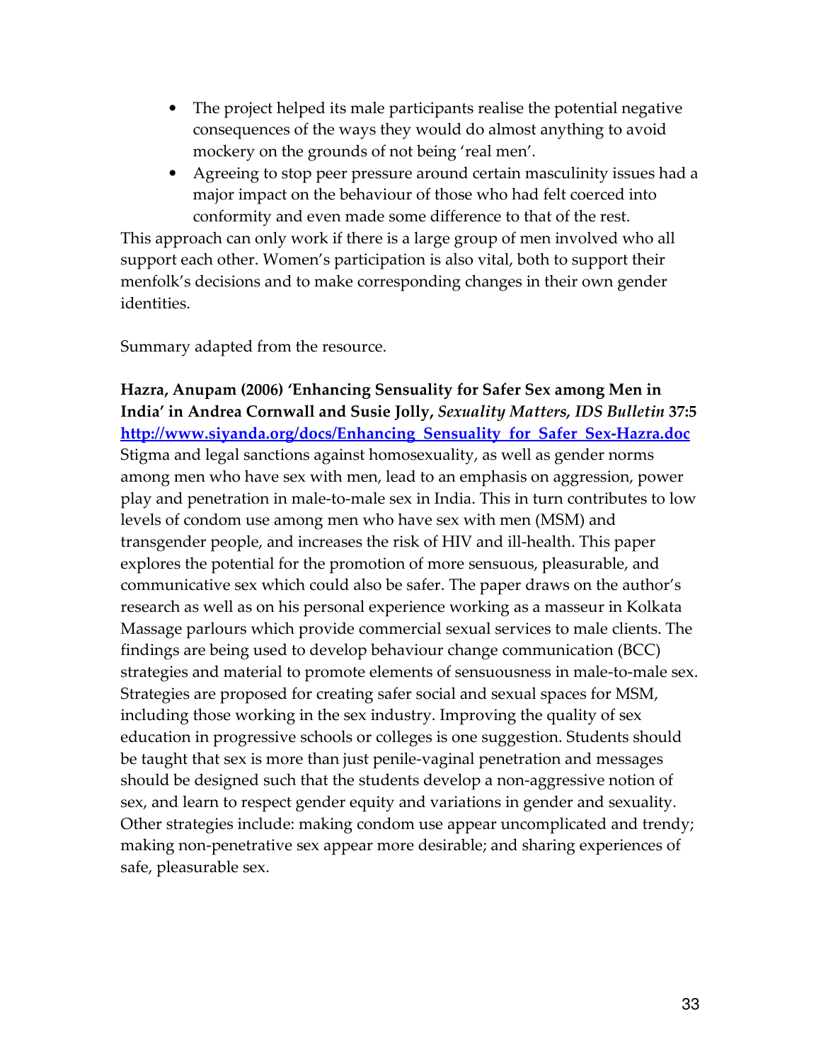- The project helped its male participants realise the potential negative consequences of the ways they would do almost anything to avoid mockery on the grounds of not being 'real men'.
- Agreeing to stop peer pressure around certain masculinity issues had a major impact on the behaviour of those who had felt coerced into conformity and even made some difference to that of the rest.

This approach can only work if there is a large group of men involved who all support each other. Women's participation is also vital, both to support their menfolk's decisions and to make corresponding changes in their own gender identities.

Summary adapted from the resource.

**Hazra, Anupam (2006) 'Enhancing Sensuality for Safer Sex among Men in India' in Andrea Cornwall and Susie Jolly, *Sexuality Matters, IDS Bulletin* 37:5**
**http://www.siyanda.org/docs/Enhancing_Sensuality_for_Safer_Sex-Hazra.doc**
Stigma and legal sanctions against homosexuality, as well as gender norms among men who have sex with men, lead to an emphasis on aggression, power play and penetration in male-to-male sex in India. This in turn contributes to low levels of condom use among men who have sex with men (MSM) and transgender people, and increases the risk of HIV and ill-health. This paper explores the potential for the promotion of more sensuous, pleasurable, and communicative sex which could also be safer. The paper draws on the author's research as well as on his personal experience working as a masseur in Kolkata Massage parlours which provide commercial sexual services to male clients. The findings are being used to develop behaviour change communication (BCC) strategies and material to promote elements of sensuousness in male-to-male sex. Strategies are proposed for creating safer social and sexual spaces for MSM, including those working in the sex industry. Improving the quality of sex education in progressive schools or colleges is one suggestion. Students should be taught that sex is more than just penile-vaginal penetration and messages should be designed such that the students develop a non-aggressive notion of sex, and learn to respect gender equity and variations in gender and sexuality. Other strategies include: making condom use appear uncomplicated and trendy; making non-penetrative sex appear more desirable; and sharing experiences of safe, pleasurable sex.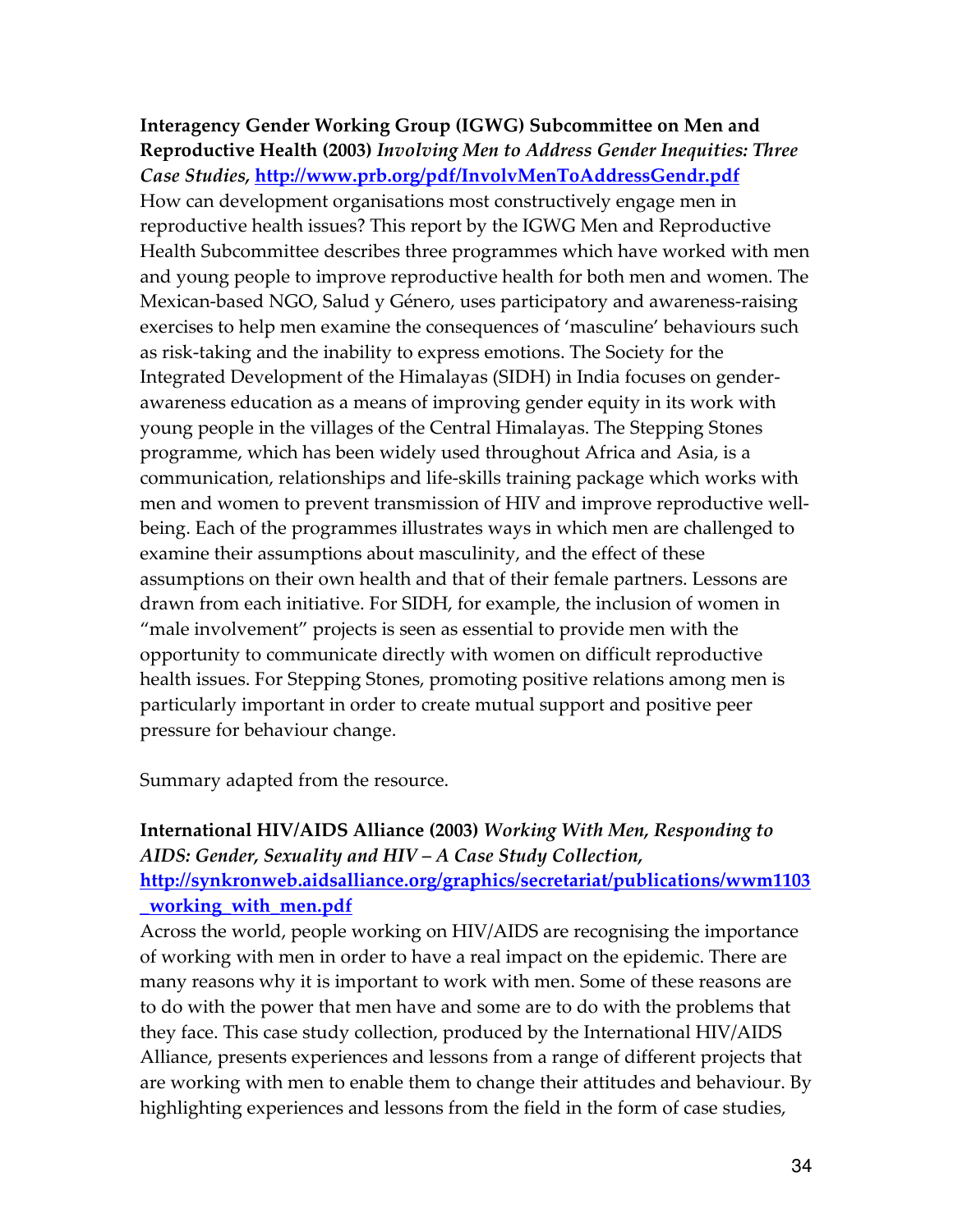**Interagency Gender Working Group (IGWG) Subcommittee on Men and Reproductive Health (2003)** ***Involving Men to Address Gender Inequities: Three Case Studies*, [http://www.prb.org/pdf/InvolvMenToAddressGendr.pdf](http://www.prb.org/pdf/InvolvMenToAddressGendr.pdf)**
How can development organisations most constructively engage men in reproductive health issues? This report by the IGWG Men and Reproductive Health Subcommittee describes three programmes which have worked with men and young people to improve reproductive health for both men and women. The Mexican-based NGO, Salud y Género, uses participatory and awareness-raising exercises to help men examine the consequences of 'masculine' behaviours such as risk-taking and the inability to express emotions. The Society for the Integrated Development of the Himalayas (SIDH) in India focuses on gender-awareness education as a means of improving gender equity in its work with young people in the villages of the Central Himalayas. The Stepping Stones programme, which has been widely used throughout Africa and Asia, is a communication, relationships and life-skills training package which works with men and women to prevent transmission of HIV and improve reproductive well-being. Each of the programmes illustrates ways in which men are challenged to examine their assumptions about masculinity, and the effect of these assumptions on their own health and that of their female partners. Lessons are drawn from each initiative. For SIDH, for example, the inclusion of women in "male involvement" projects is seen as essential to provide men with the opportunity to communicate directly with women on difficult reproductive health issues. For Stepping Stones, promoting positive relations among men is particularly important in order to create mutual support and positive peer pressure for behaviour change.

Summary adapted from the resource.

**International HIV/AIDS Alliance (2003)** ***Working With Men, Responding to AIDS: Gender, Sexuality and HIV – A Case Study Collection*, [http://synkronweb.aidsalliance.org/graphics/secretariat/publications/wwm1103_working_with_men.pdf](http://synkronweb.aidsalliance.org/graphics/secretariat/publications/wwm1103_working_with_men.pdf)**
Across the world, people working on HIV/AIDS are recognising the importance of working with men in order to have a real impact on the epidemic. There are many reasons why it is important to work with men. Some of these reasons are to do with the power that men have and some are to do with the problems that they face. This case study collection, produced by the International HIV/AIDS Alliance, presents experiences and lessons from a range of different projects that are working with men to enable them to change their attitudes and behaviour. By highlighting experiences and lessons from the field in the form of case studies,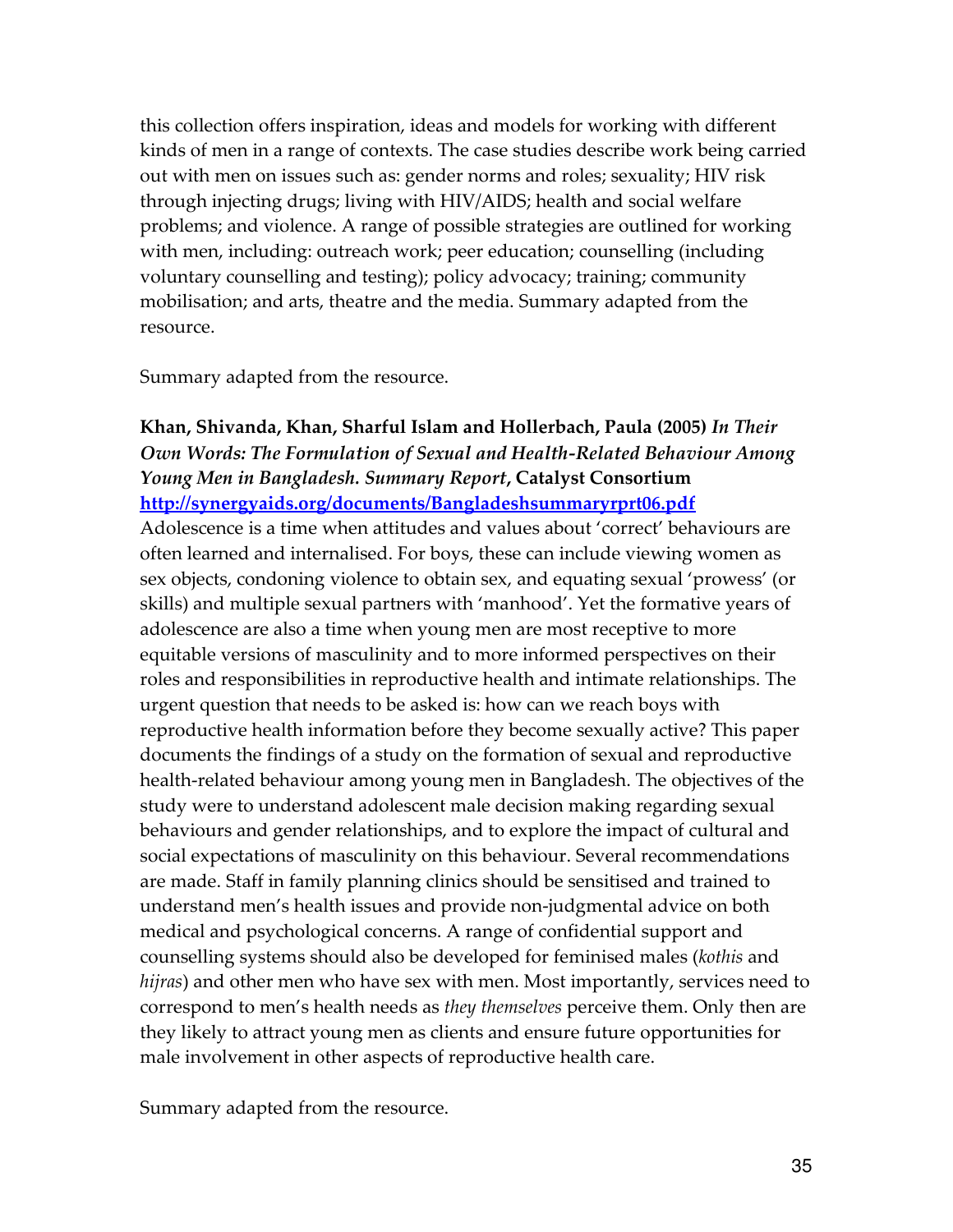this collection offers inspiration, ideas and models for working with different kinds of men in a range of contexts. The case studies describe work being carried out with men on issues such as: gender norms and roles; sexuality; HIV risk through injecting drugs; living with HIV/AIDS; health and social welfare problems; and violence. A range of possible strategies are outlined for working with men, including: outreach work; peer education; counselling (including voluntary counselling and testing); policy advocacy; training; community mobilisation; and arts, theatre and the media. Summary adapted from the resource.

Summary adapted from the resource.

**Khan, Shivanda, Khan, Sharful Islam and Hollerbach, Paula (2005)** ***In Their Own Words: The Formulation of Sexual and Health-Related Behaviour Among Young Men in Bangladesh. Summary Report*****, Catalyst Consortium**
**http://synergyaids.org/documents/Bangladeshsummaryrprt06.pdf**
Adolescence is a time when attitudes and values about 'correct' behaviours are often learned and internalised. For boys, these can include viewing women as sex objects, condoning violence to obtain sex, and equating sexual 'prowess' (or skills) and multiple sexual partners with 'manhood'. Yet the formative years of adolescence are also a time when young men are most receptive to more equitable versions of masculinity and to more informed perspectives on their roles and responsibilities in reproductive health and intimate relationships. The urgent question that needs to be asked is: how can we reach boys with reproductive health information before they become sexually active? This paper documents the findings of a study on the formation of sexual and reproductive health-related behaviour among young men in Bangladesh. The objectives of the study were to understand adolescent male decision making regarding sexual behaviours and gender relationships, and to explore the impact of cultural and social expectations of masculinity on this behaviour. Several recommendations are made. Staff in family planning clinics should be sensitised and trained to understand men's health issues and provide non-judgmental advice on both medical and psychological concerns. A range of confidential support and counselling systems should also be developed for feminised males (*kothis* and *hijras*) and other men who have sex with men. Most importantly, services need to correspond to men's health needs as *they themselves* perceive them. Only then are they likely to attract young men as clients and ensure future opportunities for male involvement in other aspects of reproductive health care.

Summary adapted from the resource.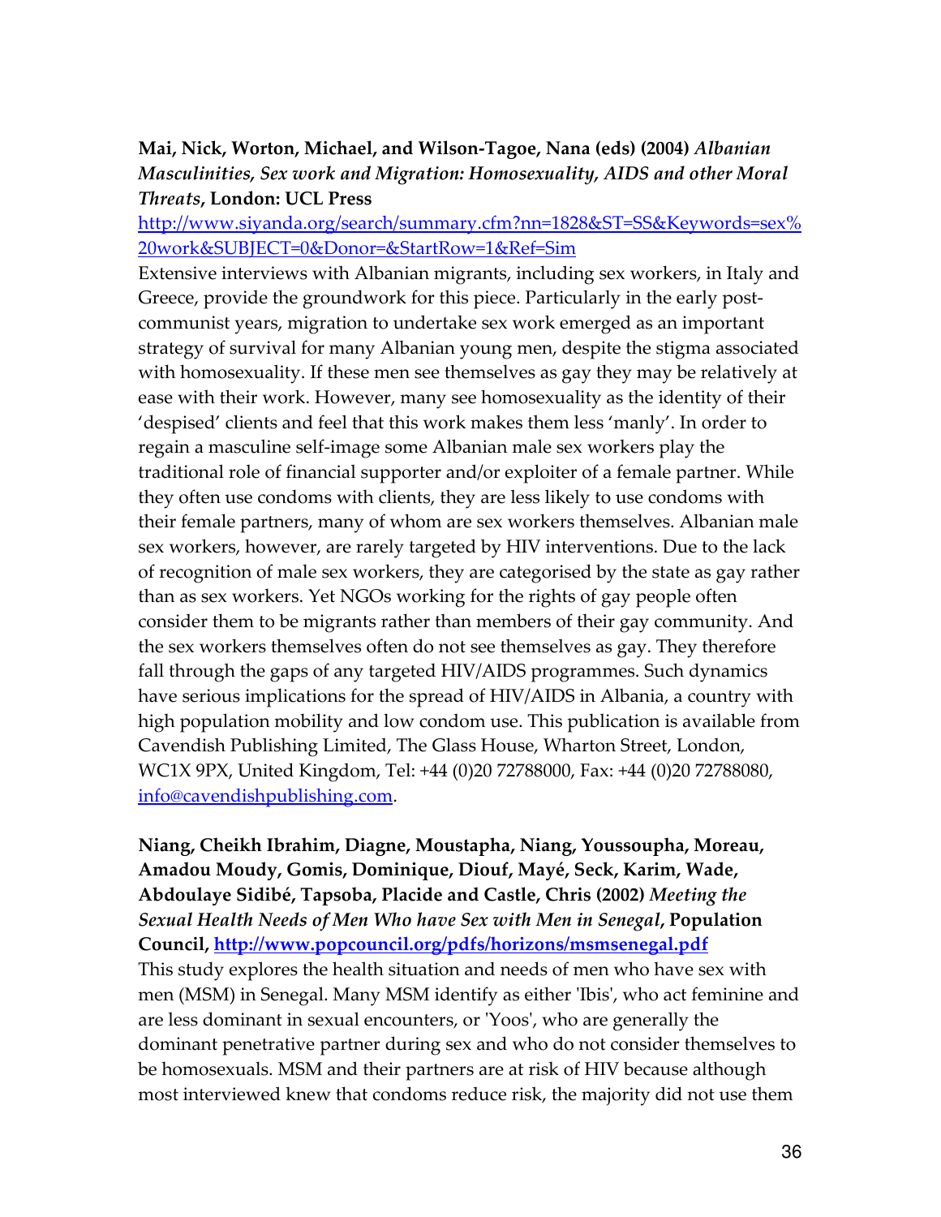**Mai, Nick, Worton, Michael, and Wilson-Tagoe, Nana (eds) (2004)** ***Albanian Masculinities, Sex work and Migration: Homosexuality, AIDS and other Moral Threats*****, London: UCL Press**
http://www.siyanda.org/search/summary.cfm?nn=1828&ST=SS&Keywords=sex%20work&SUBJECT=0&Donor=&StartRow=1&Ref=Sim
Extensive interviews with Albanian migrants, including sex workers, in Italy and Greece, provide the groundwork for this piece. Particularly in the early post-communist years, migration to undertake sex work emerged as an important strategy of survival for many Albanian young men, despite the stigma associated with homosexuality. If these men see themselves as gay they may be relatively at ease with their work. However, many see homosexuality as the identity of their 'despised' clients and feel that this work makes them less 'manly'. In order to regain a masculine self-image some Albanian male sex workers play the traditional role of financial supporter and/or exploiter of a female partner. While they often use condoms with clients, they are less likely to use condoms with their female partners, many of whom are sex workers themselves. Albanian male sex workers, however, are rarely targeted by HIV interventions. Due to the lack of recognition of male sex workers, they are categorised by the state as gay rather than as sex workers. Yet NGOs working for the rights of gay people often consider them to be migrants rather than members of their gay community. And the sex workers themselves often do not see themselves as gay. They therefore fall through the gaps of any targeted HIV/AIDS programmes. Such dynamics have serious implications for the spread of HIV/AIDS in Albania, a country with high population mobility and low condom use. This publication is available from Cavendish Publishing Limited, The Glass House, Wharton Street, London, WC1X 9PX, United Kingdom, Tel: +44 (0)20 72788000, Fax: +44 (0)20 72788080, info@cavendishpublishing.com.

**Niang, Cheikh Ibrahim, Diagne, Moustapha, Niang, Youssoupha, Moreau, Amadou Moudy, Gomis, Dominique, Diouf, Mayé, Seck, Karim, Wade, Abdoulaye Sidibé, Tapsoba, Placide and Castle, Chris (2002)** ***Meeting the Sexual Health Needs of Men Who have Sex with Men in Senegal*****, Population Council, http://www.popcouncil.org/pdfs/horizons/msmsenegal.pdf**
This study explores the health situation and needs of men who have sex with men (MSM) in Senegal. Many MSM identify as either 'Ibis', who act feminine and are less dominant in sexual encounters, or 'Yoos', who are generally the dominant penetrative partner during sex and who do not consider themselves to be homosexuals. MSM and their partners are at risk of HIV because although most interviewed knew that condoms reduce risk, the majority did not use them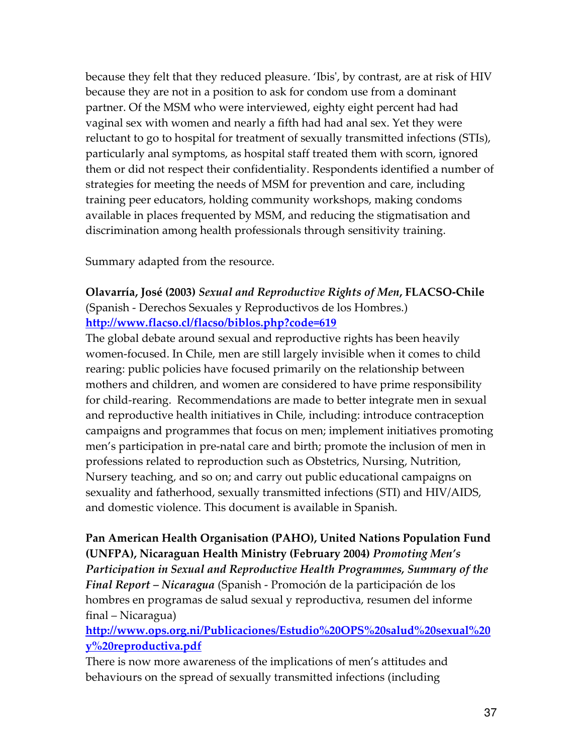because they felt that they reduced pleasure. 'Ibis', by contrast, are at risk of HIV because they are not in a position to ask for condom use from a dominant partner. Of the MSM who were interviewed, eighty eight percent had had vaginal sex with women and nearly a fifth had had anal sex. Yet they were reluctant to go to hospital for treatment of sexually transmitted infections (STIs), particularly anal symptoms, as hospital staff treated them with scorn, ignored them or did not respect their confidentiality. Respondents identified a number of strategies for meeting the needs of MSM for prevention and care, including training peer educators, holding community workshops, making condoms available in places frequented by MSM, and reducing the stigmatisation and discrimination among health professionals through sensitivity training.

Summary adapted from the resource.

**Olavarría, José (2003)** ***Sexual and Reproductive Rights of Men*****, FLACSO-Chile** (Spanish - Derechos Sexuales y Reproductivos de los Hombres.)
**http://www.flacso.cl/flacso/biblos.php?code=619**
The global debate around sexual and reproductive rights has been heavily women-focused. In Chile, men are still largely invisible when it comes to child rearing: public policies have focused primarily on the relationship between mothers and children, and women are considered to have prime responsibility for child-rearing. Recommendations are made to better integrate men in sexual and reproductive health initiatives in Chile, including: introduce contraception campaigns and programmes that focus on men; implement initiatives promoting men's participation in pre-natal care and birth; promote the inclusion of men in professions related to reproduction such as Obstetrics, Nursing, Nutrition, Nursery teaching, and so on; and carry out public educational campaigns on sexuality and fatherhood, sexually transmitted infections (STI) and HIV/AIDS, and domestic violence. This document is available in Spanish.

**Pan American Health Organisation (PAHO), United Nations Population Fund (UNFPA), Nicaraguan Health Ministry (February 2004)** ***Promoting Men's Participation in Sexual and Reproductive Health Programmes, Summary of the Final Report – Nicaragua*** (Spanish - Promoción de la participación de los hombres en programas de salud sexual y reproductiva, resumen del informe final – Nicaragua)
**http://www.ops.org.ni/Publicaciones/Estudio%20OPS%20salud%20sexual%20y%20reproductiva.pdf**
There is now more awareness of the implications of men's attitudes and behaviours on the spread of sexually transmitted infections (including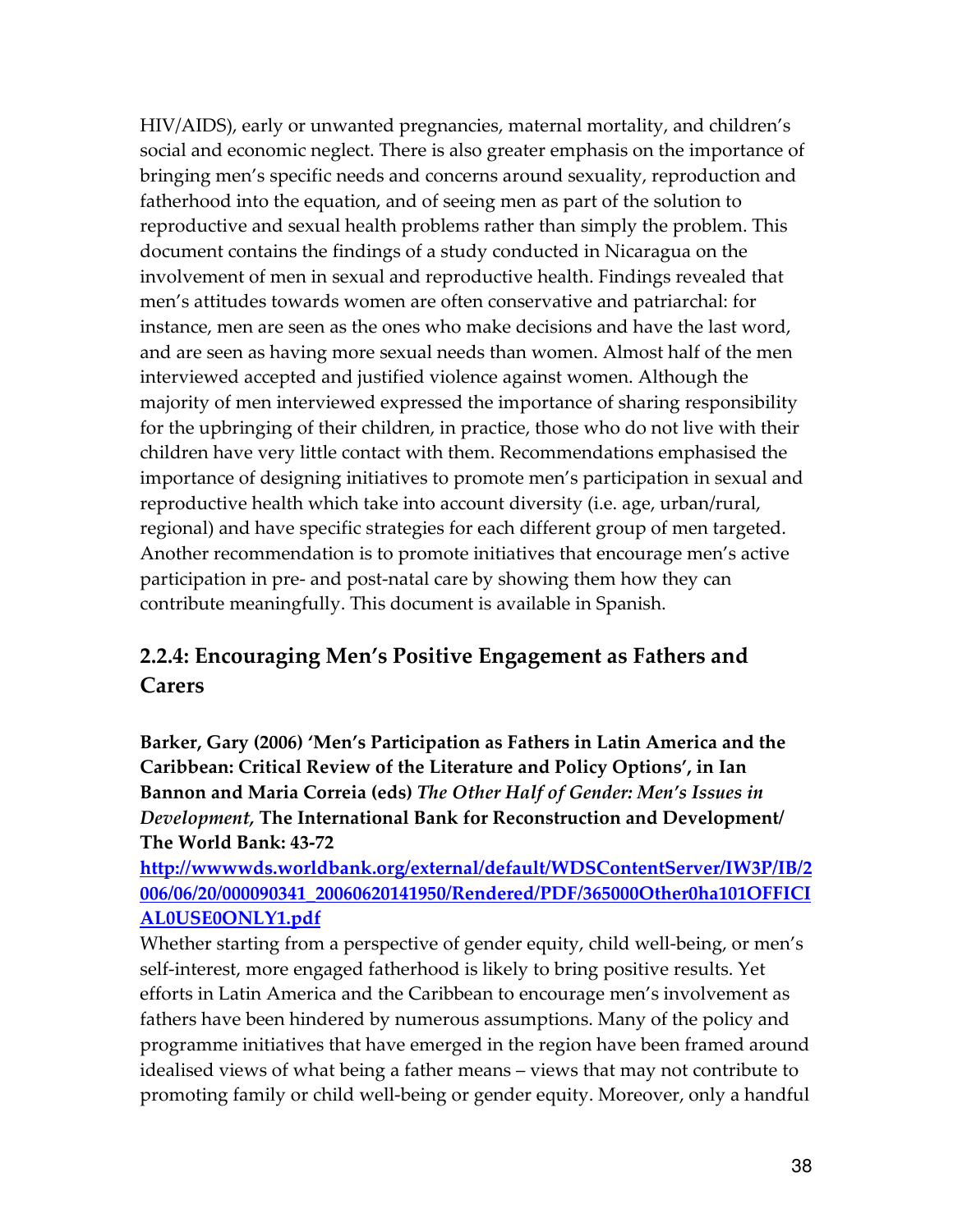HIV/AIDS), early or unwanted pregnancies, maternal mortality, and children's social and economic neglect. There is also greater emphasis on the importance of bringing men's specific needs and concerns around sexuality, reproduction and fatherhood into the equation, and of seeing men as part of the solution to reproductive and sexual health problems rather than simply the problem. This document contains the findings of a study conducted in Nicaragua on the involvement of men in sexual and reproductive health. Findings revealed that men's attitudes towards women are often conservative and patriarchal: for instance, men are seen as the ones who make decisions and have the last word, and are seen as having more sexual needs than women. Almost half of the men interviewed accepted and justified violence against women. Although the majority of men interviewed expressed the importance of sharing responsibility for the upbringing of their children, in practice, those who do not live with their children have very little contact with them. Recommendations emphasised the importance of designing initiatives to promote men's participation in sexual and reproductive health which take into account diversity (i.e. age, urban/rural, regional) and have specific strategies for each different group of men targeted. Another recommendation is to promote initiatives that encourage men's active participation in pre- and post-natal care by showing them how they can contribute meaningfully. This document is available in Spanish.

### 2.2.4: Encouraging Men's Positive Engagement as Fathers and Carers

**Barker, Gary (2006) 'Men's Participation as Fathers in Latin America and the Caribbean: Critical Review of the Literature and Policy Options', in Ian Bannon and Maria Correia (eds)** ***The Other Half of Gender: Men's Issues in Development*****, The International Bank for Reconstruction and Development/ The World Bank: 43-72**
**http://wwwwds.worldbank.org/external/default/WDSContentServer/IW3P/IB/2006/06/20/000090341_20060620141950/Rendered/PDF/365000Other0ha101OFFICIAL0USE0ONLY1.pdf**

Whether starting from a perspective of gender equity, child well-being, or men's self-interest, more engaged fatherhood is likely to bring positive results. Yet efforts in Latin America and the Caribbean to encourage men's involvement as fathers have been hindered by numerous assumptions. Many of the policy and programme initiatives that have emerged in the region have been framed around idealised views of what being a father means – views that may not contribute to promoting family or child well-being or gender equity. Moreover, only a handful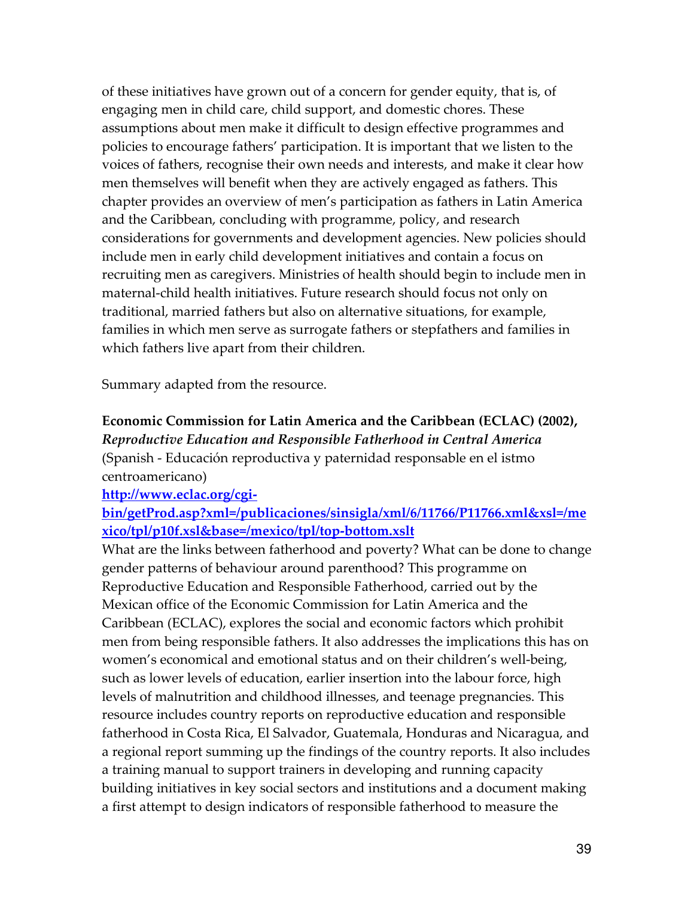of these initiatives have grown out of a concern for gender equity, that is, of engaging men in child care, child support, and domestic chores. These assumptions about men make it difficult to design effective programmes and policies to encourage fathers' participation. It is important that we listen to the voices of fathers, recognise their own needs and interests, and make it clear how men themselves will benefit when they are actively engaged as fathers. This chapter provides an overview of men's participation as fathers in Latin America and the Caribbean, concluding with programme, policy, and research considerations for governments and development agencies. New policies should include men in early child development initiatives and contain a focus on recruiting men as caregivers. Ministries of health should begin to include men in maternal-child health initiatives. Future research should focus not only on traditional, married fathers but also on alternative situations, for example, families in which men serve as surrogate fathers or stepfathers and families in which fathers live apart from their children.

Summary adapted from the resource.

**Economic Commission for Latin America and the Caribbean (ECLAC) (2002),** ***Reproductive Education and Responsible Fatherhood in Central America*** (Spanish - Educación reproductiva y paternidad responsable en el istmo centroamericano)
[http://www.eclac.org/cgi-bin/getProd.asp?xml=/publicaciones/sinsigla/xml/6/11766/P11766.xml&xsl=/mexico/tpl/p10f.xsl&base=/mexico/tpl/top-bottom.xslt](http://www.eclac.org/cgi-bin/getProd.asp?xml=/publicaciones/sinsigla/xml/6/11766/P11766.xml&xsl=/mexico/tpl/p10f.xsl&base=/mexico/tpl/top-bottom.xslt)
What are the links between fatherhood and poverty? What can be done to change gender patterns of behaviour around parenthood? This programme on Reproductive Education and Responsible Fatherhood, carried out by the Mexican office of the Economic Commission for Latin America and the Caribbean (ECLAC), explores the social and economic factors which prohibit men from being responsible fathers. It also addresses the implications this has on women's economical and emotional status and on their children's well-being, such as lower levels of education, earlier insertion into the labour force, high levels of malnutrition and childhood illnesses, and teenage pregnancies. This resource includes country reports on reproductive education and responsible fatherhood in Costa Rica, El Salvador, Guatemala, Honduras and Nicaragua, and a regional report summing up the findings of the country reports. It also includes a training manual to support trainers in developing and running capacity building initiatives in key social sectors and institutions and a document making a first attempt to design indicators of responsible fatherhood to measure the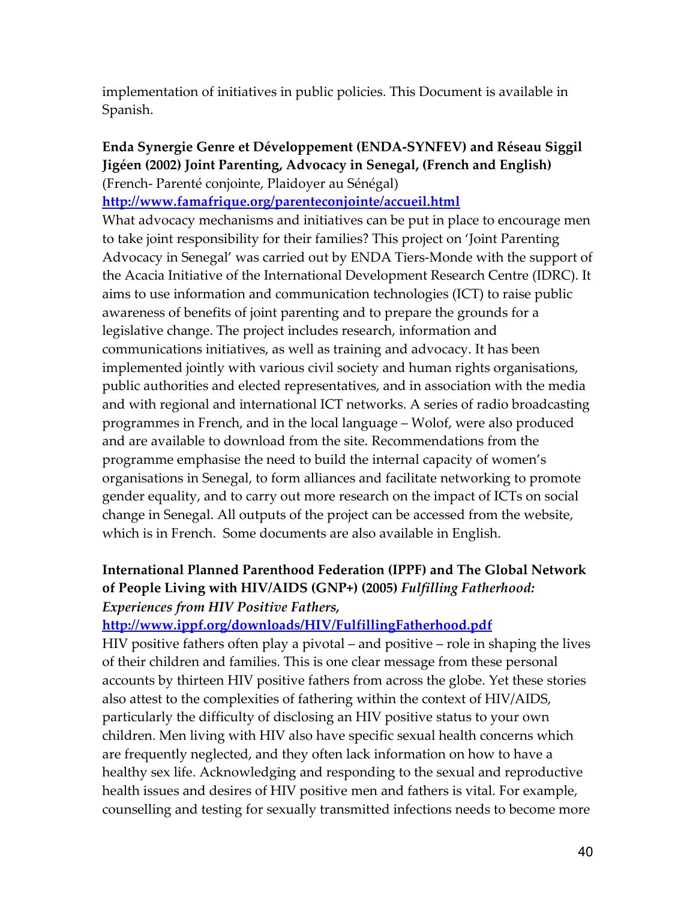implementation of initiatives in public policies. This Document is available in Spanish.

**Enda Synergie Genre et Développement (ENDA-SYNFEV) and Réseau Siggil Jigéen (2002) Joint Parenting, Advocacy in Senegal, (French and English)**
(French- Parenté conjointe, Plaidoyer au Sénégal)
**http://www.famafrique.org/parenteconjointe/accueil.html**
What advocacy mechanisms and initiatives can be put in place to encourage men to take joint responsibility for their families? This project on 'Joint Parenting Advocacy in Senegal' was carried out by ENDA Tiers-Monde with the support of the Acacia Initiative of the International Development Research Centre (IDRC). It aims to use information and communication technologies (ICT) to raise public awareness of benefits of joint parenting and to prepare the grounds for a legislative change. The project includes research, information and communications initiatives, as well as training and advocacy. It has been implemented jointly with various civil society and human rights organisations, public authorities and elected representatives, and in association with the media and with regional and international ICT networks. A series of radio broadcasting programmes in French, and in the local language – Wolof, were also produced and are available to download from the site. Recommendations from the programme emphasise the need to build the internal capacity of women's organisations in Senegal, to form alliances and facilitate networking to promote gender equality, and to carry out more research on the impact of ICTs on social change in Senegal. All outputs of the project can be accessed from the website, which is in French. Some documents are also available in English.

**International Planned Parenthood Federation (IPPF) and The Global Network of People Living with HIV/AIDS (GNP+) (2005)** ***Fulfilling Fatherhood: Experiences from HIV Positive Fathers,***
**http://www.ippf.org/downloads/HIV/FulfillingFatherhood.pdf**
HIV positive fathers often play a pivotal – and positive – role in shaping the lives of their children and families. This is one clear message from these personal accounts by thirteen HIV positive fathers from across the globe. Yet these stories also attest to the complexities of fathering within the context of HIV/AIDS, particularly the difficulty of disclosing an HIV positive status to your own children. Men living with HIV also have specific sexual health concerns which are frequently neglected, and they often lack information on how to have a healthy sex life. Acknowledging and responding to the sexual and reproductive health issues and desires of HIV positive men and fathers is vital. For example, counselling and testing for sexually transmitted infections needs to become more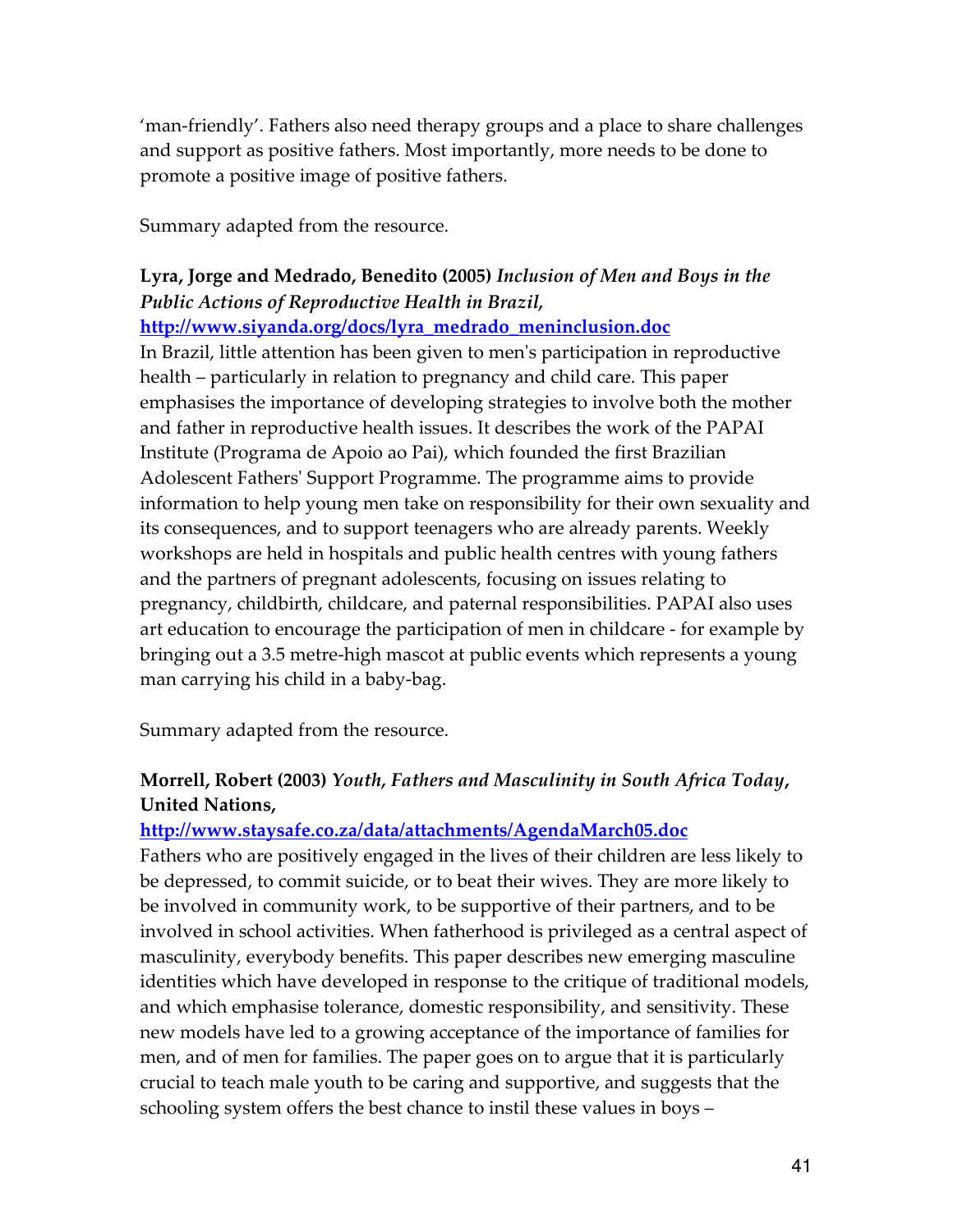'man-friendly'. Fathers also need therapy groups and a place to share challenges and support as positive fathers. Most importantly, more needs to be done to promote a positive image of positive fathers.

Summary adapted from the resource.

**Lyra, Jorge and Medrado, Benedito (2005)** ***Inclusion of Men and Boys in the Public Actions of Reproductive Health in Brazil,***
**http://www.siyanda.org/docs/lyra_medrado_meninclusion.doc**

In Brazil, little attention has been given to men's participation in reproductive health – particularly in relation to pregnancy and child care. This paper emphasises the importance of developing strategies to involve both the mother and father in reproductive health issues. It describes the work of the PAPAI Institute (Programa de Apoio ao Pai), which founded the first Brazilian Adolescent Fathers' Support Programme. The programme aims to provide information to help young men take on responsibility for their own sexuality and its consequences, and to support teenagers who are already parents. Weekly workshops are held in hospitals and public health centres with young fathers and the partners of pregnant adolescents, focusing on issues relating to pregnancy, childbirth, childcare, and paternal responsibilities. PAPAI also uses art education to encourage the participation of men in childcare - for example by bringing out a 3.5 metre-high mascot at public events which represents a young man carrying his child in a baby-bag.

Summary adapted from the resource.

**Morrell, Robert (2003)** ***Youth, Fathers and Masculinity in South Africa Today*****, United Nations,**
**http://www.staysafe.co.za/data/attachments/AgendaMarch05.doc**

Fathers who are positively engaged in the lives of their children are less likely to be depressed, to commit suicide, or to beat their wives. They are more likely to be involved in community work, to be supportive of their partners, and to be involved in school activities. When fatherhood is privileged as a central aspect of masculinity, everybody benefits. This paper describes new emerging masculine identities which have developed in response to the critique of traditional models, and which emphasise tolerance, domestic responsibility, and sensitivity. These new models have led to a growing acceptance of the importance of families for men, and of men for families. The paper goes on to argue that it is particularly crucial to teach male youth to be caring and supportive, and suggests that the schooling system offers the best chance to instil these values in boys –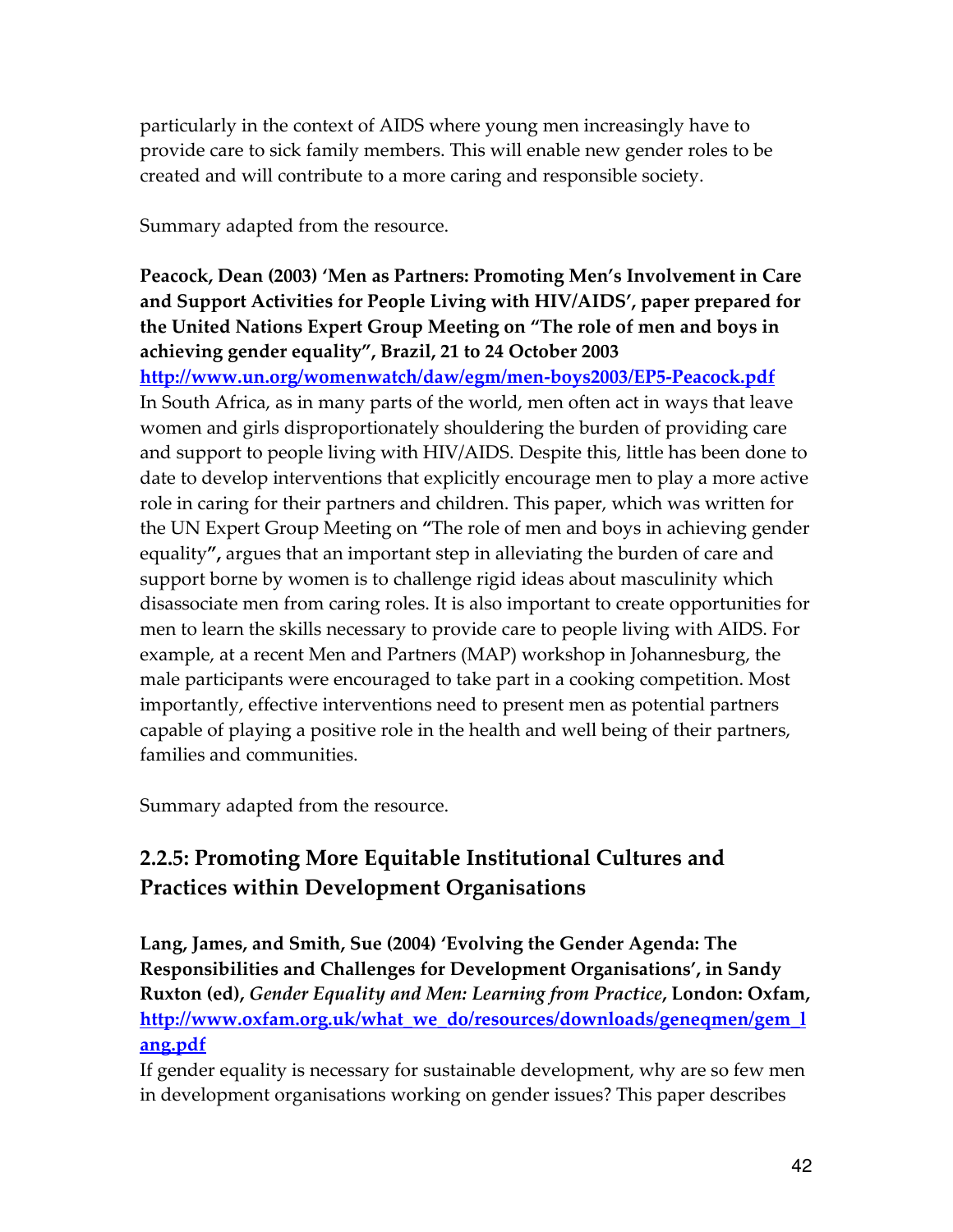particularly in the context of AIDS where young men increasingly have to provide care to sick family members. This will enable new gender roles to be created and will contribute to a more caring and responsible society.

Summary adapted from the resource.

**Peacock, Dean (2003) 'Men as Partners: Promoting Men's Involvement in Care and Support Activities for People Living with HIV/AIDS', paper prepared for the United Nations Expert Group Meeting on "The role of men and boys in achieving gender equality", Brazil, 21 to 24 October 2003**
http://www.un.org/womenwatch/daw/egm/men-boys2003/EP5-Peacock.pdf
In South Africa, as in many parts of the world, men often act in ways that leave women and girls disproportionately shouldering the burden of providing care and support to people living with HIV/AIDS. Despite this, little has been done to date to develop interventions that explicitly encourage men to play a more active role in caring for their partners and children. This paper, which was written for the UN Expert Group Meeting on **"**The role of men and boys in achieving gender equality**",** argues that an important step in alleviating the burden of care and support borne by women is to challenge rigid ideas about masculinity which disassociate men from caring roles. It is also important to create opportunities for men to learn the skills necessary to provide care to people living with AIDS. For example, at a recent Men and Partners (MAP) workshop in Johannesburg, the male participants were encouraged to take part in a cooking competition. Most importantly, effective interventions need to present men as potential partners capable of playing a positive role in the health and well being of their partners, families and communities.

Summary adapted from the resource.

## 2.2.5: Promoting More Equitable Institutional Cultures and Practices within Development Organisations

**Lang, James, and Smith, Sue (2004) 'Evolving the Gender Agenda: The Responsibilities and Challenges for Development Organisations', in Sandy Ruxton (ed),** ***Gender Equality and Men: Learning from Practice*****, London: Oxfam,**
http://www.oxfam.org.uk/what_we_do/resources/downloads/geneqmen/gem_lang.pdf
If gender equality is necessary for sustainable development, why are so few men in development organisations working on gender issues? This paper describes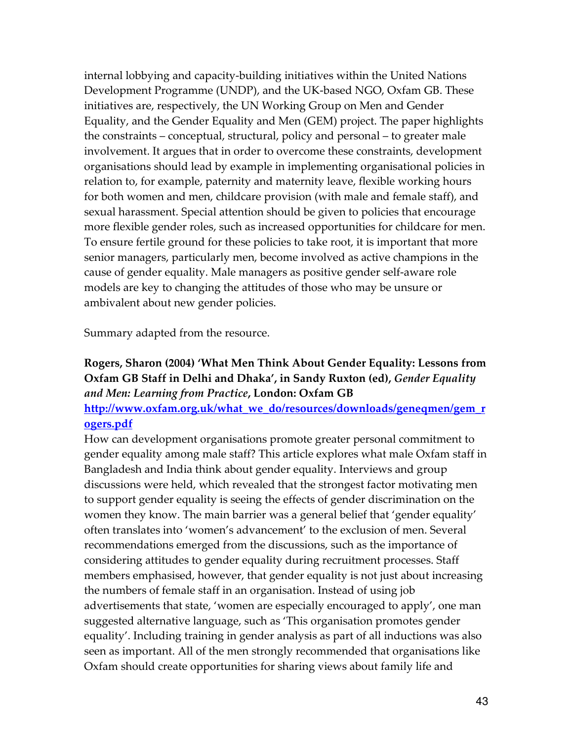internal lobbying and capacity-building initiatives within the United Nations Development Programme (UNDP), and the UK-based NGO, Oxfam GB. These initiatives are, respectively, the UN Working Group on Men and Gender Equality, and the Gender Equality and Men (GEM) project. The paper highlights the constraints – conceptual, structural, policy and personal – to greater male involvement. It argues that in order to overcome these constraints, development organisations should lead by example in implementing organisational policies in relation to, for example, paternity and maternity leave, flexible working hours for both women and men, childcare provision (with male and female staff), and sexual harassment. Special attention should be given to policies that encourage more flexible gender roles, such as increased opportunities for childcare for men. To ensure fertile ground for these policies to take root, it is important that more senior managers, particularly men, become involved as active champions in the cause of gender equality. Male managers as positive gender self-aware role models are key to changing the attitudes of those who may be unsure or ambivalent about new gender policies.

Summary adapted from the resource.

**Rogers, Sharon (2004) 'What Men Think About Gender Equality: Lessons from Oxfam GB Staff in Delhi and Dhaka', in Sandy Ruxton (ed),** ***Gender Equality and Men: Learning from Practice*****, London: Oxfam GB**
**http://www.oxfam.org.uk/what_we_do/resources/downloads/geneqmen/gem_rogers.pdf**
How can development organisations promote greater personal commitment to gender equality among male staff? This article explores what male Oxfam staff in Bangladesh and India think about gender equality. Interviews and group discussions were held, which revealed that the strongest factor motivating men to support gender equality is seeing the effects of gender discrimination on the women they know. The main barrier was a general belief that 'gender equality' often translates into 'women's advancement' to the exclusion of men. Several recommendations emerged from the discussions, such as the importance of considering attitudes to gender equality during recruitment processes. Staff members emphasised, however, that gender equality is not just about increasing the numbers of female staff in an organisation. Instead of using job advertisements that state, 'women are especially encouraged to apply', one man suggested alternative language, such as 'This organisation promotes gender equality'. Including training in gender analysis as part of all inductions was also seen as important. All of the men strongly recommended that organisations like Oxfam should create opportunities for sharing views about family life and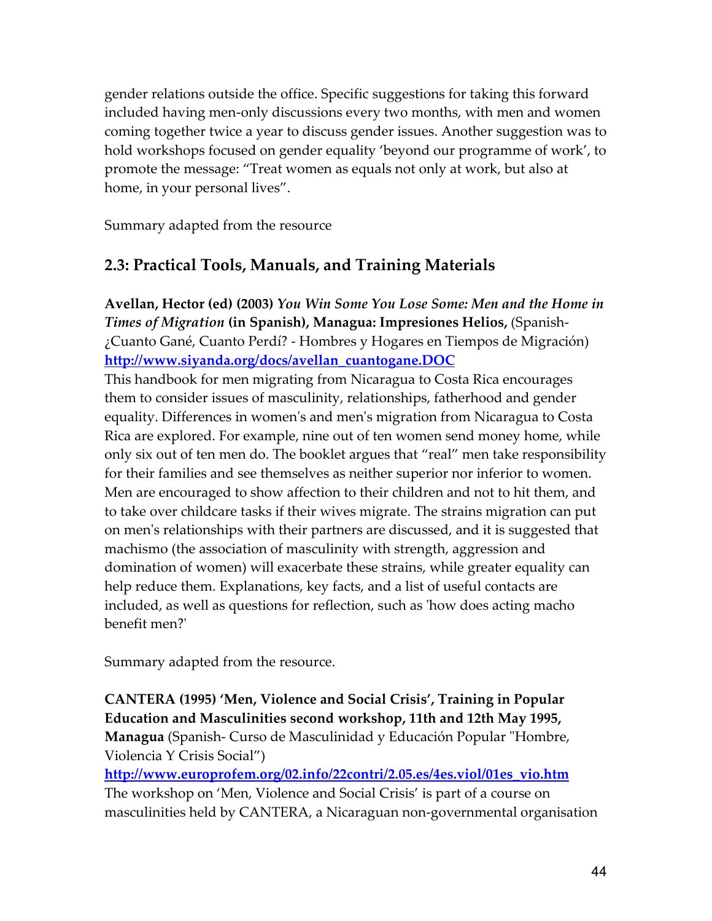gender relations outside the office. Specific suggestions for taking this forward included having men-only discussions every two months, with men and women coming together twice a year to discuss gender issues. Another suggestion was to hold workshops focused on gender equality 'beyond our programme of work', to promote the message: "Treat women as equals not only at work, but also at home, in your personal lives".

Summary adapted from the resource

## 2.3: Practical Tools, Manuals, and Training Materials

**Avellan, Hector (ed) (2003)** ***You Win Some You Lose Some: Men and the Home in Times of Migration*** **(in Spanish), Managua: Impresiones Helios,** (Spanish- ¿Cuanto Gané, Cuanto Perdí? - Hombres y Hogares en Tiempos de Migración)
**http://www.siyanda.org/docs/avellan_cuantogane.DOC**
This handbook for men migrating from Nicaragua to Costa Rica encourages them to consider issues of masculinity, relationships, fatherhood and gender equality. Differences in women's and men's migration from Nicaragua to Costa Rica are explored. For example, nine out of ten women send money home, while only six out of ten men do. The booklet argues that "real" men take responsibility for their families and see themselves as neither superior nor inferior to women. Men are encouraged to show affection to their children and not to hit them, and to take over childcare tasks if their wives migrate. The strains migration can put on men's relationships with their partners are discussed, and it is suggested that machismo (the association of masculinity with strength, aggression and domination of women) will exacerbate these strains, while greater equality can help reduce them. Explanations, key facts, and a list of useful contacts are included, as well as questions for reflection, such as 'how does acting macho benefit men?'

Summary adapted from the resource.

**CANTERA (1995) 'Men, Violence and Social Crisis', Training in Popular Education and Masculinities second workshop, 11th and 12th May 1995, Managua** (Spanish- Curso de Masculinidad y Educación Popular "Hombre, Violencia Y Crisis Social")
**http://www.europrofem.org/02.info/22contri/2.05.es/4es.viol/01es_vio.htm**
The workshop on 'Men, Violence and Social Crisis' is part of a course on masculinities held by CANTERA, a Nicaraguan non-governmental organisation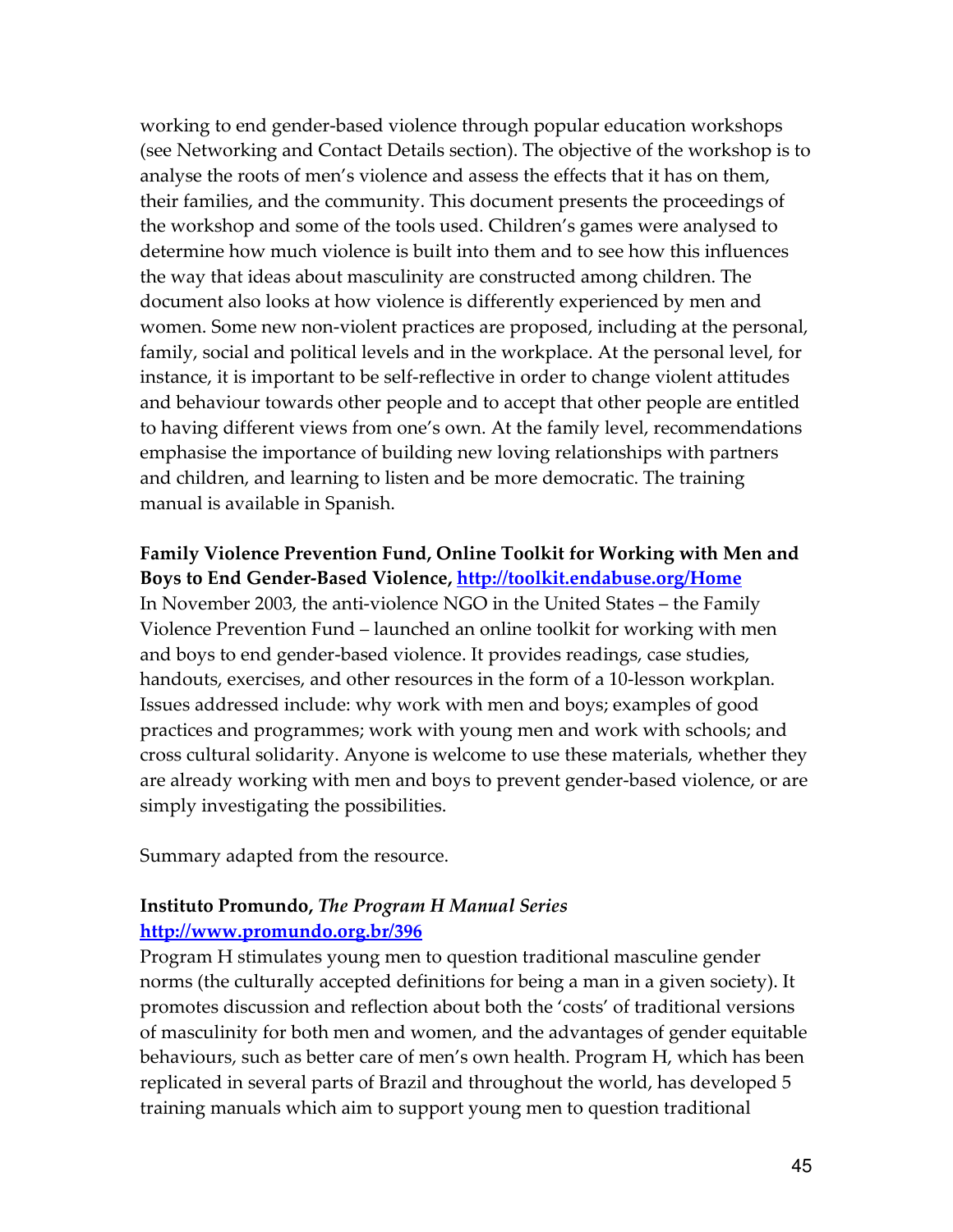working to end gender-based violence through popular education workshops (see Networking and Contact Details section). The objective of the workshop is to analyse the roots of men's violence and assess the effects that it has on them, their families, and the community. This document presents the proceedings of the workshop and some of the tools used. Children's games were analysed to determine how much violence is built into them and to see how this influences the way that ideas about masculinity are constructed among children. The document also looks at how violence is differently experienced by men and women. Some new non-violent practices are proposed, including at the personal, family, social and political levels and in the workplace. At the personal level, for instance, it is important to be self-reflective in order to change violent attitudes and behaviour towards other people and to accept that other people are entitled to having different views from one's own. At the family level, recommendations emphasise the importance of building new loving relationships with partners and children, and learning to listen and be more democratic. The training manual is available in Spanish.

**Family Violence Prevention Fund, Online Toolkit for Working with Men and Boys to End Gender-Based Violence, [http://toolkit.endabuse.org/Home](http://toolkit.endabuse.org/Home)**
In November 2003, the anti-violence NGO in the United States – the Family Violence Prevention Fund – launched an online toolkit for working with men and boys to end gender-based violence. It provides readings, case studies, handouts, exercises, and other resources in the form of a 10-lesson workplan. Issues addressed include: why work with men and boys; examples of good practices and programmes; work with young men and work with schools; and cross cultural solidarity. Anyone is welcome to use these materials, whether they are already working with men and boys to prevent gender-based violence, or are simply investigating the possibilities.

Summary adapted from the resource.

**Instituto Promundo, *The Program H Manual Series***
**[http://www.promundo.org.br/396](http://www.promundo.org.br/396)**
Program H stimulates young men to question traditional masculine gender norms (the culturally accepted definitions for being a man in a given society). It promotes discussion and reflection about both the 'costs' of traditional versions of masculinity for both men and women, and the advantages of gender equitable behaviours, such as better care of men's own health. Program H, which has been replicated in several parts of Brazil and throughout the world, has developed 5 training manuals which aim to support young men to question traditional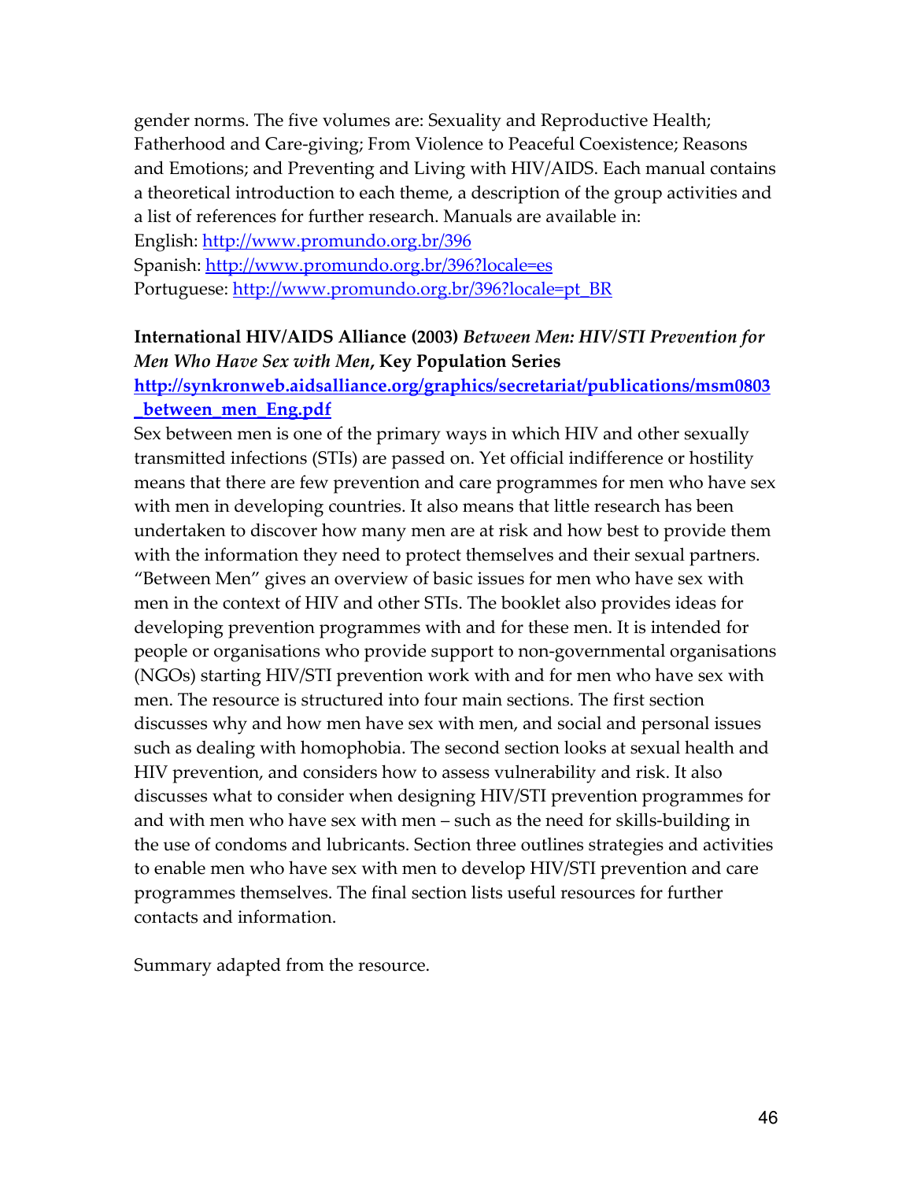gender norms. The five volumes are: Sexuality and Reproductive Health; Fatherhood and Care-giving; From Violence to Peaceful Coexistence; Reasons and Emotions; and Preventing and Living with HIV/AIDS. Each manual contains a theoretical introduction to each theme, a description of the group activities and a list of references for further research. Manuals are available in:
English: http://www.promundo.org.br/396
Spanish: http://www.promundo.org.br/396?locale=es
Portuguese: http://www.promundo.org.br/396?locale=pt_BR

**International HIV/AIDS Alliance (2003)** ***Between Men: HIV/STI Prevention for Men Who Have Sex with Men*****, Key Population Series**
**http://synkronweb.aidsalliance.org/graphics/secretariat/publications/msm0803_between_men_Eng.pdf**

Sex between men is one of the primary ways in which HIV and other sexually transmitted infections (STIs) are passed on. Yet official indifference or hostility means that there are few prevention and care programmes for men who have sex with men in developing countries. It also means that little research has been undertaken to discover how many men are at risk and how best to provide them with the information they need to protect themselves and their sexual partners. "Between Men" gives an overview of basic issues for men who have sex with men in the context of HIV and other STIs. The booklet also provides ideas for developing prevention programmes with and for these men. It is intended for people or organisations who provide support to non-governmental organisations (NGOs) starting HIV/STI prevention work with and for men who have sex with men. The resource is structured into four main sections. The first section discusses why and how men have sex with men, and social and personal issues such as dealing with homophobia. The second section looks at sexual health and HIV prevention, and considers how to assess vulnerability and risk. It also discusses what to consider when designing HIV/STI prevention programmes for and with men who have sex with men – such as the need for skills-building in the use of condoms and lubricants. Section three outlines strategies and activities to enable men who have sex with men to develop HIV/STI prevention and care programmes themselves. The final section lists useful resources for further contacts and information.

Summary adapted from the resource.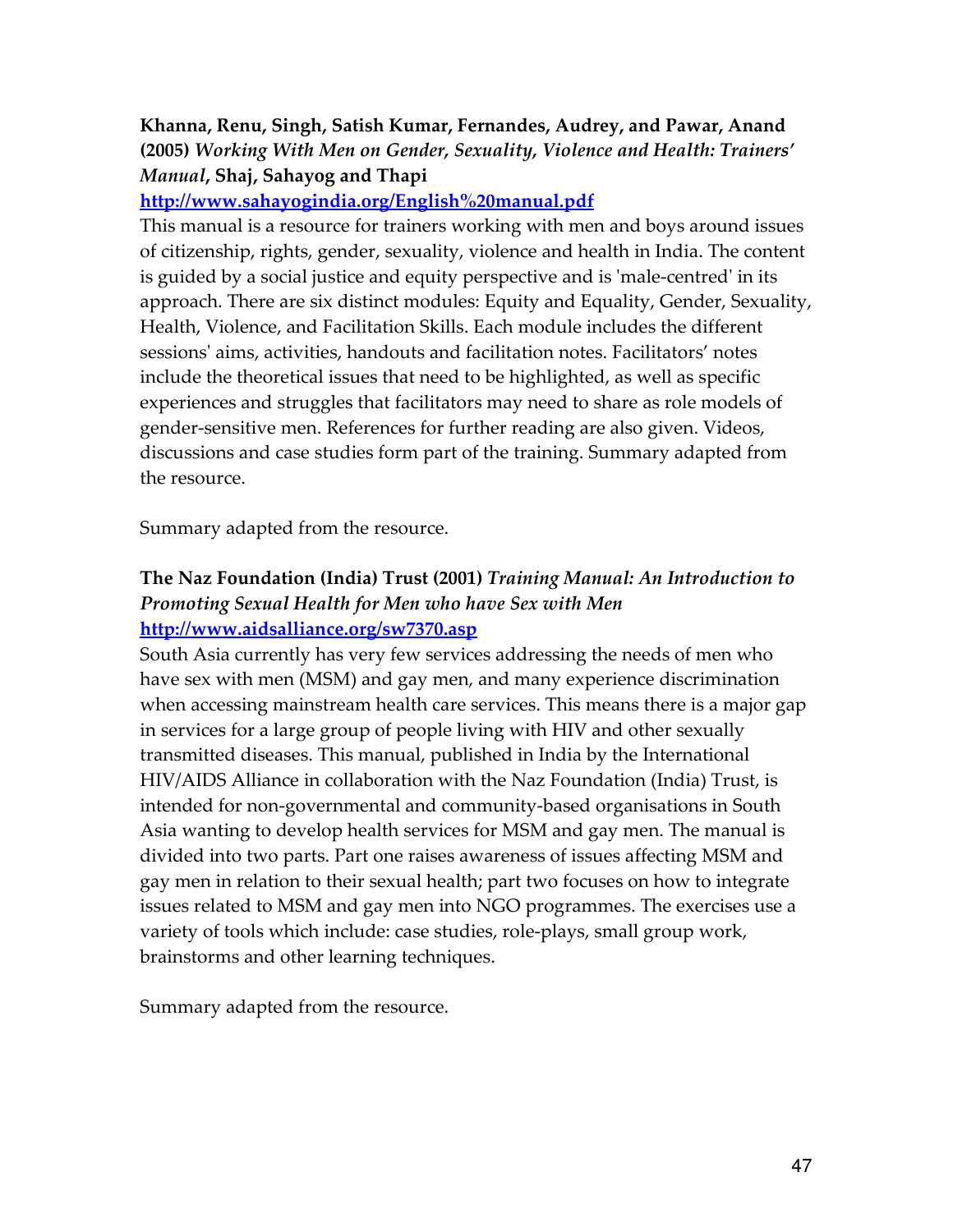**Khanna, Renu, Singh, Satish Kumar, Fernandes, Audrey, and Pawar, Anand (2005)** ***Working With Men on Gender, Sexuality, Violence and Health: Trainers' Manual*****, Shaj, Sahayog and Thapi**

**http://www.sahayogindia.org/English%20manual.pdf**

This manual is a resource for trainers working with men and boys around issues of citizenship, rights, gender, sexuality, violence and health in India. The content is guided by a social justice and equity perspective and is 'male-centred' in its approach. There are six distinct modules: Equity and Equality, Gender, Sexuality, Health, Violence, and Facilitation Skills. Each module includes the different sessions' aims, activities, handouts and facilitation notes. Facilitators' notes include the theoretical issues that need to be highlighted, as well as specific experiences and struggles that facilitators may need to share as role models of gender-sensitive men. References for further reading are also given. Videos, discussions and case studies form part of the training. Summary adapted from the resource.

Summary adapted from the resource.

**The Naz Foundation (India) Trust (2001)** ***Training Manual: An Introduction to Promoting Sexual Health for Men who have Sex with Men***

**http://www.aidsalliance.org/sw7370.asp**

South Asia currently has very few services addressing the needs of men who have sex with men (MSM) and gay men, and many experience discrimination when accessing mainstream health care services. This means there is a major gap in services for a large group of people living with HIV and other sexually transmitted diseases. This manual, published in India by the International HIV/AIDS Alliance in collaboration with the Naz Foundation (India) Trust, is intended for non-governmental and community-based organisations in South Asia wanting to develop health services for MSM and gay men. The manual is divided into two parts. Part one raises awareness of issues affecting MSM and gay men in relation to their sexual health; part two focuses on how to integrate issues related to MSM and gay men into NGO programmes. The exercises use a variety of tools which include: case studies, role-plays, small group work, brainstorms and other learning techniques.

Summary adapted from the resource.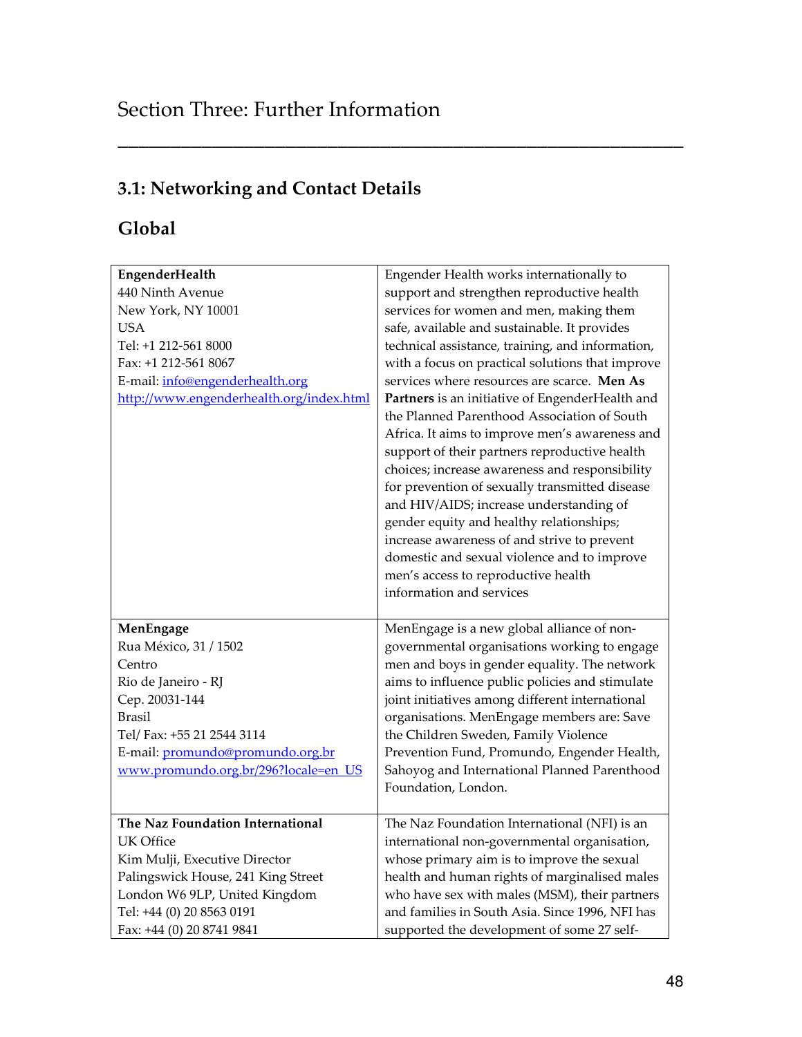# Section Three: Further Information

## 3.1: Networking and Contact Details

## Global

| | |
|---|---|
| **EngenderHealth**<br>440 Ninth Avenue<br>New York, NY 10001<br>USA<br>Tel: +1 212-561 8000<br>Fax: +1 212-561 8067<br>E-mail: info@engenderhealth.org<br>http://www.engenderhealth.org/index.html | Engender Health works internationally to support and strengthen reproductive health services for women and men, making them safe, available and sustainable. It provides technical assistance, training, and information, with a focus on practical solutions that improve services where resources are scarce. **Men As Partners** is an initiative of EngenderHealth and the Planned Parenthood Association of South Africa. It aims to improve men's awareness and support of their partners reproductive health choices; increase awareness and responsibility for prevention of sexually transmitted disease and HIV/AIDS; increase understanding of gender equity and healthy relationships; increase awareness of and strive to prevent domestic and sexual violence and to improve men's access to reproductive health information and services |
| **MenEngage**<br>Rua México, 31 / 1502<br>Centro<br>Rio de Janeiro - RJ<br>Cep. 20031-144<br>Brasil<br>Tel/ Fax: +55 21 2544 3114<br>E-mail: promundo@promundo.org.br<br>www.promundo.org.br/296?locale=en_US | MenEngage is a new global alliance of non-governmental organisations working to engage men and boys in gender equality. The network aims to influence public policies and stimulate joint initiatives among different international organisations. MenEngage members are: Save the Children Sweden, Family Violence Prevention Fund, Promundo, Engender Health, Sahoyog and International Planned Parenthood Foundation, London. |
| **The Naz Foundation International**<br>UK Office<br>Kim Mulji, Executive Director<br>Palingswick House, 241 King Street<br>London W6 9LP, United Kingdom<br>Tel: +44 (0) 20 8563 0191<br>Fax: +44 (0) 20 8741 9841 | The Naz Foundation International (NFI) is an international non-governmental organisation, whose primary aim is to improve the sexual health and human rights of marginalised males who have sex with males (MSM), their partners and families in South Asia. Since 1996, NFI has supported the development of some 27 self- |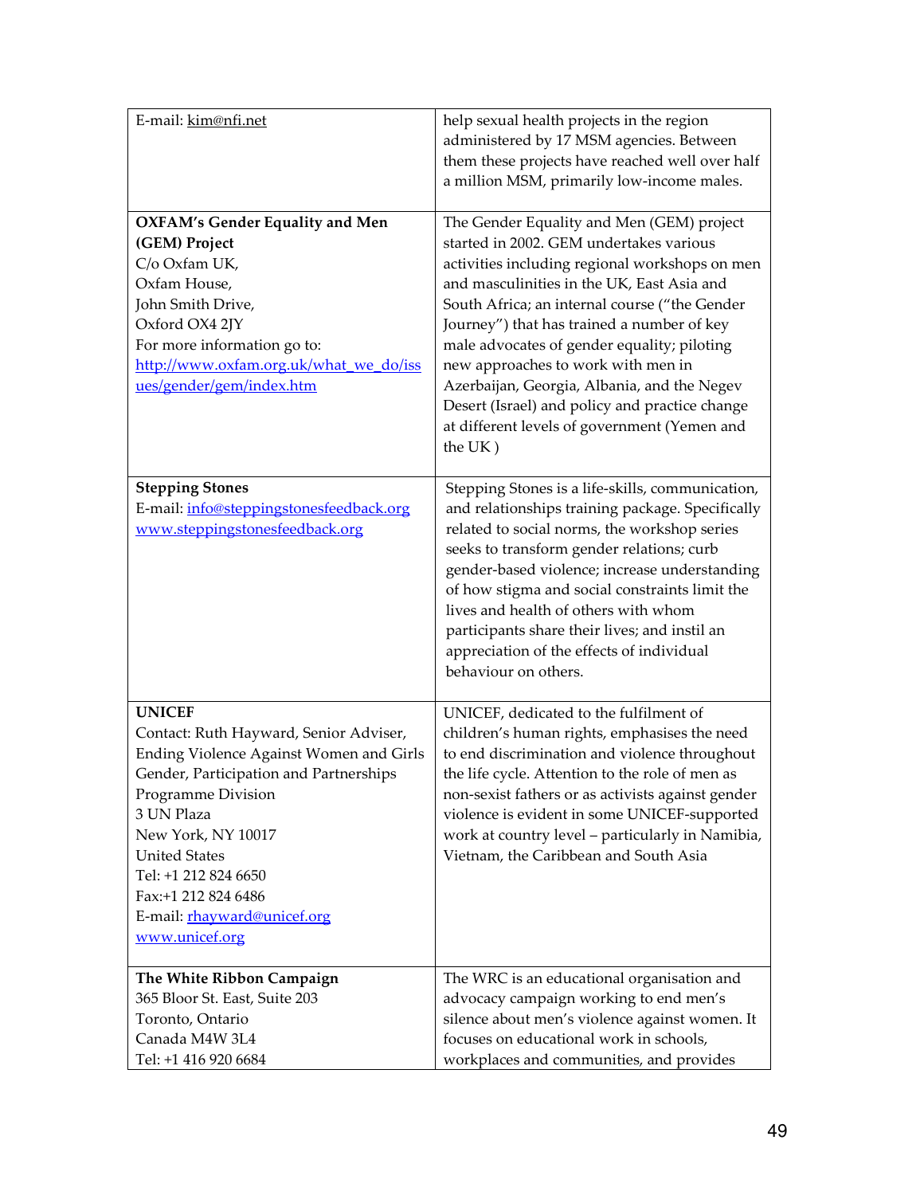| | |
|---|---|
| E-mail: kim@nfi.net | help sexual health projects in the region administered by 17 MSM agencies. Between them these projects have reached well over half a million MSM, primarily low-income males. |
| **OXFAM's Gender Equality and Men (GEM) Project**<br>C/o Oxfam UK,<br>Oxfam House,<br>John Smith Drive,<br>Oxford OX4 2JY<br>For more information go to:<br>http://www.oxfam.org.uk/what_we_do/issues/gender/gem/index.htm | The Gender Equality and Men (GEM) project started in 2002. GEM undertakes various activities including regional workshops on men and masculinities in the UK, East Asia and South Africa; an internal course ("the Gender Journey") that has trained a number of key male advocates of gender equality; piloting new approaches to work with men in Azerbaijan, Georgia, Albania, and the Negev Desert (Israel) and policy and practice change at different levels of government (Yemen and the UK ) |
| **Stepping Stones**<br>E-mail: info@steppingstonesfeedback.org<br>www.steppingstonesfeedback.org | Stepping Stones is a life-skills, communication, and relationships training package. Specifically related to social norms, the workshop series seeks to transform gender relations; curb gender-based violence; increase understanding of how stigma and social constraints limit the lives and health of others with whom participants share their lives; and instil an appreciation of the effects of individual behaviour on others. |
| **UNICEF**<br>Contact: Ruth Hayward, Senior Adviser, Ending Violence Against Women and Girls<br>Gender, Participation and Partnerships<br>Programme Division<br>3 UN Plaza<br>New York, NY 10017<br>United States<br>Tel: +1 212 824 6650<br>Fax:+1 212 824 6486<br>E-mail: rhayward@unicef.org<br>www.unicef.org | UNICEF, dedicated to the fulfilment of children's human rights, emphasises the need to end discrimination and violence throughout the life cycle. Attention to the role of men as non-sexist fathers or as activists against gender violence is evident in some UNICEF-supported work at country level – particularly in Namibia, Vietnam, the Caribbean and South Asia |
| **The White Ribbon Campaign**<br>365 Bloor St. East, Suite 203<br>Toronto, Ontario<br>Canada M4W 3L4<br>Tel: +1 416 920 6684 | The WRC is an educational organisation and advocacy campaign working to end men's silence about men's violence against women. It focuses on educational work in schools, workplaces and communities, and provides |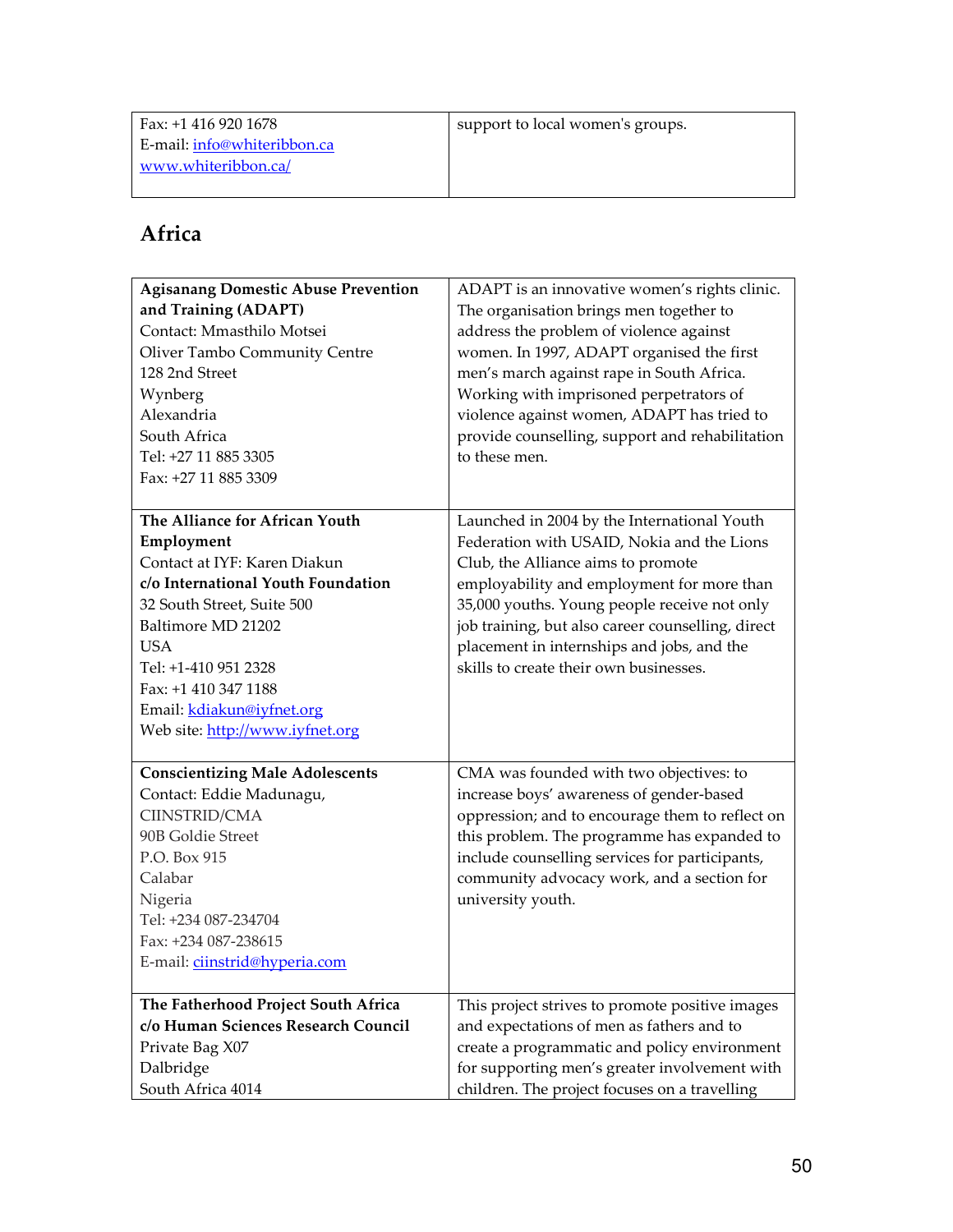| | |
|---|---|
| Fax: +1 416 920 1678<br>E-mail: info@whiteribbon.ca<br>www.whiteribbon.ca/ | support to local women's groups. |

## Africa

| | |
|---|---|
| **Agisanang Domestic Abuse Prevention and Training (ADAPT)**<br>Contact: Mmasthilo Motsei<br>Oliver Tambo Community Centre<br>128 2nd Street<br>Wynberg<br>Alexandria<br>South Africa<br>Tel: +27 11 885 3305<br>Fax: +27 11 885 3309 | ADAPT is an innovative women's rights clinic. The organisation brings men together to address the problem of violence against women. In 1997, ADAPT organised the first men's march against rape in South Africa. Working with imprisoned perpetrators of violence against women, ADAPT has tried to provide counselling, support and rehabilitation to these men. |
| **The Alliance for African Youth Employment**<br>Contact at IYF: Karen Diakun<br>**c/o International Youth Foundation**<br>32 South Street, Suite 500<br>Baltimore MD 21202<br>USA<br>Tel: +1-410 951 2328<br>Fax: +1 410 347 1188<br>Email: kdiakun@iyfnet.org<br>Web site: http://www.iyfnet.org | Launched in 2004 by the International Youth Federation with USAID, Nokia and the Lions Club, the Alliance aims to promote employability and employment for more than 35,000 youths. Young people receive not only job training, but also career counselling, direct placement in internships and jobs, and the skills to create their own businesses. |
| **Conscientizing Male Adolescents**<br>Contact: Eddie Madunagu,<br>CIINSTRID/CMA<br>90B Goldie Street<br>P.O. Box 915<br>Calabar<br>Nigeria<br>Tel: +234 087-234704<br>Fax: +234 087-238615<br>E-mail: ciinstrid@hyperia.com | CMA was founded with two objectives: to increase boys' awareness of gender-based oppression; and to encourage them to reflect on this problem. The programme has expanded to include counselling services for participants, community advocacy work, and a section for university youth. |
| **The Fatherhood Project South Africa**<br>**c/o Human Sciences Research Council**<br>Private Bag X07<br>Dalbridge<br>South Africa 4014 | This project strives to promote positive images and expectations of men as fathers and to create a programmatic and policy environment for supporting men's greater involvement with children. The project focuses on a travelling |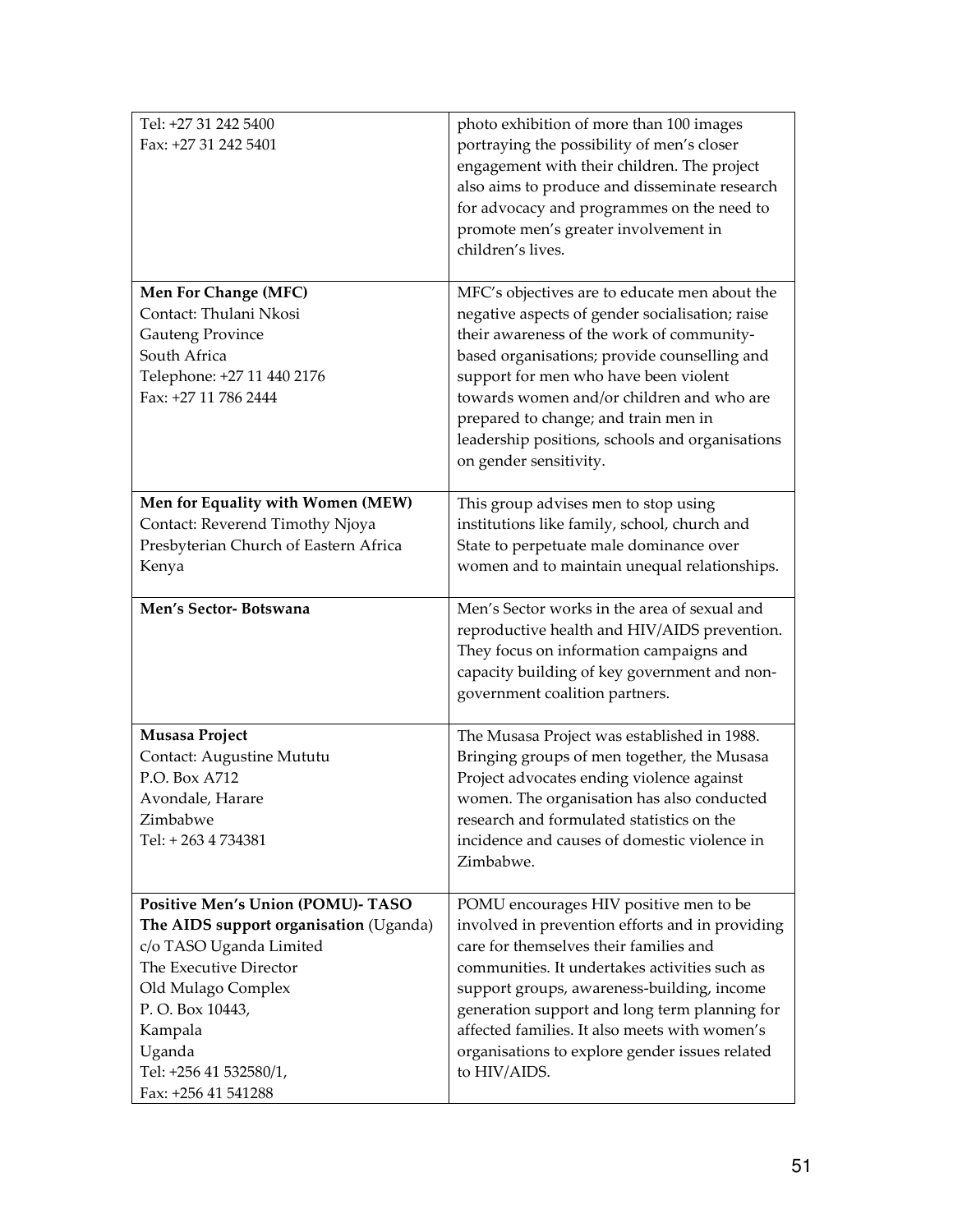| | |
|---|---|
| Tel: +27 31 242 5400<br>Fax: +27 31 242 5401 | photo exhibition of more than 100 images portraying the possibility of men's closer engagement with their children. The project also aims to produce and disseminate research for advocacy and programmes on the need to promote men's greater involvement in children's lives. |
| **Men For Change (MFC)**<br>Contact: Thulani Nkosi<br>Gauteng Province<br>South Africa<br>Telephone: +27 11 440 2176<br>Fax: +27 11 786 2444 | MFC's objectives are to educate men about the negative aspects of gender socialisation; raise their awareness of the work of community-based organisations; provide counselling and support for men who have been violent towards women and/or children and who are prepared to change; and train men in leadership positions, schools and organisations on gender sensitivity. |
| **Men for Equality with Women (MEW)**<br>Contact: Reverend Timothy Njoya<br>Presbyterian Church of Eastern Africa<br>Kenya | This group advises men to stop using institutions like family, school, church and State to perpetuate male dominance over women and to maintain unequal relationships. |
| **Men's Sector- Botswana** | Men's Sector works in the area of sexual and reproductive health and HIV/AIDS prevention. They focus on information campaigns and capacity building of key government and non-government coalition partners. |
| **Musasa Project**<br>Contact: Augustine Mututu<br>P.O. Box A712<br>Avondale, Harare<br>Zimbabwe<br>Tel: + 263 4 734381 | The Musasa Project was established in 1988. Bringing groups of men together, the Musasa Project advocates ending violence against women. The organisation has also conducted research and formulated statistics on the incidence and causes of domestic violence in Zimbabwe. |
| **Positive Men's Union (POMU)- TASO The AIDS support organisation** (Uganda)<br>c/o TASO Uganda Limited<br>The Executive Director<br>Old Mulago Complex<br>P. O. Box 10443,<br>Kampala<br>Uganda<br>Tel: +256 41 532580/1,<br>Fax: +256 41 541288 | POMU encourages HIV positive men to be involved in prevention efforts and in providing care for themselves their families and communities. It undertakes activities such as support groups, awareness-building, income generation support and long term planning for affected families. It also meets with women's organisations to explore gender issues related to HIV/AIDS. |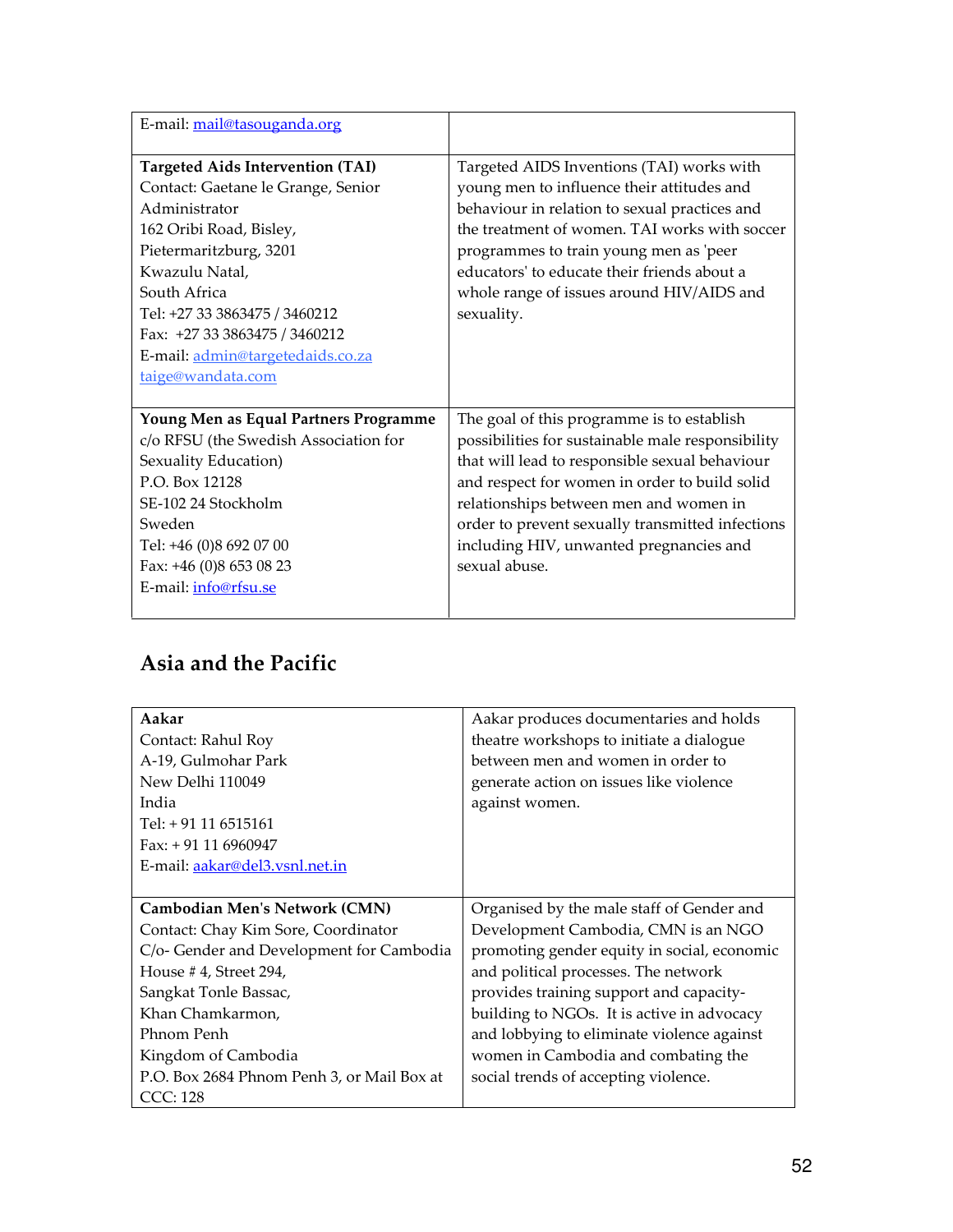| | |
|---|---|
| E-mail: mail@tasouganda.org | |
| **Targeted Aids Intervention (TAI)**<br>Contact: Gaetane le Grange, Senior Administrator<br>162 Oribi Road, Bisley,<br>Pietermaritzburg, 3201<br>Kwazulu Natal,<br>South Africa<br>Tel: +27 33 3863475 / 3460212<br>Fax: +27 33 3863475 / 3460212<br>E-mail: admin@targetedaids.co.za<br>taige@wandata.com | Targeted AIDS Inventions (TAI) works with young men to influence their attitudes and behaviour in relation to sexual practices and the treatment of women. TAI works with soccer programmes to train young men as 'peer educators' to educate their friends about a whole range of issues around HIV/AIDS and sexuality. |
| **Young Men as Equal Partners Programme**<br>c/o RFSU (the Swedish Association for Sexuality Education)<br>P.O. Box 12128<br>SE-102 24 Stockholm<br>Sweden<br>Tel: +46 (0)8 692 07 00<br>Fax: +46 (0)8 653 08 23<br>E-mail: info@rfsu.se | The goal of this programme is to establish possibilities for sustainable male responsibility that will lead to responsible sexual behaviour and respect for women in order to build solid relationships between men and women in order to prevent sexually transmitted infections including HIV, unwanted pregnancies and sexual abuse. |

## Asia and the Pacific

| | |
|---|---|
| **Aakar**<br>Contact: Rahul Roy<br>A-19, Gulmohar Park<br>New Delhi 110049<br>India<br>Tel: + 91 11 6515161<br>Fax: + 91 11 6960947<br>E-mail: aakar@del3.vsnl.net.in | Aakar produces documentaries and holds theatre workshops to initiate a dialogue between men and women in order to generate action on issues like violence against women. |
| **Cambodian Men's Network (CMN)**<br>Contact: Chay Kim Sore, Coordinator<br>C/o- Gender and Development for Cambodia<br>House # 4, Street 294,<br>Sangkat Tonle Bassac,<br>Khan Chamkarmon,<br>Phnom Penh<br>Kingdom of Cambodia<br>P.O. Box 2684 Phnom Penh 3, or Mail Box at CCC: 128 | Organised by the male staff of Gender and Development Cambodia, CMN is an NGO promoting gender equity in social, economic and political processes. The network provides training support and capacity-building to NGOs. It is active in advocacy and lobbying to eliminate violence against women in Cambodia and combating the social trends of accepting violence. |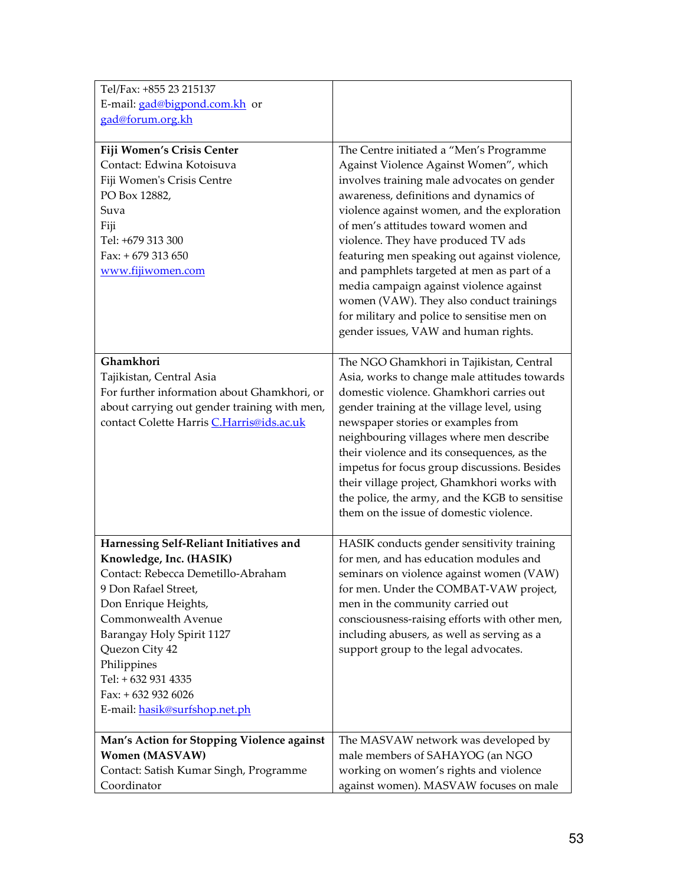| | |
|---|---|
| Tel/Fax: +855 23 215137<br>E-mail: gad@bigpond.com.kh or gad@forum.org.kh | |
| **Fiji Women's Crisis Center**<br>Contact: Edwina Kotoisuva<br>Fiji Women's Crisis Centre<br>PO Box 12882,<br>Suva<br>Fiji<br>Tel: +679 313 300<br>Fax: + 679 313 650<br>www.fijiwomen.com | The Centre initiated a "Men's Programme Against Violence Against Women", which involves training male advocates on gender awareness, definitions and dynamics of violence against women, and the exploration of men's attitudes toward women and violence. They have produced TV ads featuring men speaking out against violence, and pamphlets targeted at men as part of a media campaign against violence against women (VAW). They also conduct trainings for military and police to sensitise men on gender issues, VAW and human rights. |
| **Ghamkhori**<br>Tajikistan, Central Asia<br>For further information about Ghamkhori, or about carrying out gender training with men, contact Colette Harris C.Harris@ids.ac.uk | The NGO Ghamkhori in Tajikistan, Central Asia, works to change male attitudes towards domestic violence. Ghamkhori carries out gender training at the village level, using newspaper stories or examples from neighbouring villages where men describe their violence and its consequences, as the impetus for focus group discussions. Besides their village project, Ghamkhori works with the police, the army, and the KGB to sensitise them on the issue of domestic violence. |
| **Harnessing Self-Reliant Initiatives and Knowledge, Inc. (HASIK)**<br>Contact: Rebecca Demetillo-Abraham<br>9 Don Rafael Street,<br>Don Enrique Heights,<br>Commonwealth Avenue<br>Barangay Holy Spirit 1127<br>Quezon City 42<br>Philippines<br>Tel: + 632 931 4335<br>Fax: + 632 932 6026<br>E-mail: hasik@surfshop.net.ph | HASIK conducts gender sensitivity training for men, and has education modules and seminars on violence against women (VAW) for men. Under the COMBAT-VAW project, men in the community carried out consciousness-raising efforts with other men, including abusers, as well as serving as a support group to the legal advocates. |
| **Man's Action for Stopping Violence against Women (MASVAW)**<br>Contact: Satish Kumar Singh, Programme Coordinator | The MASVAW network was developed by male members of SAHAYOG (an NGO working on women's rights and violence against women). MASVAW focuses on male |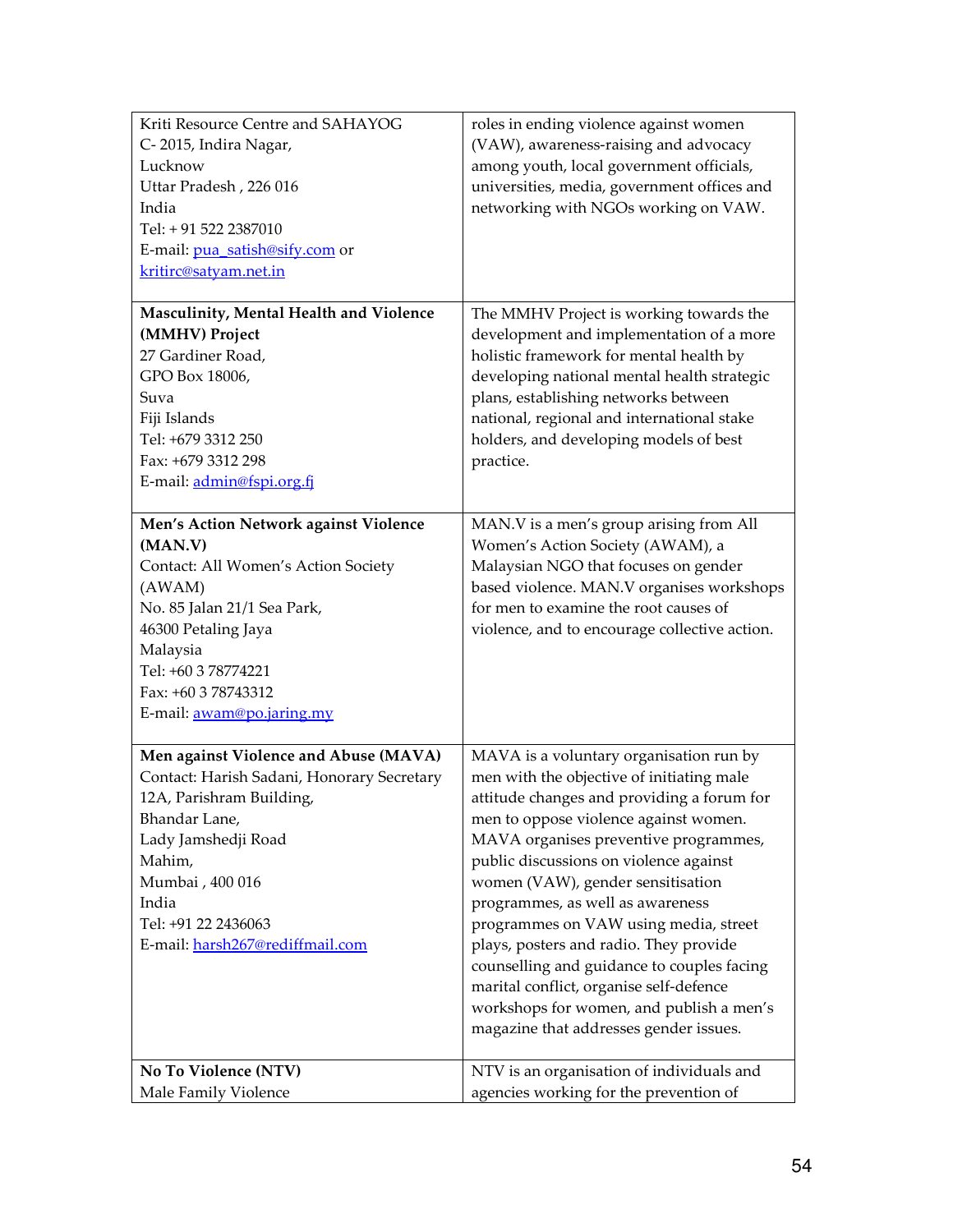| | |
|---|---|
| Kriti Resource Centre and SAHAYOG<br>C- 2015, Indira Nagar,<br>Lucknow<br>Uttar Pradesh , 226 016<br>India<br>Tel: + 91 522 2387010<br>E-mail: pua_satish@sify.com or kritirc@satyam.net.in | roles in ending violence against women (VAW), awareness-raising and advocacy among youth, local government officials, universities, media, government offices and networking with NGOs working on VAW. |
| **Masculinity, Mental Health and Violence (MMHV) Project**<br>27 Gardiner Road,<br>GPO Box 18006,<br>Suva<br>Fiji Islands<br>Tel: +679 3312 250<br>Fax: +679 3312 298<br>E-mail: admin@fspi.org.fj | The MMHV Project is working towards the development and implementation of a more holistic framework for mental health by developing national mental health strategic plans, establishing networks between national, regional and international stake holders, and developing models of best practice. |
| **Men's Action Network against Violence (MAN.V)**<br>Contact: All Women's Action Society (AWAM)<br>No. 85 Jalan 21/1 Sea Park,<br>46300 Petaling Jaya<br>Malaysia<br>Tel: +60 3 78774221<br>Fax: +60 3 78743312<br>E-mail: awam@po.jaring.my | MAN.V is a men's group arising from All Women's Action Society (AWAM), a Malaysian NGO that focuses on gender based violence. MAN.V organises workshops for men to examine the root causes of violence, and to encourage collective action. |
| **Men against Violence and Abuse (MAVA)**<br>Contact: Harish Sadani, Honorary Secretary<br>12A, Parishram Building,<br>Bhandar Lane,<br>Lady Jamshedji Road<br>Mahim,<br>Mumbai , 400 016<br>India<br>Tel: +91 22 2436063<br>E-mail: harsh267@rediffmail.com | MAVA is a voluntary organisation run by men with the objective of initiating male attitude changes and providing a forum for men to oppose violence against women. MAVA organises preventive programmes, public discussions on violence against women (VAW), gender sensitisation programmes, as well as awareness programmes on VAW using media, street plays, posters and radio. They provide counselling and guidance to couples facing marital conflict, organise self-defence workshops for women, and publish a men's magazine that addresses gender issues. |
| **No To Violence (NTV)**<br>Male Family Violence | NTV is an organisation of individuals and agencies working for the prevention of |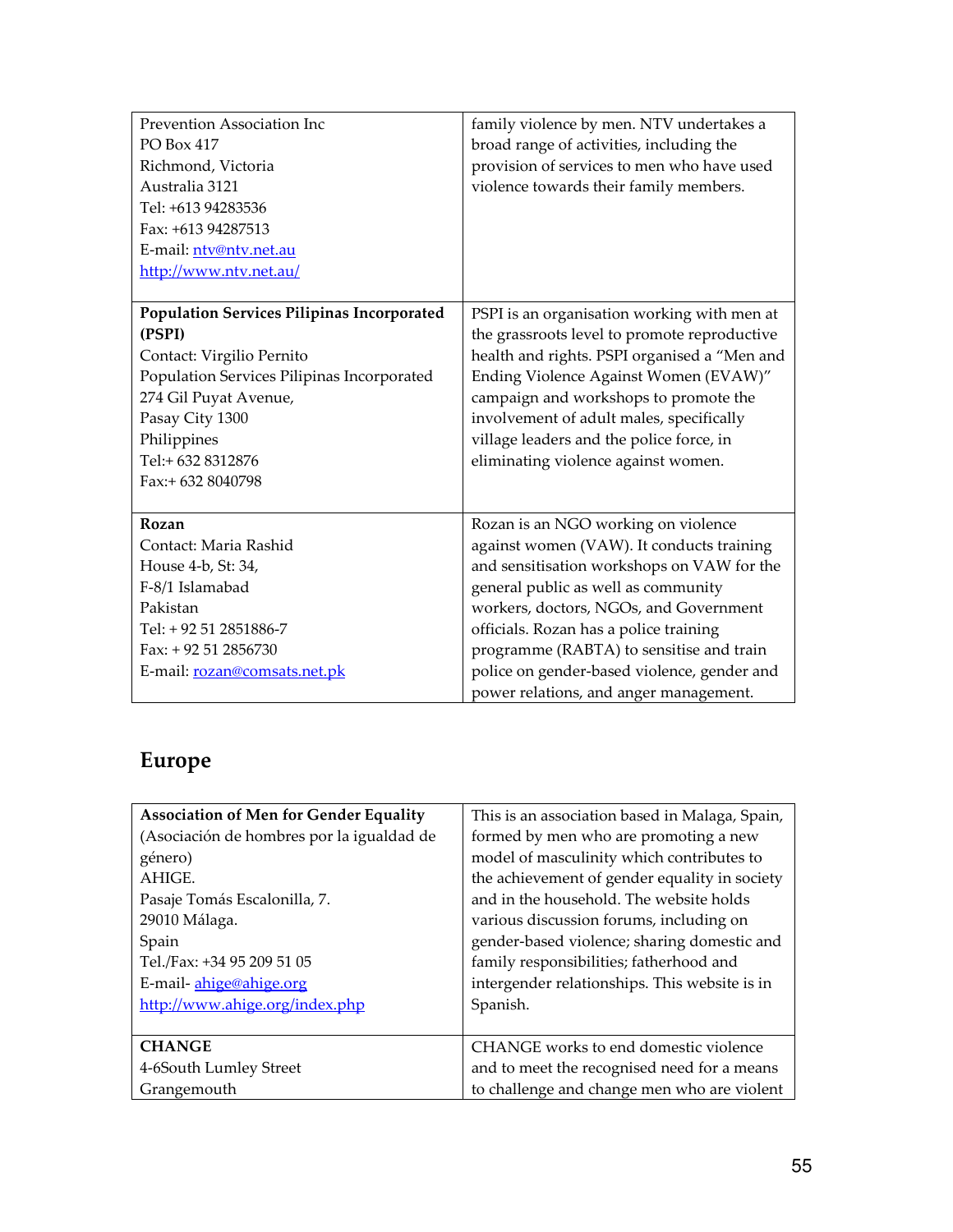| | |
|---|---|
| Prevention Association Inc<br>PO Box 417<br>Richmond, Victoria<br>Australia 3121<br>Tel: +613 94283536<br>Fax: +613 94287513<br>E-mail: ntv@ntv.net.au<br>http://www.ntv.net.au/ | family violence by men. NTV undertakes a broad range of activities, including the provision of services to men who have used violence towards their family members. |
| **Population Services Pilipinas Incorporated (PSPI)**<br>Contact: Virgilio Pernito<br>Population Services Pilipinas Incorporated<br>274 Gil Puyat Avenue,<br>Pasay City 1300<br>Philippines<br>Tel:+ 632 8312876<br>Fax:+ 632 8040798 | PSPI is an organisation working with men at the grassroots level to promote reproductive health and rights. PSPI organised a "Men and Ending Violence Against Women (EVAW)" campaign and workshops to promote the involvement of adult males, specifically village leaders and the police force, in eliminating violence against women. |
| **Rozan**<br>Contact: Maria Rashid<br>House 4-b, St: 34,<br>F-8/1 Islamabad<br>Pakistan<br>Tel: + 92 51 2851886-7<br>Fax: + 92 51 2856730<br>E-mail: rozan@comsats.net.pk | Rozan is an NGO working on violence against women (VAW). It conducts training and sensitisation workshops on VAW for the general public as well as community workers, doctors, NGOs, and Government officials. Rozan has a police training programme (RABTA) to sensitise and train police on gender-based violence, gender and power relations, and anger management. |

## Europe

| | |
|---|---|
| **Association of Men for Gender Equality** (Asociación de hombres por la igualdad de género)<br>AHIGE.<br>Pasaje Tomás Escalonilla, 7.<br>29010 Málaga.<br>Spain<br>Tel./Fax: +34 95 209 51 05<br>E-mail- ahige@ahige.org<br>http://www.ahige.org/index.php | This is an association based in Malaga, Spain, formed by men who are promoting a new model of masculinity which contributes to the achievement of gender equality in society and in the household. The website holds various discussion forums, including on gender-based violence; sharing domestic and family responsibilities; fatherhood and intergender relationships. This website is in Spanish. |
| **CHANGE**<br>4-6South Lumley Street<br>Grangemouth | CHANGE works to end domestic violence and to meet the recognised need for a means to challenge and change men who are violent |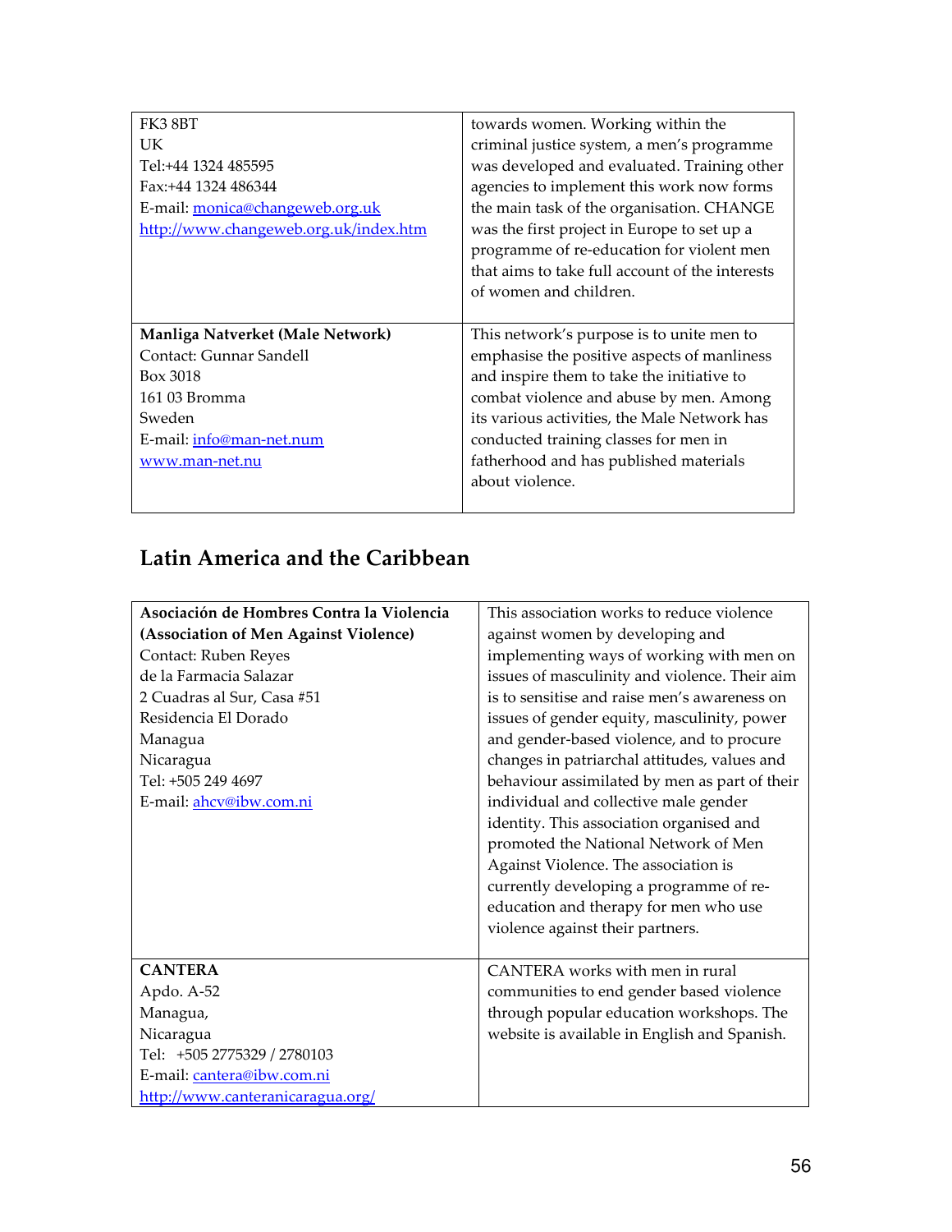| | |
|---|---|
| FK3 8BT<br>UK<br>Tel:+44 1324 485595<br>Fax:+44 1324 486344<br>E-mail: monica@changeweb.org.uk<br>http://www.changeweb.org.uk/index.htm | towards women. Working within the criminal justice system, a men's programme was developed and evaluated. Training other agencies to implement this work now forms the main task of the organisation. CHANGE was the first project in Europe to set up a programme of re-education for violent men that aims to take full account of the interests of women and children. |
| **Manliga Natverket (Male Network)**<br>Contact: Gunnar Sandell<br>Box 3018<br>161 03 Bromma<br>Sweden<br>E-mail: info@man-net.num<br>www.man-net.nu | This network's purpose is to unite men to emphasise the positive aspects of manliness and inspire them to take the initiative to combat violence and abuse by men. Among its various activities, the Male Network has conducted training classes for men in fatherhood and has published materials about violence. |

## Latin America and the Caribbean

| | |
|---|---|
| **Asociación de Hombres Contra la Violencia (Association of Men Against Violence)**<br>Contact: Ruben Reyes<br>de la Farmacia Salazar<br>2 Cuadras al Sur, Casa #51<br>Residencia El Dorado<br>Managua<br>Nicaragua<br>Tel: +505 249 4697<br>E-mail: ahcv@ibw.com.ni | This association works to reduce violence against women by developing and implementing ways of working with men on issues of masculinity and violence. Their aim is to sensitise and raise men's awareness on issues of gender equity, masculinity, power and gender-based violence, and to procure changes in patriarchal attitudes, values and behaviour assimilated by men as part of their individual and collective male gender identity. This association organised and promoted the National Network of Men Against Violence. The association is currently developing a programme of re-education and therapy for men who use violence against their partners. |
| **CANTERA**<br>Apdo. A-52<br>Managua,<br>Nicaragua<br>Tel: +505 2775329 / 2780103<br>E-mail: cantera@ibw.com.ni<br>http://www.canteranicaragua.org/ | CANTERA works with men in rural communities to end gender based violence through popular education workshops. The website is available in English and Spanish. |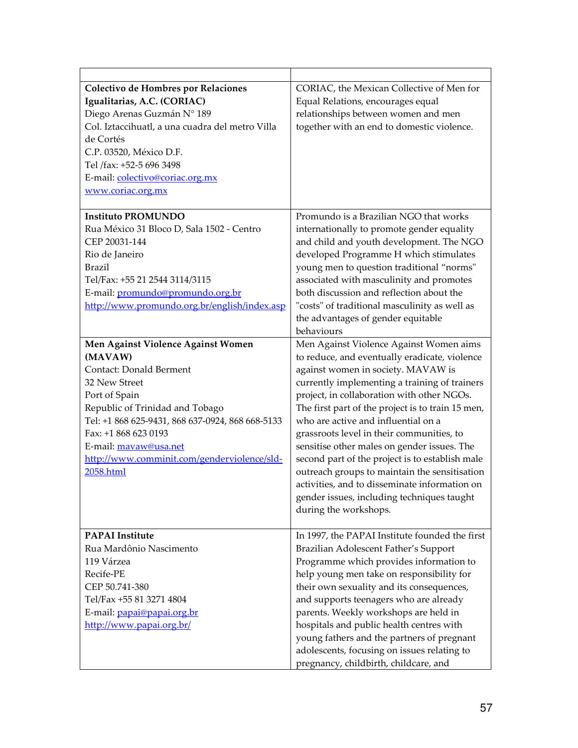| | |
|---|---|
| **Colectivo de Hombres por Relaciones Igualitarias, A.C. (CORIAC)**<br>Diego Arenas Guzmán N° 189<br>Col. Iztaccihuatl, a una cuadra del metro Villa de Cortés<br>C.P. 03520, México D.F.<br>Tel /fax: +52-5 696 3498<br>E-mail: colectivo@coriac.org.mx<br>www.coriac.org.mx | CORIAC, the Mexican Collective of Men for Equal Relations, encourages equal relationships between women and men together with an end to domestic violence. |
| **Instituto PROMUNDO**<br>Rua México 31 Bloco D, Sala 1502 - Centro<br>CEP 20031-144<br>Rio de Janeiro<br>Brazil<br>Tel/Fax: +55 21 2544 3114/3115<br>E-mail: promundo@promundo.org.br<br>http://www.promundo.org.br/english/index.asp | Promundo is a Brazilian NGO that works internationally to promote gender equality and child and youth development. The NGO developed Programme H which stimulates young men to question traditional "norms" associated with masculinity and promotes both discussion and reflection about the "costs" of traditional masculinity as well as the advantages of gender equitable behaviours |
| **Men Against Violence Against Women (MAVAW)**<br>Contact: Donald Berment<br>32 New Street<br>Port of Spain<br>Republic of Trinidad and Tobago<br>Tel: +1 868 625-9431, 868 637-0924, 868 668-5133<br>Fax: +1 868 623 0193<br>E-mail: mavaw@usa.net<br>http://www.comminit.com/genderviolence/sld-2058.html | Men Against Violence Against Women aims to reduce, and eventually eradicate, violence against women in society. MAVAW is currently implementing a training of trainers project, in collaboration with other NGOs. The first part of the project is to train 15 men, who are active and influential on a grassroots level in their communities, to sensitise other males on gender issues. The second part of the project is to establish male outreach groups to maintain the sensitisation activities, and to disseminate information on gender issues, including techniques taught during the workshops. |
| **PAPAI Institute**<br>Rua Mardônio Nascimento<br>119 Várzea<br>Recife-PE<br>CEP 50.741-380<br>Tel/Fax +55 81 3271 4804<br>E-mail: papai@papai.org.br<br>http://www.papai.org.br/ | In 1997, the PAPAI Institute founded the first Brazilian Adolescent Father's Support Programme which provides information to help young men take on responsibility for their own sexuality and its consequences, and supports teenagers who are already parents. Weekly workshops are held in hospitals and public health centres with young fathers and the partners of pregnant adolescents, focusing on issues relating to pregnancy, childbirth, childcare, and |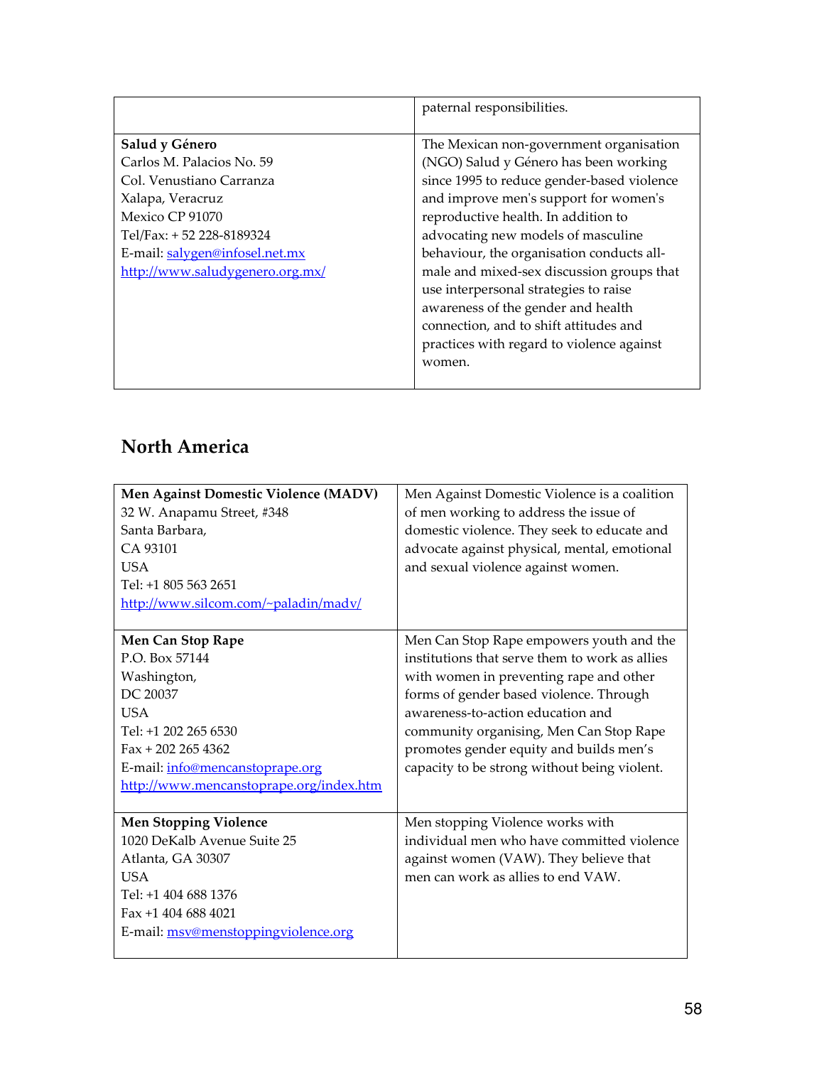| | |
|---|---|
| | paternal responsibilities. |
| **Salud y Género**<br>Carlos M. Palacios No. 59<br>Col. Venustiano Carranza<br>Xalapa, Veracruz<br>Mexico CP 91070<br>Tel/Fax: + 52 228-8189324<br>E-mail: salygen@infosel.net.mx<br>http://www.saludygenero.org.mx/ | The Mexican non-government organisation (NGO) Salud y Género has been working since 1995 to reduce gender-based violence and improve men's support for women's reproductive health. In addition to advocating new models of masculine behaviour, the organisation conducts all-male and mixed-sex discussion groups that use interpersonal strategies to raise awareness of the gender and health connection, and to shift attitudes and practices with regard to violence against women. |

## North America

| | |
|---|---|
| **Men Against Domestic Violence (MADV)**<br>32 W. Anapamu Street, #348<br>Santa Barbara,<br>CA 93101<br>USA<br>Tel: +1 805 563 2651<br>http://www.silcom.com/~paladin/madv/ | Men Against Domestic Violence is a coalition of men working to address the issue of domestic violence. They seek to educate and advocate against physical, mental, emotional and sexual violence against women. |
| **Men Can Stop Rape**<br>P.O. Box 57144<br>Washington,<br>DC 20037<br>USA<br>Tel: +1 202 265 6530<br>Fax + 202 265 4362<br>E-mail: info@mencanstoprape.org<br>http://www.mencanstoprape.org/index.htm | Men Can Stop Rape empowers youth and the institutions that serve them to work as allies with women in preventing rape and other forms of gender based violence. Through awareness-to-action education and community organising, Men Can Stop Rape promotes gender equity and builds men's capacity to be strong without being violent. |
| **Men Stopping Violence**<br>1020 DeKalb Avenue Suite 25<br>Atlanta, GA 30307<br>USA<br>Tel: +1 404 688 1376<br>Fax +1 404 688 4021<br>E-mail: msv@menstoppingviolence.org | Men stopping Violence works with individual men who have committed violence against women (VAW). They believe that men can work as allies to end VAW. |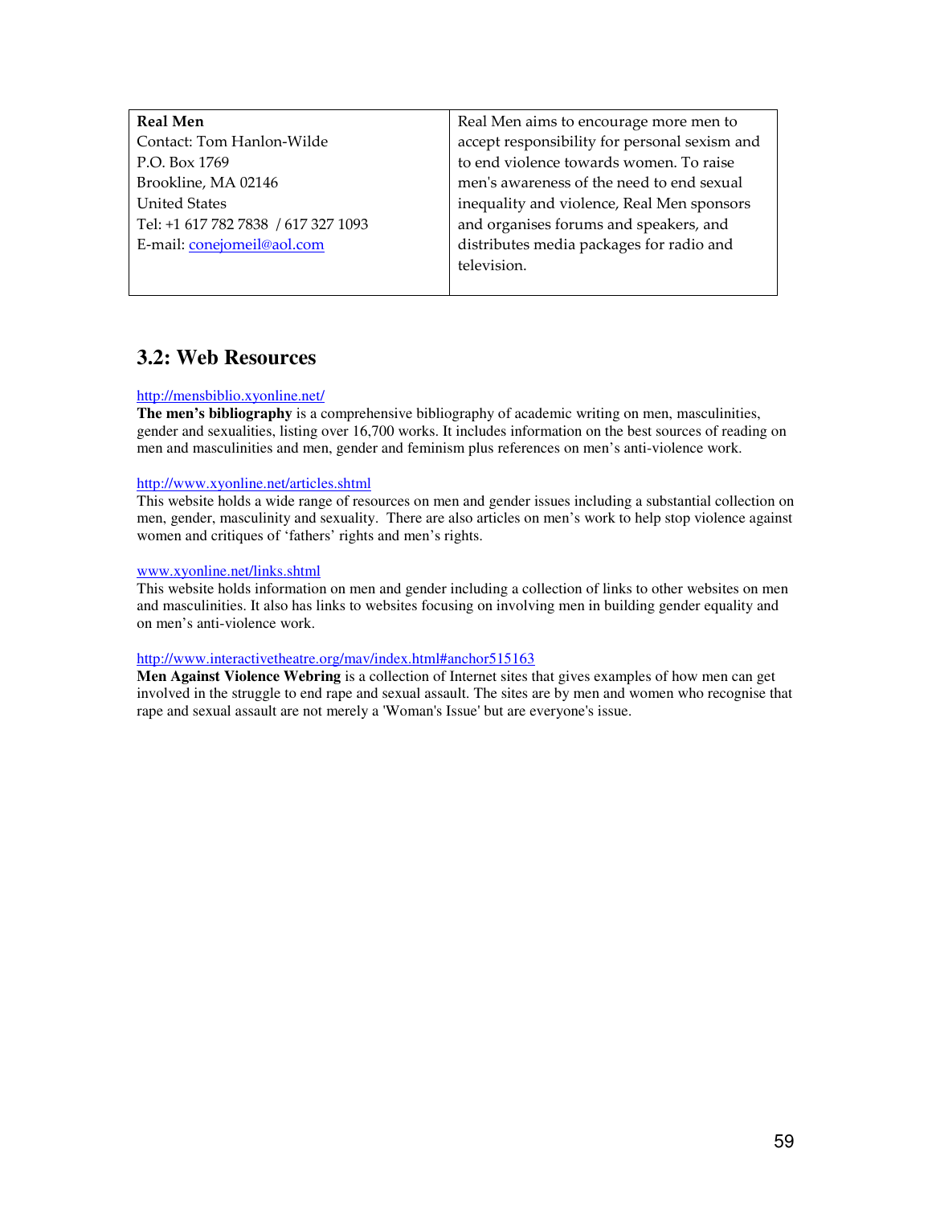| | |
|---|---|
| **Real Men**<br>Contact: Tom Hanlon-Wilde<br>P.O. Box 1769<br>Brookline, MA 02146<br>United States<br>Tel: +1 617 782 7838 / 617 327 1093<br>E-mail: conejomeil@aol.com | Real Men aims to encourage more men to accept responsibility for personal sexism and to end violence towards women. To raise men's awareness of the need to end sexual inequality and violence, Real Men sponsors and organises forums and speakers, and distributes media packages for radio and television. |

## 3.2: Web Resources

http://mensbiblio.xyonline.net/
**The men's bibliography** is a comprehensive bibliography of academic writing on men, masculinities, gender and sexualities, listing over 16,700 works. It includes information on the best sources of reading on men and masculinities and men, gender and feminism plus references on men's anti-violence work.

http://www.xyonline.net/articles.shtml
This website holds a wide range of resources on men and gender issues including a substantial collection on men, gender, masculinity and sexuality. There are also articles on men's work to help stop violence against women and critiques of 'fathers' rights and men's rights.

www.xyonline.net/links.shtml
This website holds information on men and gender including a collection of links to other websites on men and masculinities. It also has links to websites focusing on involving men in building gender equality and on men's anti-violence work.

http://www.interactivetheatre.org/mav/index.html#anchor515163
**Men Against Violence Webring** is a collection of Internet sites that gives examples of how men can get involved in the struggle to end rape and sexual assault. The sites are by men and women who recognise that rape and sexual assault are not merely a 'Woman's Issue' but are everyone's issue.